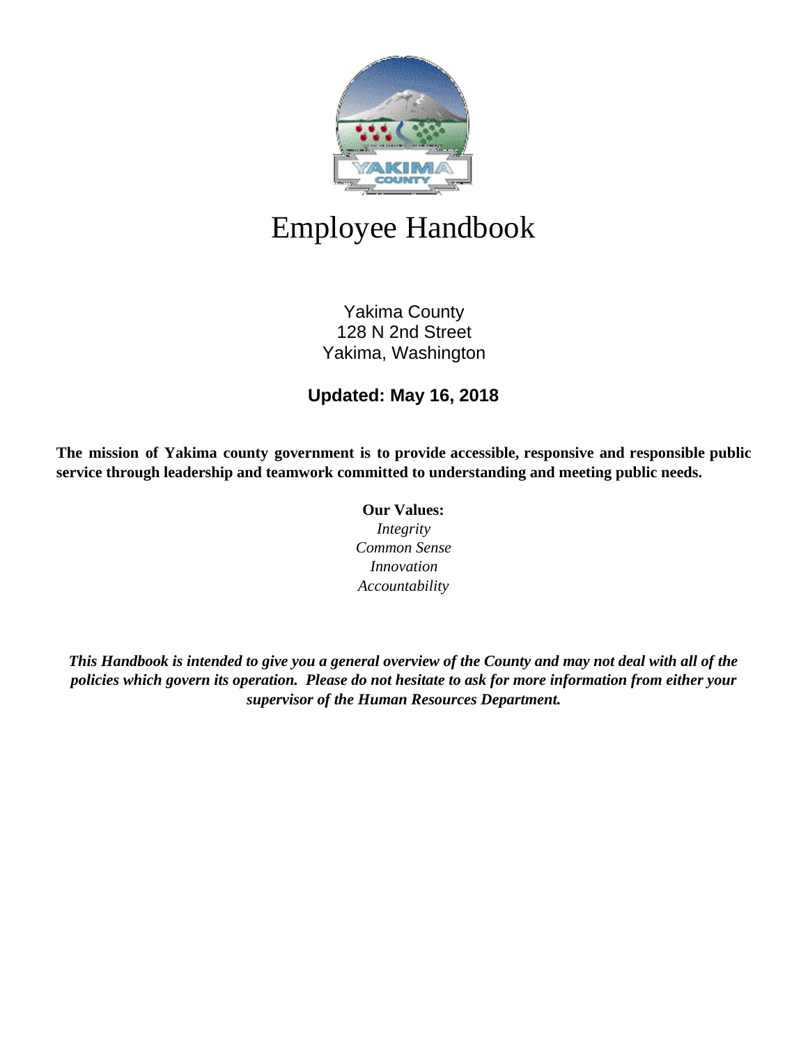# Employee Handbook

Yakima County
128 N 2nd Street
Yakima, Washington

**Updated: May 16, 2018**

**The mission of Yakima county government is to provide accessible, responsive and responsible public service through leadership and teamwork committed to understanding and meeting public needs.**

**Our Values:**
*Integrity*
*Common Sense*
*Innovation*
*Accountability*

***This Handbook is intended to give you a general overview of the County and may not deal with all of the policies which govern its operation. Please do not hesitate to ask for more information from either your supervisor of the Human Resources Department.***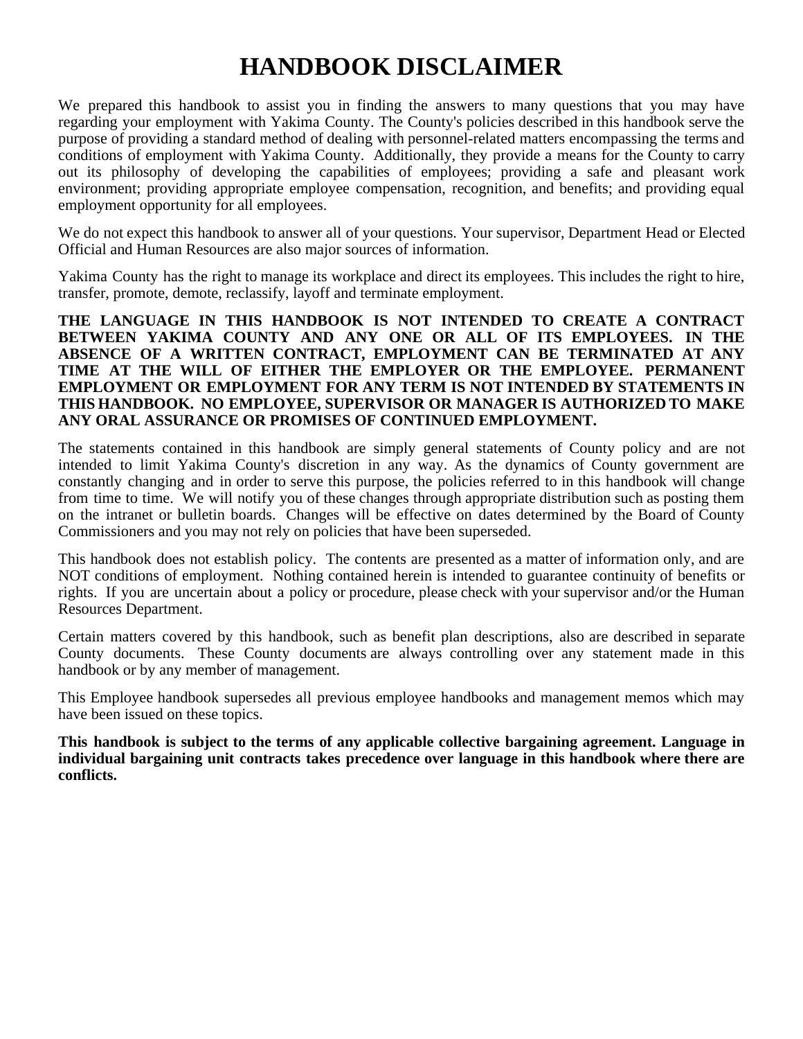# HANDBOOK DISCLAIMER

We prepared this handbook to assist you in finding the answers to many questions that you may have regarding your employment with Yakima County. The County's policies described in this handbook serve the purpose of providing a standard method of dealing with personnel-related matters encompassing the terms and conditions of employment with Yakima County. Additionally, they provide a means for the County to carry out its philosophy of developing the capabilities of employees; providing a safe and pleasant work environment; providing appropriate employee compensation, recognition, and benefits; and providing equal employment opportunity for all employees.

We do not expect this handbook to answer all of your questions. Your supervisor, Department Head or Elected Official and Human Resources are also major sources of information.

Yakima County has the right to manage its workplace and direct its employees. This includes the right to hire, transfer, promote, demote, reclassify, layoff and terminate employment.

**THE LANGUAGE IN THIS HANDBOOK IS NOT INTENDED TO CREATE A CONTRACT BETWEEN YAKIMA COUNTY AND ANY ONE OR ALL OF ITS EMPLOYEES. IN THE ABSENCE OF A WRITTEN CONTRACT, EMPLOYMENT CAN BE TERMINATED AT ANY TIME AT THE WILL OF EITHER THE EMPLOYER OR THE EMPLOYEE. PERMANENT EMPLOYMENT OR EMPLOYMENT FOR ANY TERM IS NOT INTENDED BY STATEMENTS IN THIS HANDBOOK. NO EMPLOYEE, SUPERVISOR OR MANAGER IS AUTHORIZED TO MAKE ANY ORAL ASSURANCE OR PROMISES OF CONTINUED EMPLOYMENT.**

The statements contained in this handbook are simply general statements of County policy and are not intended to limit Yakima County's discretion in any way. As the dynamics of County government are constantly changing and in order to serve this purpose, the policies referred to in this handbook will change from time to time. We will notify you of these changes through appropriate distribution such as posting them on the intranet or bulletin boards. Changes will be effective on dates determined by the Board of County Commissioners and you may not rely on policies that have been superseded.

This handbook does not establish policy. The contents are presented as a matter of information only, and are NOT conditions of employment. Nothing contained herein is intended to guarantee continuity of benefits or rights. If you are uncertain about a policy or procedure, please check with your supervisor and/or the Human Resources Department.

Certain matters covered by this handbook, such as benefit plan descriptions, also are described in separate County documents. These County documents are always controlling over any statement made in this handbook or by any member of management.

This Employee handbook supersedes all previous employee handbooks and management memos which may have been issued on these topics.

**This handbook is subject to the terms of any applicable collective bargaining agreement. Language in individual bargaining unit contracts takes precedence over language in this handbook where there are conflicts.**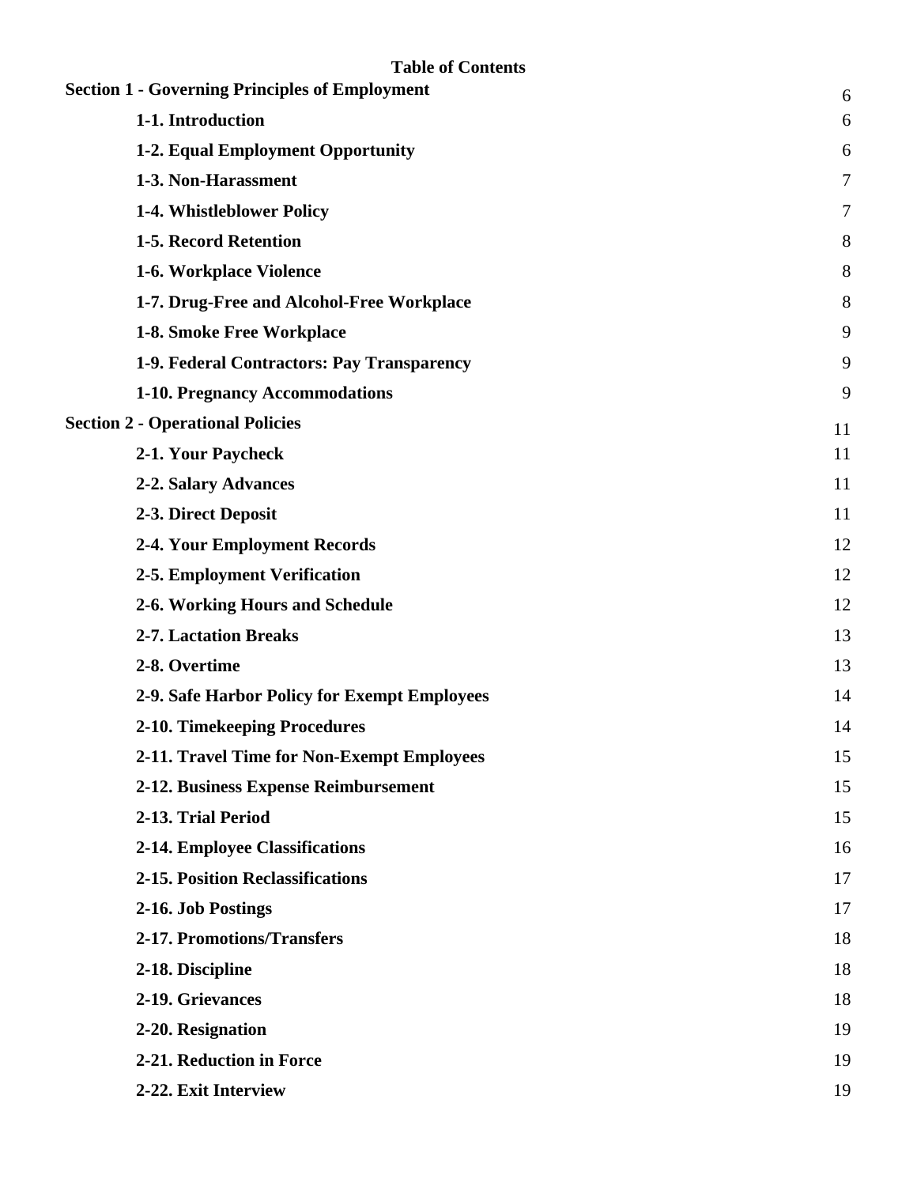**Table of Contents**

| | |
|---|---|
| **Section 1 - Governing Principles of Employment** | 6 |
| **1-1. Introduction** | 6 |
| **1-2. Equal Employment Opportunity** | 6 |
| **1-3. Non-Harassment** | 7 |
| **1-4. Whistleblower Policy** | 7 |
| **1-5. Record Retention** | 8 |
| **1-6. Workplace Violence** | 8 |
| **1-7. Drug-Free and Alcohol-Free Workplace** | 8 |
| **1-8. Smoke Free Workplace** | 9 |
| **1-9. Federal Contractors: Pay Transparency** | 9 |
| **1-10. Pregnancy Accommodations** | 9 |
| **Section 2 - Operational Policies** | 11 |
| **2-1. Your Paycheck** | 11 |
| **2-2. Salary Advances** | 11 |
| **2-3. Direct Deposit** | 11 |
| **2-4. Your Employment Records** | 12 |
| **2-5. Employment Verification** | 12 |
| **2-6. Working Hours and Schedule** | 12 |
| **2-7. Lactation Breaks** | 13 |
| **2-8. Overtime** | 13 |
| **2-9. Safe Harbor Policy for Exempt Employees** | 14 |
| **2-10. Timekeeping Procedures** | 14 |
| **2-11. Travel Time for Non-Exempt Employees** | 15 |
| **2-12. Business Expense Reimbursement** | 15 |
| **2-13. Trial Period** | 15 |
| **2-14. Employee Classifications** | 16 |
| **2-15. Position Reclassifications** | 17 |
| **2-16. Job Postings** | 17 |
| **2-17. Promotions/Transfers** | 18 |
| **2-18. Discipline** | 18 |
| **2-19. Grievances** | 18 |
| **2-20. Resignation** | 19 |
| **2-21. Reduction in Force** | 19 |
| **2-22. Exit Interview** | 19 |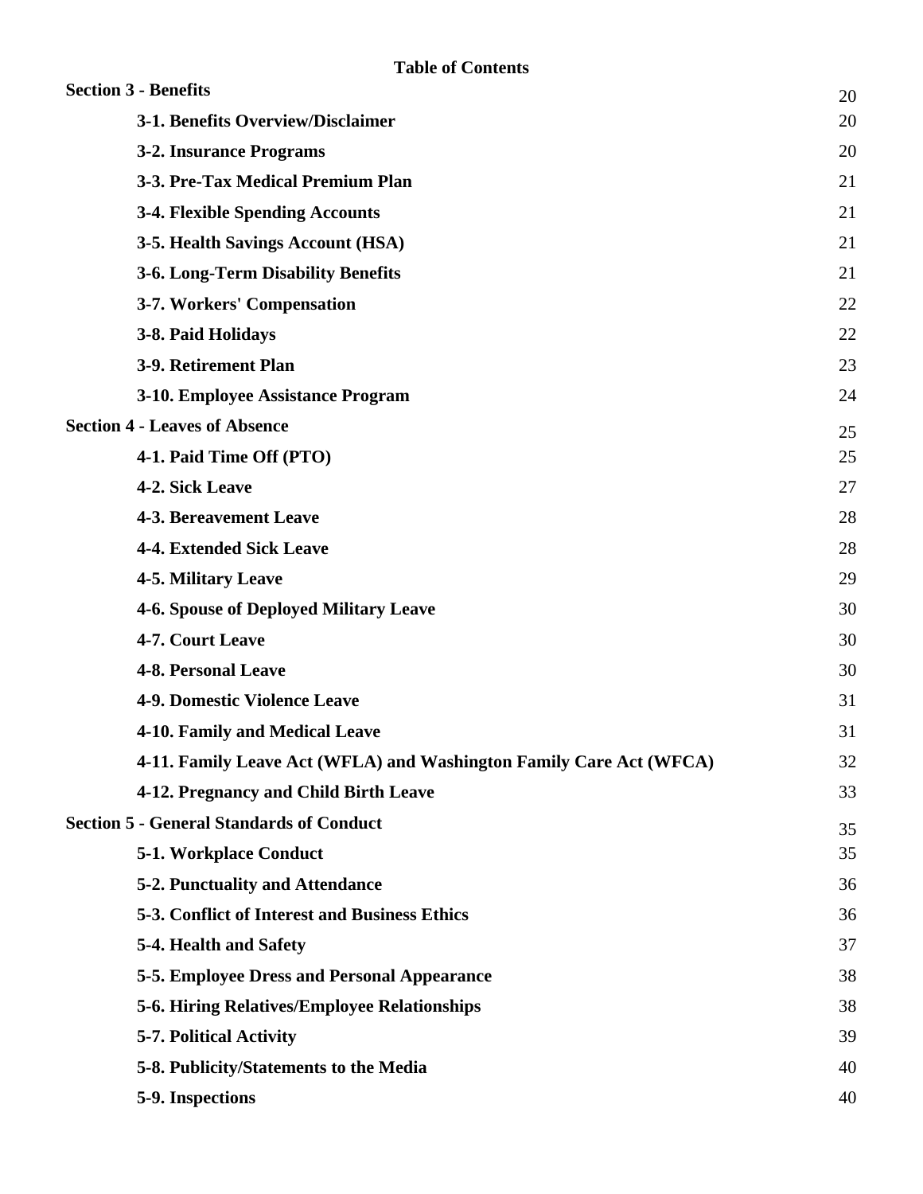**Table of Contents**

| | |
|---|---|
| **Section 3 - Benefits** | 20 |
| **3-1. Benefits Overview/Disclaimer** | 20 |
| **3-2. Insurance Programs** | 20 |
| **3-3. Pre-Tax Medical Premium Plan** | 21 |
| **3-4. Flexible Spending Accounts** | 21 |
| **3-5. Health Savings Account (HSA)** | 21 |
| **3-6. Long-Term Disability Benefits** | 21 |
| **3-7. Workers' Compensation** | 22 |
| **3-8. Paid Holidays** | 22 |
| **3-9. Retirement Plan** | 23 |
| **3-10. Employee Assistance Program** | 24 |
| **Section 4 - Leaves of Absence** | 25 |
| **4-1. Paid Time Off (PTO)** | 25 |
| **4-2. Sick Leave** | 27 |
| **4-3. Bereavement Leave** | 28 |
| **4-4. Extended Sick Leave** | 28 |
| **4-5. Military Leave** | 29 |
| **4-6. Spouse of Deployed Military Leave** | 30 |
| **4-7. Court Leave** | 30 |
| **4-8. Personal Leave** | 30 |
| **4-9. Domestic Violence Leave** | 31 |
| **4-10. Family and Medical Leave** | 31 |
| **4-11. Family Leave Act (WFLA) and Washington Family Care Act (WFCA)** | 32 |
| **4-12. Pregnancy and Child Birth Leave** | 33 |
| **Section 5 - General Standards of Conduct** | 35 |
| **5-1. Workplace Conduct** | 35 |
| **5-2. Punctuality and Attendance** | 36 |
| **5-3. Conflict of Interest and Business Ethics** | 36 |
| **5-4. Health and Safety** | 37 |
| **5-5. Employee Dress and Personal Appearance** | 38 |
| **5-6. Hiring Relatives/Employee Relationships** | 38 |
| **5-7. Political Activity** | 39 |
| **5-8. Publicity/Statements to the Media** | 40 |
| **5-9. Inspections** | 40 |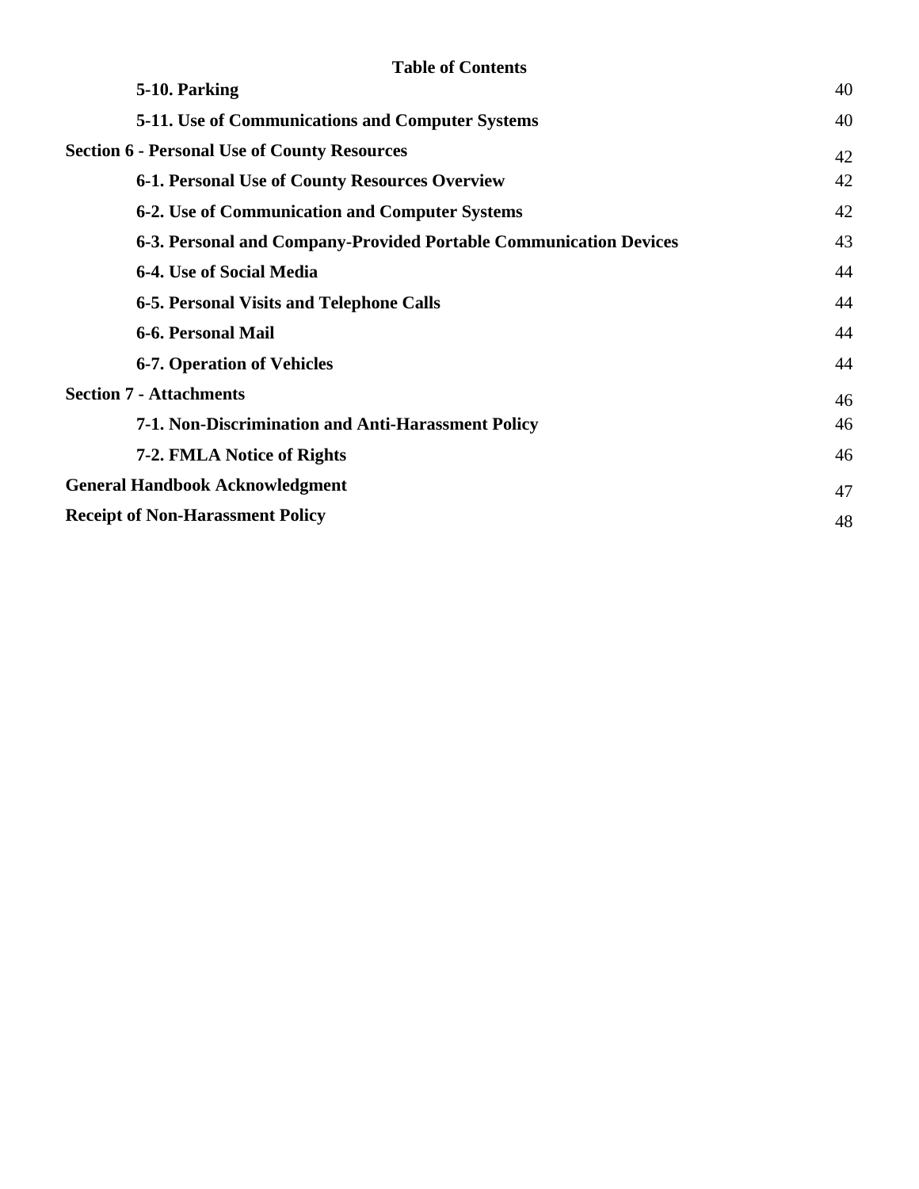**Table of Contents**

| | |
|---|---|
| **5-10. Parking** | 40 |
| **5-11. Use of Communications and Computer Systems** | 40 |
| **Section 6 - Personal Use of County Resources** | 42 |
| **6-1. Personal Use of County Resources Overview** | 42 |
| **6-2. Use of Communication and Computer Systems** | 42 |
| **6-3. Personal and Company-Provided Portable Communication Devices** | 43 |
| **6-4. Use of Social Media** | 44 |
| **6-5. Personal Visits and Telephone Calls** | 44 |
| **6-6. Personal Mail** | 44 |
| **6-7. Operation of Vehicles** | 44 |
| **Section 7 - Attachments** | 46 |
| **7-1. Non-Discrimination and Anti-Harassment Policy** | 46 |
| **7-2. FMLA Notice of Rights** | 46 |
| **General Handbook Acknowledgment** | 47 |
| **Receipt of Non-Harassment Policy** | 48 |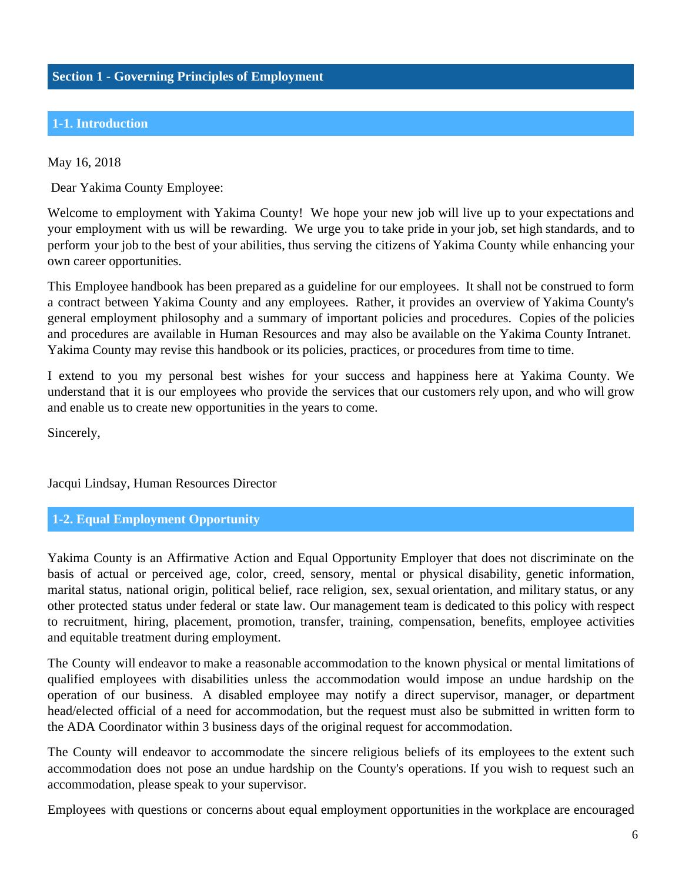# Section 1 - Governing Principles of Employment

## 1-1. Introduction

May 16, 2018

Dear Yakima County Employee:

Welcome to employment with Yakima County! We hope your new job will live up to your expectations and your employment with us will be rewarding. We urge you to take pride in your job, set high standards, and to perform your job to the best of your abilities, thus serving the citizens of Yakima County while enhancing your own career opportunities.

This Employee handbook has been prepared as a guideline for our employees. It shall not be construed to form a contract between Yakima County and any employees. Rather, it provides an overview of Yakima County's general employment philosophy and a summary of important policies and procedures. Copies of the policies and procedures are available in Human Resources and may also be available on the Yakima County Intranet. Yakima County may revise this handbook or its policies, practices, or procedures from time to time.

I extend to you my personal best wishes for your success and happiness here at Yakima County. We understand that it is our employees who provide the services that our customers rely upon, and who will grow and enable us to create new opportunities in the years to come.

Sincerely,

Jacqui Lindsay, Human Resources Director

## 1-2. Equal Employment Opportunity

Yakima County is an Affirmative Action and Equal Opportunity Employer that does not discriminate on the basis of actual or perceived age, color, creed, sensory, mental or physical disability, genetic information, marital status, national origin, political belief, race religion, sex, sexual orientation, and military status, or any other protected status under federal or state law. Our management team is dedicated to this policy with respect to recruitment, hiring, placement, promotion, transfer, training, compensation, benefits, employee activities and equitable treatment during employment.

The County will endeavor to make a reasonable accommodation to the known physical or mental limitations of qualified employees with disabilities unless the accommodation would impose an undue hardship on the operation of our business. A disabled employee may notify a direct supervisor, manager, or department head/elected official of a need for accommodation, but the request must also be submitted in written form to the ADA Coordinator within 3 business days of the original request for accommodation.

The County will endeavor to accommodate the sincere religious beliefs of its employees to the extent such accommodation does not pose an undue hardship on the County's operations. If you wish to request such an accommodation, please speak to your supervisor.

Employees with questions or concerns about equal employment opportunities in the workplace are encouraged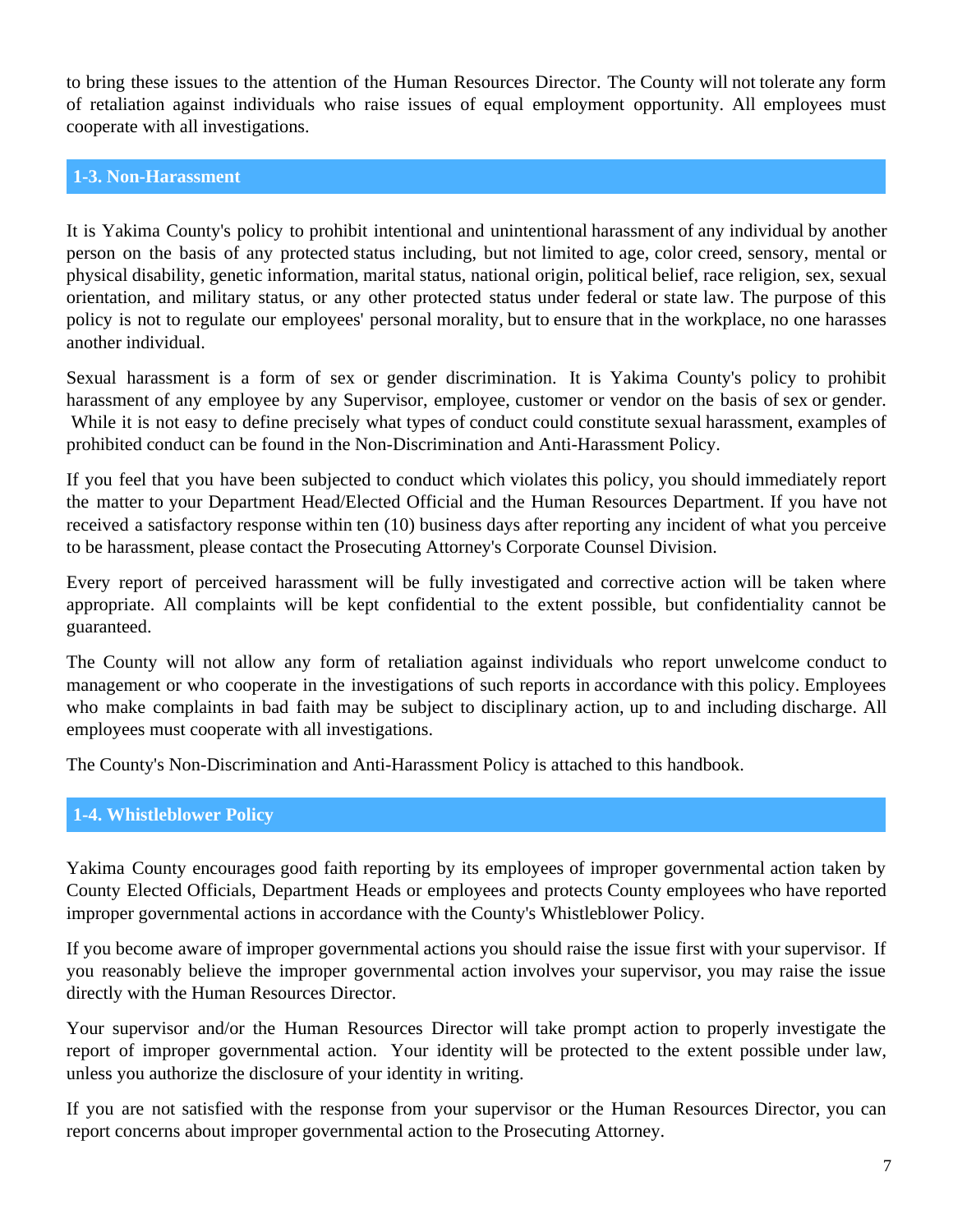to bring these issues to the attention of the Human Resources Director. The County will not tolerate any form of retaliation against individuals who raise issues of equal employment opportunity. All employees must cooperate with all investigations.

## 1-3. Non-Harassment

It is Yakima County's policy to prohibit intentional and unintentional harassment of any individual by another person on the basis of any protected status including, but not limited to age, color creed, sensory, mental or physical disability, genetic information, marital status, national origin, political belief, race religion, sex, sexual orientation, and military status, or any other protected status under federal or state law. The purpose of this policy is not to regulate our employees' personal morality, but to ensure that in the workplace, no one harasses another individual.

Sexual harassment is a form of sex or gender discrimination. It is Yakima County's policy to prohibit harassment of any employee by any Supervisor, employee, customer or vendor on the basis of sex or gender. While it is not easy to define precisely what types of conduct could constitute sexual harassment, examples of prohibited conduct can be found in the Non-Discrimination and Anti-Harassment Policy.

If you feel that you have been subjected to conduct which violates this policy, you should immediately report the matter to your Department Head/Elected Official and the Human Resources Department. If you have not received a satisfactory response within ten (10) business days after reporting any incident of what you perceive to be harassment, please contact the Prosecuting Attorney's Corporate Counsel Division.

Every report of perceived harassment will be fully investigated and corrective action will be taken where appropriate. All complaints will be kept confidential to the extent possible, but confidentiality cannot be guaranteed.

The County will not allow any form of retaliation against individuals who report unwelcome conduct to management or who cooperate in the investigations of such reports in accordance with this policy. Employees who make complaints in bad faith may be subject to disciplinary action, up to and including discharge. All employees must cooperate with all investigations.

The County's Non-Discrimination and Anti-Harassment Policy is attached to this handbook.

## 1-4. Whistleblower Policy

Yakima County encourages good faith reporting by its employees of improper governmental action taken by County Elected Officials, Department Heads or employees and protects County employees who have reported improper governmental actions in accordance with the County's Whistleblower Policy.

If you become aware of improper governmental actions you should raise the issue first with your supervisor. If you reasonably believe the improper governmental action involves your supervisor, you may raise the issue directly with the Human Resources Director.

Your supervisor and/or the Human Resources Director will take prompt action to properly investigate the report of improper governmental action. Your identity will be protected to the extent possible under law, unless you authorize the disclosure of your identity in writing.

If you are not satisfied with the response from your supervisor or the Human Resources Director, you can report concerns about improper governmental action to the Prosecuting Attorney.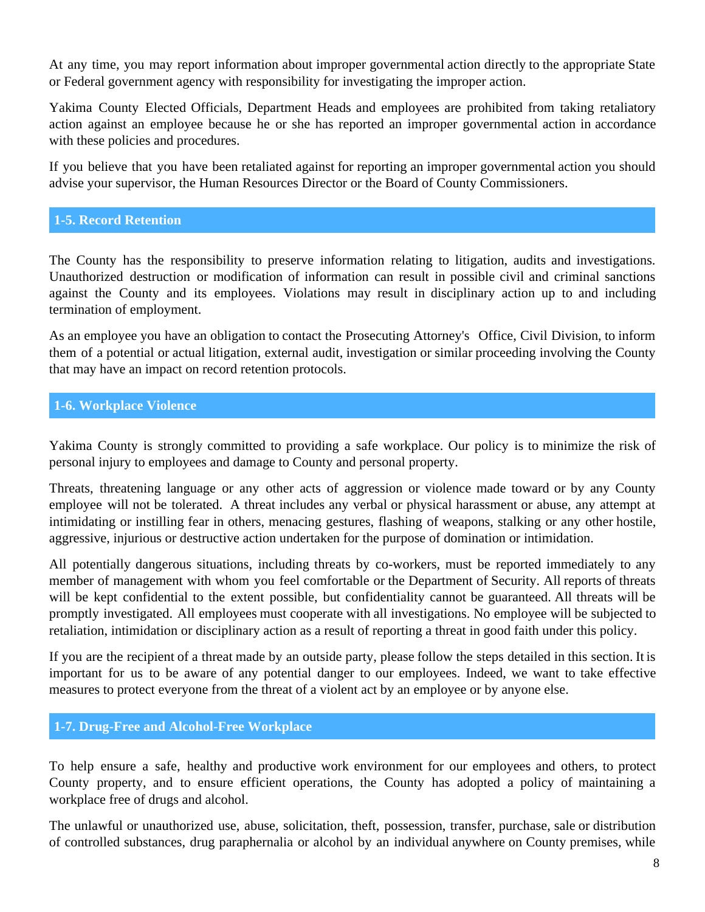At any time, you may report information about improper governmental action directly to the appropriate State or Federal government agency with responsibility for investigating the improper action.

Yakima County Elected Officials, Department Heads and employees are prohibited from taking retaliatory action against an employee because he or she has reported an improper governmental action in accordance with these policies and procedures.

If you believe that you have been retaliated against for reporting an improper governmental action you should advise your supervisor, the Human Resources Director or the Board of County Commissioners.

## 1-5. Record Retention

The County has the responsibility to preserve information relating to litigation, audits and investigations. Unauthorized destruction or modification of information can result in possible civil and criminal sanctions against the County and its employees. Violations may result in disciplinary action up to and including termination of employment.

As an employee you have an obligation to contact the Prosecuting Attorney's Office, Civil Division, to inform them of a potential or actual litigation, external audit, investigation or similar proceeding involving the County that may have an impact on record retention protocols.

## 1-6. Workplace Violence

Yakima County is strongly committed to providing a safe workplace. Our policy is to minimize the risk of personal injury to employees and damage to County and personal property.

Threats, threatening language or any other acts of aggression or violence made toward or by any County employee will not be tolerated. A threat includes any verbal or physical harassment or abuse, any attempt at intimidating or instilling fear in others, menacing gestures, flashing of weapons, stalking or any other hostile, aggressive, injurious or destructive action undertaken for the purpose of domination or intimidation.

All potentially dangerous situations, including threats by co-workers, must be reported immediately to any member of management with whom you feel comfortable or the Department of Security. All reports of threats will be kept confidential to the extent possible, but confidentiality cannot be guaranteed. All threats will be promptly investigated. All employees must cooperate with all investigations. No employee will be subjected to retaliation, intimidation or disciplinary action as a result of reporting a threat in good faith under this policy.

If you are the recipient of a threat made by an outside party, please follow the steps detailed in this section. It is important for us to be aware of any potential danger to our employees. Indeed, we want to take effective measures to protect everyone from the threat of a violent act by an employee or by anyone else.

## 1-7. Drug-Free and Alcohol-Free Workplace

To help ensure a safe, healthy and productive work environment for our employees and others, to protect County property, and to ensure efficient operations, the County has adopted a policy of maintaining a workplace free of drugs and alcohol.

The unlawful or unauthorized use, abuse, solicitation, theft, possession, transfer, purchase, sale or distribution of controlled substances, drug paraphernalia or alcohol by an individual anywhere on County premises, while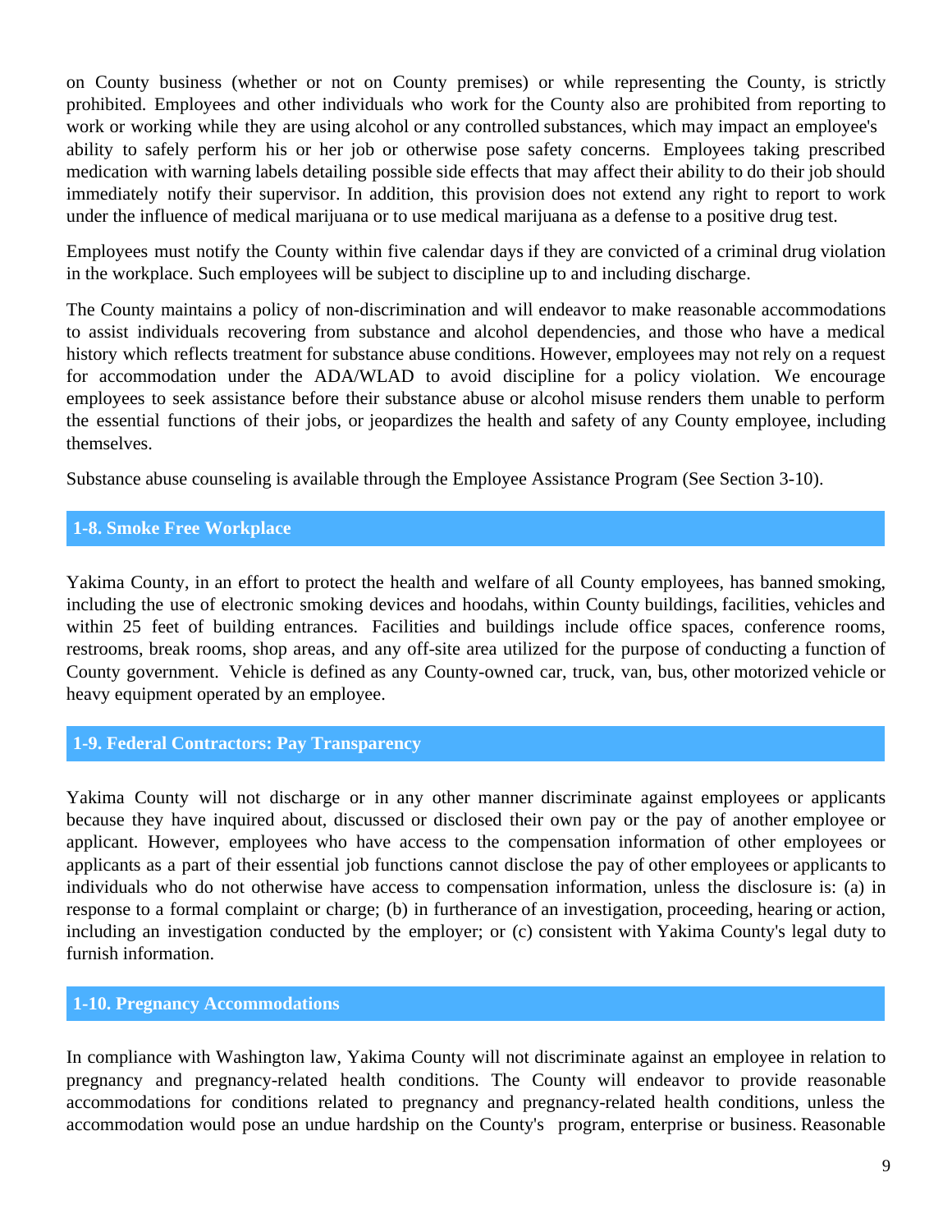on County business (whether or not on County premises) or while representing the County, is strictly prohibited. Employees and other individuals who work for the County also are prohibited from reporting to work or working while they are using alcohol or any controlled substances, which may impact an employee's ability to safely perform his or her job or otherwise pose safety concerns. Employees taking prescribed medication with warning labels detailing possible side effects that may affect their ability to do their job should immediately notify their supervisor. In addition, this provision does not extend any right to report to work under the influence of medical marijuana or to use medical marijuana as a defense to a positive drug test.

Employees must notify the County within five calendar days if they are convicted of a criminal drug violation in the workplace. Such employees will be subject to discipline up to and including discharge.

The County maintains a policy of non-discrimination and will endeavor to make reasonable accommodations to assist individuals recovering from substance and alcohol dependencies, and those who have a medical history which reflects treatment for substance abuse conditions. However, employees may not rely on a request for accommodation under the ADA/WLAD to avoid discipline for a policy violation. We encourage employees to seek assistance before their substance abuse or alcohol misuse renders them unable to perform the essential functions of their jobs, or jeopardizes the health and safety of any County employee, including themselves.

Substance abuse counseling is available through the Employee Assistance Program (See Section 3-10).

## 1-8. Smoke Free Workplace

Yakima County, in an effort to protect the health and welfare of all County employees, has banned smoking, including the use of electronic smoking devices and hoodahs, within County buildings, facilities, vehicles and within 25 feet of building entrances. Facilities and buildings include office spaces, conference rooms, restrooms, break rooms, shop areas, and any off-site area utilized for the purpose of conducting a function of County government. Vehicle is defined as any County-owned car, truck, van, bus, other motorized vehicle or heavy equipment operated by an employee.

## 1-9. Federal Contractors: Pay Transparency

Yakima County will not discharge or in any other manner discriminate against employees or applicants because they have inquired about, discussed or disclosed their own pay or the pay of another employee or applicant. However, employees who have access to the compensation information of other employees or applicants as a part of their essential job functions cannot disclose the pay of other employees or applicants to individuals who do not otherwise have access to compensation information, unless the disclosure is: (a) in response to a formal complaint or charge; (b) in furtherance of an investigation, proceeding, hearing or action, including an investigation conducted by the employer; or (c) consistent with Yakima County's legal duty to furnish information.

## 1-10. Pregnancy Accommodations

In compliance with Washington law, Yakima County will not discriminate against an employee in relation to pregnancy and pregnancy-related health conditions. The County will endeavor to provide reasonable accommodations for conditions related to pregnancy and pregnancy-related health conditions, unless the accommodation would pose an undue hardship on the County's program, enterprise or business. Reasonable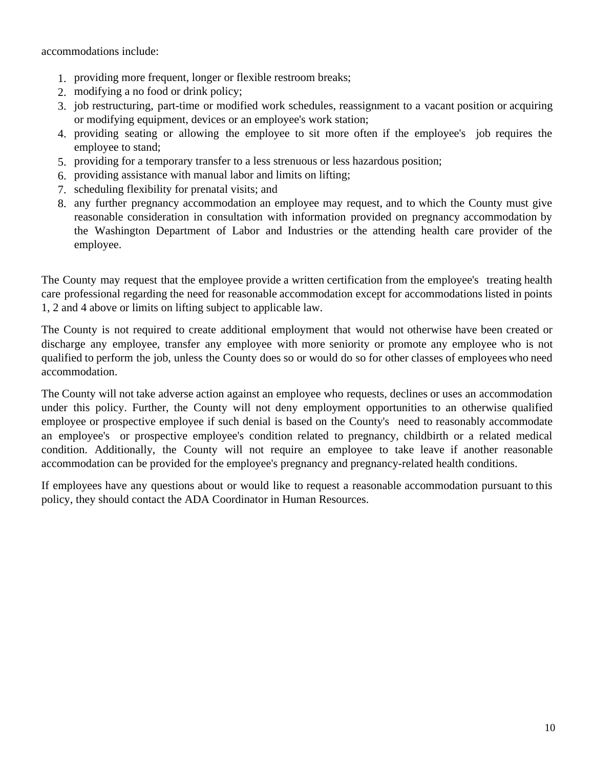accommodations include:

1. providing more frequent, longer or flexible restroom breaks;
2. modifying a no food or drink policy;
3. job restructuring, part-time or modified work schedules, reassignment to a vacant position or acquiring or modifying equipment, devices or an employee's work station;
4. providing seating or allowing the employee to sit more often if the employee's job requires the employee to stand;
5. providing for a temporary transfer to a less strenuous or less hazardous position;
6. providing assistance with manual labor and limits on lifting;
7. scheduling flexibility for prenatal visits; and
8. any further pregnancy accommodation an employee may request, and to which the County must give reasonable consideration in consultation with information provided on pregnancy accommodation by the Washington Department of Labor and Industries or the attending health care provider of the employee.

The County may request that the employee provide a written certification from the employee's treating health care professional regarding the need for reasonable accommodation except for accommodations listed in points 1, 2 and 4 above or limits on lifting subject to applicable law.

The County is not required to create additional employment that would not otherwise have been created or discharge any employee, transfer any employee with more seniority or promote any employee who is not qualified to perform the job, unless the County does so or would do so for other classes of employees who need accommodation.

The County will not take adverse action against an employee who requests, declines or uses an accommodation under this policy. Further, the County will not deny employment opportunities to an otherwise qualified employee or prospective employee if such denial is based on the County's need to reasonably accommodate an employee's or prospective employee's condition related to pregnancy, childbirth or a related medical condition. Additionally, the County will not require an employee to take leave if another reasonable accommodation can be provided for the employee's pregnancy and pregnancy-related health conditions.

If employees have any questions about or would like to request a reasonable accommodation pursuant to this policy, they should contact the ADA Coordinator in Human Resources.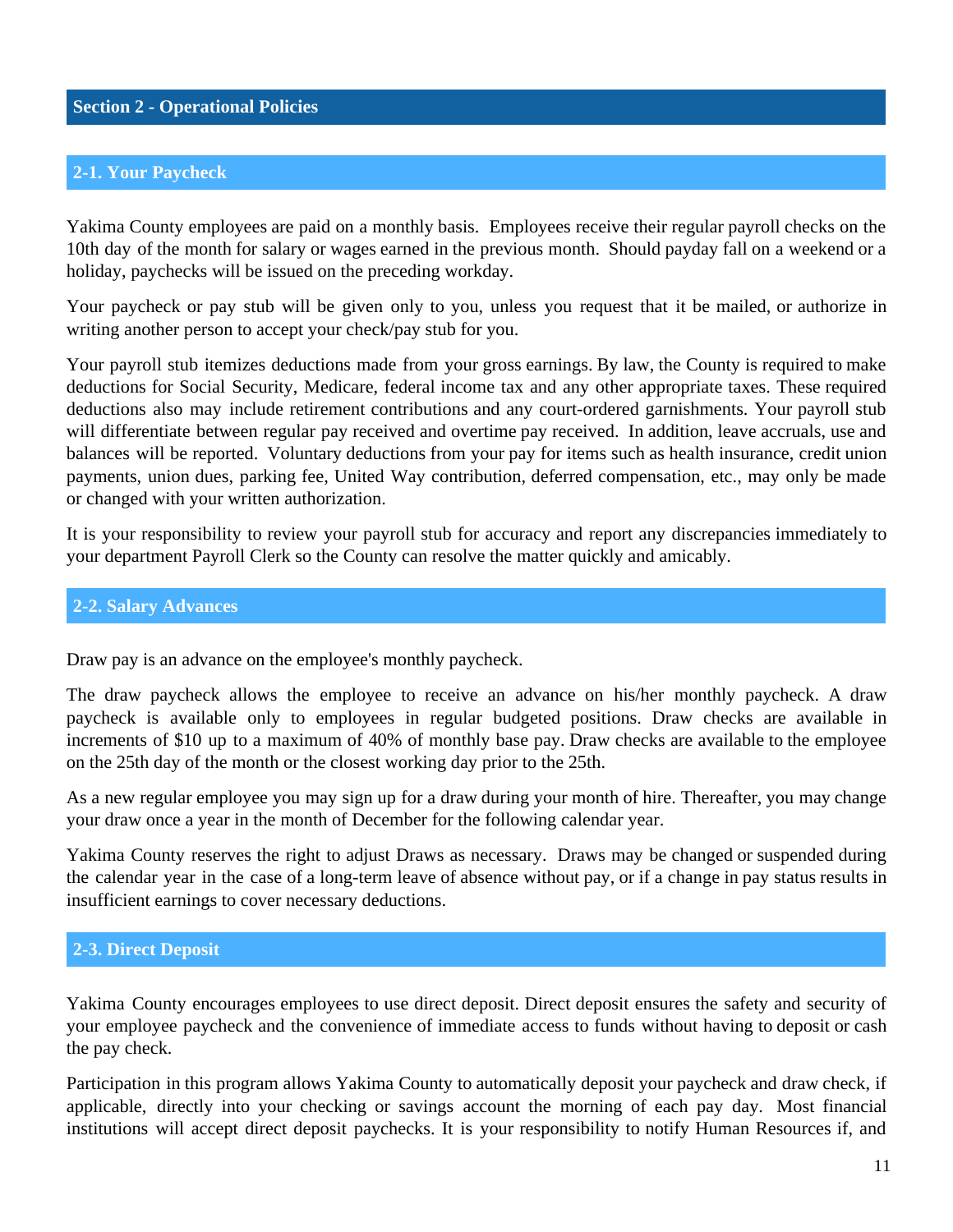## Section 2 - Operational Policies

### 2-1. Your Paycheck

Yakima County employees are paid on a monthly basis. Employees receive their regular payroll checks on the 10th day of the month for salary or wages earned in the previous month. Should payday fall on a weekend or a holiday, paychecks will be issued on the preceding workday.

Your paycheck or pay stub will be given only to you, unless you request that it be mailed, or authorize in writing another person to accept your check/pay stub for you.

Your payroll stub itemizes deductions made from your gross earnings. By law, the County is required to make deductions for Social Security, Medicare, federal income tax and any other appropriate taxes. These required deductions also may include retirement contributions and any court-ordered garnishments. Your payroll stub will differentiate between regular pay received and overtime pay received. In addition, leave accruals, use and balances will be reported. Voluntary deductions from your pay for items such as health insurance, credit union payments, union dues, parking fee, United Way contribution, deferred compensation, etc., may only be made or changed with your written authorization.

It is your responsibility to review your payroll stub for accuracy and report any discrepancies immediately to your department Payroll Clerk so the County can resolve the matter quickly and amicably.

### 2-2. Salary Advances

Draw pay is an advance on the employee's monthly paycheck.

The draw paycheck allows the employee to receive an advance on his/her monthly paycheck. A draw paycheck is available only to employees in regular budgeted positions. Draw checks are available in increments of $10 up to a maximum of 40% of monthly base pay. Draw checks are available to the employee on the 25th day of the month or the closest working day prior to the 25th.

As a new regular employee you may sign up for a draw during your month of hire. Thereafter, you may change your draw once a year in the month of December for the following calendar year.

Yakima County reserves the right to adjust Draws as necessary. Draws may be changed or suspended during the calendar year in the case of a long-term leave of absence without pay, or if a change in pay status results in insufficient earnings to cover necessary deductions.

### 2-3. Direct Deposit

Yakima County encourages employees to use direct deposit. Direct deposit ensures the safety and security of your employee paycheck and the convenience of immediate access to funds without having to deposit or cash the pay check.

Participation in this program allows Yakima County to automatically deposit your paycheck and draw check, if applicable, directly into your checking or savings account the morning of each pay day. Most financial institutions will accept direct deposit paychecks. It is your responsibility to notify Human Resources if, and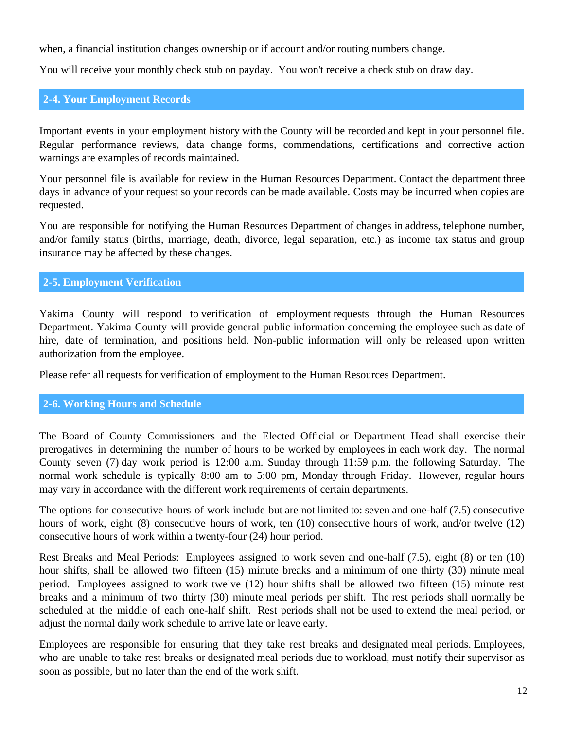when, a financial institution changes ownership or if account and/or routing numbers change.

You will receive your monthly check stub on payday. You won't receive a check stub on draw day.

## 2-4. Your Employment Records

Important events in your employment history with the County will be recorded and kept in your personnel file. Regular performance reviews, data change forms, commendations, certifications and corrective action warnings are examples of records maintained.

Your personnel file is available for review in the Human Resources Department. Contact the department three days in advance of your request so your records can be made available. Costs may be incurred when copies are requested.

You are responsible for notifying the Human Resources Department of changes in address, telephone number, and/or family status (births, marriage, death, divorce, legal separation, etc.) as income tax status and group insurance may be affected by these changes.

## 2-5. Employment Verification

Yakima County will respond to verification of employment requests through the Human Resources Department. Yakima County will provide general public information concerning the employee such as date of hire, date of termination, and positions held. Non-public information will only be released upon written authorization from the employee.

Please refer all requests for verification of employment to the Human Resources Department.

## 2-6. Working Hours and Schedule

The Board of County Commissioners and the Elected Official or Department Head shall exercise their prerogatives in determining the number of hours to be worked by employees in each work day. The normal County seven (7) day work period is 12:00 a.m. Sunday through 11:59 p.m. the following Saturday. The normal work schedule is typically 8:00 am to 5:00 pm, Monday through Friday. However, regular hours may vary in accordance with the different work requirements of certain departments.

The options for consecutive hours of work include but are not limited to: seven and one-half (7.5) consecutive hours of work, eight (8) consecutive hours of work, ten (10) consecutive hours of work, and/or twelve (12) consecutive hours of work within a twenty-four (24) hour period.

Rest Breaks and Meal Periods: Employees assigned to work seven and one-half (7.5), eight (8) or ten (10) hour shifts, shall be allowed two fifteen (15) minute breaks and a minimum of one thirty (30) minute meal period. Employees assigned to work twelve (12) hour shifts shall be allowed two fifteen (15) minute rest breaks and a minimum of two thirty (30) minute meal periods per shift. The rest periods shall normally be scheduled at the middle of each one-half shift. Rest periods shall not be used to extend the meal period, or adjust the normal daily work schedule to arrive late or leave early.

Employees are responsible for ensuring that they take rest breaks and designated meal periods. Employees, who are unable to take rest breaks or designated meal periods due to workload, must notify their supervisor as soon as possible, but no later than the end of the work shift.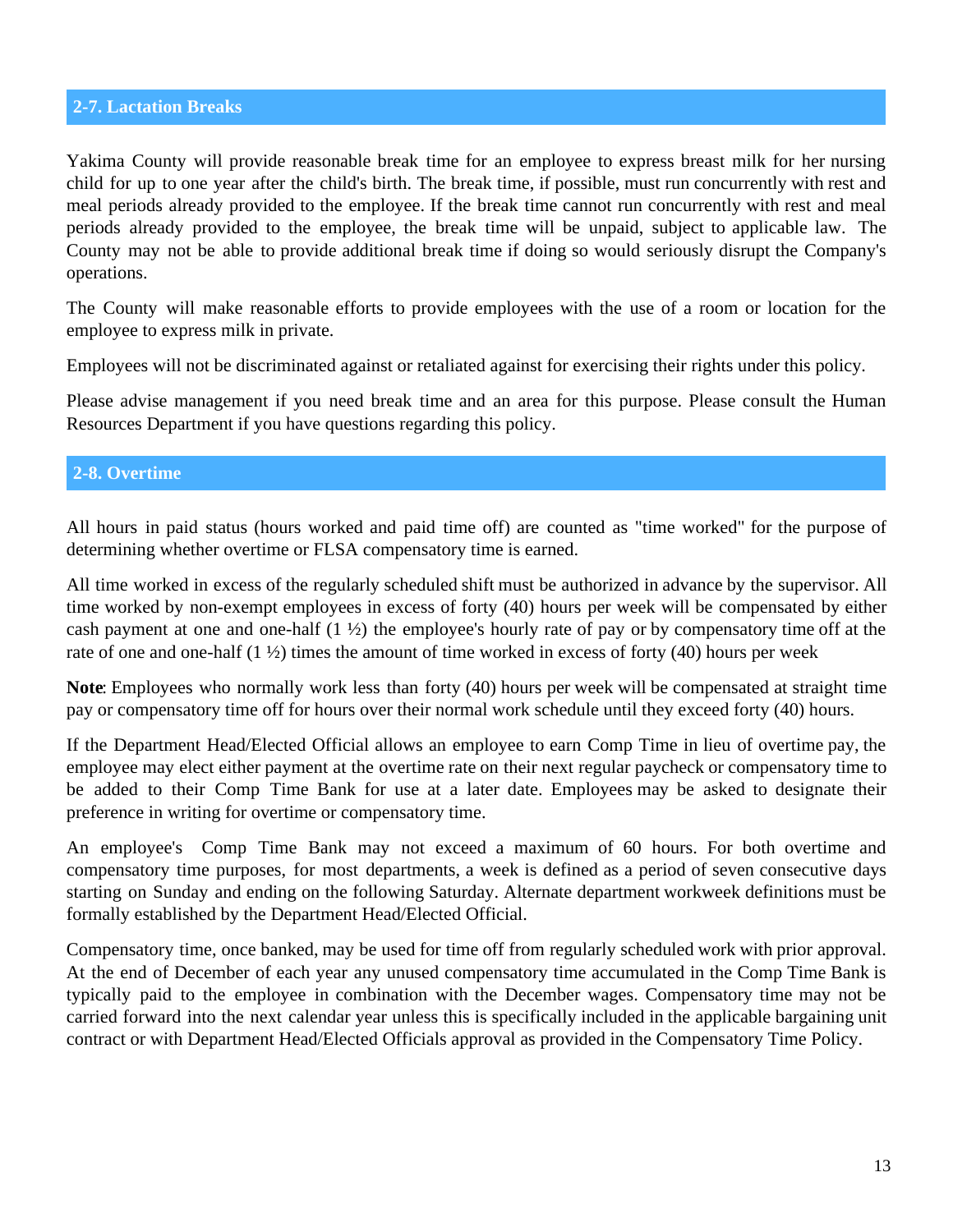## 2-7. Lactation Breaks

Yakima County will provide reasonable break time for an employee to express breast milk for her nursing child for up to one year after the child's birth. The break time, if possible, must run concurrently with rest and meal periods already provided to the employee. If the break time cannot run concurrently with rest and meal periods already provided to the employee, the break time will be unpaid, subject to applicable law. The County may not be able to provide additional break time if doing so would seriously disrupt the Company's operations.

The County will make reasonable efforts to provide employees with the use of a room or location for the employee to express milk in private.

Employees will not be discriminated against or retaliated against for exercising their rights under this policy.

Please advise management if you need break time and an area for this purpose. Please consult the Human Resources Department if you have questions regarding this policy.

## 2-8. Overtime

All hours in paid status (hours worked and paid time off) are counted as "time worked" for the purpose of determining whether overtime or FLSA compensatory time is earned.

All time worked in excess of the regularly scheduled shift must be authorized in advance by the supervisor. All time worked by non-exempt employees in excess of forty (40) hours per week will be compensated by either cash payment at one and one-half (1 ½) the employee's hourly rate of pay or by compensatory time off at the rate of one and one-half (1 ½) times the amount of time worked in excess of forty (40) hours per week

**Note**: Employees who normally work less than forty (40) hours per week will be compensated at straight time pay or compensatory time off for hours over their normal work schedule until they exceed forty (40) hours.

If the Department Head/Elected Official allows an employee to earn Comp Time in lieu of overtime pay, the employee may elect either payment at the overtime rate on their next regular paycheck or compensatory time to be added to their Comp Time Bank for use at a later date. Employees may be asked to designate their preference in writing for overtime or compensatory time.

An employee's Comp Time Bank may not exceed a maximum of 60 hours. For both overtime and compensatory time purposes, for most departments, a week is defined as a period of seven consecutive days starting on Sunday and ending on the following Saturday. Alternate department workweek definitions must be formally established by the Department Head/Elected Official.

Compensatory time, once banked, may be used for time off from regularly scheduled work with prior approval. At the end of December of each year any unused compensatory time accumulated in the Comp Time Bank is typically paid to the employee in combination with the December wages. Compensatory time may not be carried forward into the next calendar year unless this is specifically included in the applicable bargaining unit contract or with Department Head/Elected Officials approval as provided in the Compensatory Time Policy.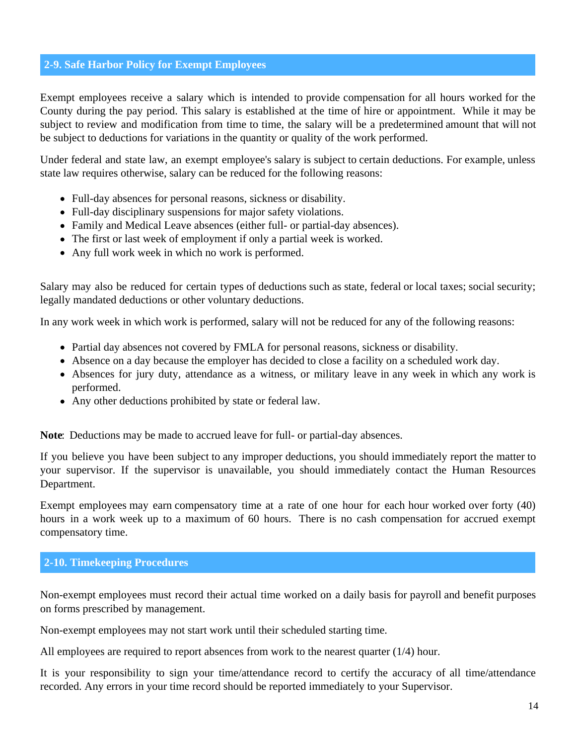## 2-9. Safe Harbor Policy for Exempt Employees

Exempt employees receive a salary which is intended to provide compensation for all hours worked for the County during the pay period. This salary is established at the time of hire or appointment. While it may be subject to review and modification from time to time, the salary will be a predetermined amount that will not be subject to deductions for variations in the quantity or quality of the work performed.

Under federal and state law, an exempt employee's salary is subject to certain deductions. For example, unless state law requires otherwise, salary can be reduced for the following reasons:

- Full-day absences for personal reasons, sickness or disability.
- Full-day disciplinary suspensions for major safety violations.
- Family and Medical Leave absences (either full- or partial-day absences).
- The first or last week of employment if only a partial week is worked.
- Any full work week in which no work is performed.

Salary may also be reduced for certain types of deductions such as state, federal or local taxes; social security; legally mandated deductions or other voluntary deductions.

In any work week in which work is performed, salary will not be reduced for any of the following reasons:

- Partial day absences not covered by FMLA for personal reasons, sickness or disability.
- Absence on a day because the employer has decided to close a facility on a scheduled work day.
- Absences for jury duty, attendance as a witness, or military leave in any week in which any work is performed.
- Any other deductions prohibited by state or federal law.

**Note**: Deductions may be made to accrued leave for full- or partial-day absences.

If you believe you have been subject to any improper deductions, you should immediately report the matter to your supervisor. If the supervisor is unavailable, you should immediately contact the Human Resources Department.

Exempt employees may earn compensatory time at a rate of one hour for each hour worked over forty (40) hours in a work week up to a maximum of 60 hours. There is no cash compensation for accrued exempt compensatory time.

## 2-10. Timekeeping Procedures

Non-exempt employees must record their actual time worked on a daily basis for payroll and benefit purposes on forms prescribed by management.

Non-exempt employees may not start work until their scheduled starting time.

All employees are required to report absences from work to the nearest quarter (1/4) hour.

It is your responsibility to sign your time/attendance record to certify the accuracy of all time/attendance recorded. Any errors in your time record should be reported immediately to your Supervisor.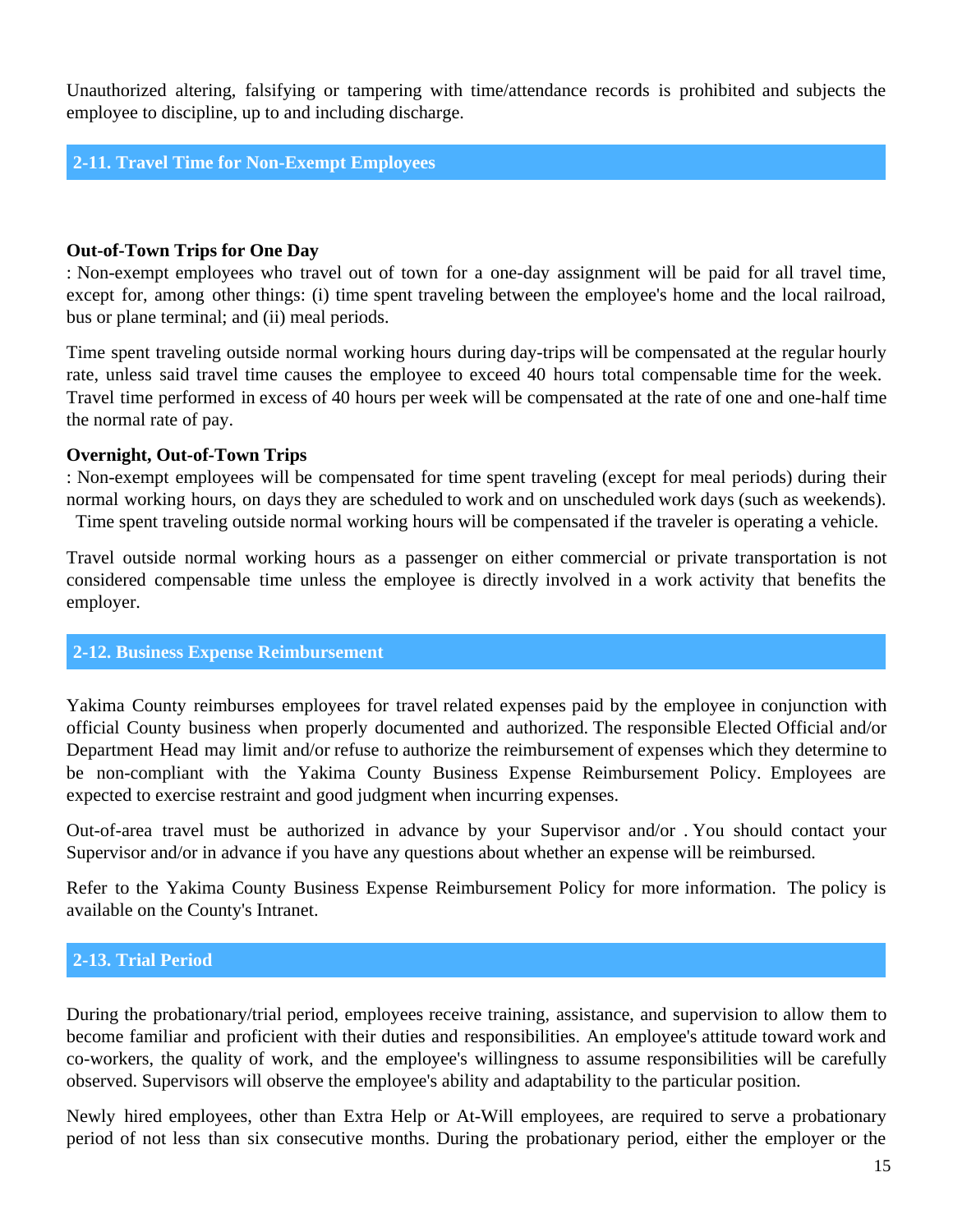Unauthorized altering, falsifying or tampering with time/attendance records is prohibited and subjects the employee to discipline, up to and including discharge.

## 2-11. Travel Time for Non-Exempt Employees

**Out-of-Town Trips for One Day**

: Non-exempt employees who travel out of town for a one-day assignment will be paid for all travel time, except for, among other things: (i) time spent traveling between the employee's home and the local railroad, bus or plane terminal; and (ii) meal periods.

Time spent traveling outside normal working hours during day-trips will be compensated at the regular hourly rate, unless said travel time causes the employee to exceed 40 hours total compensable time for the week. Travel time performed in excess of 40 hours per week will be compensated at the rate of one and one-half time the normal rate of pay.

**Overnight, Out-of-Town Trips**

: Non-exempt employees will be compensated for time spent traveling (except for meal periods) during their normal working hours, on days they are scheduled to work and on unscheduled work days (such as weekends). Time spent traveling outside normal working hours will be compensated if the traveler is operating a vehicle.

Travel outside normal working hours as a passenger on either commercial or private transportation is not considered compensable time unless the employee is directly involved in a work activity that benefits the employer.

## 2-12. Business Expense Reimbursement

Yakima County reimburses employees for travel related expenses paid by the employee in conjunction with official County business when properly documented and authorized. The responsible Elected Official and/or Department Head may limit and/or refuse to authorize the reimbursement of expenses which they determine to be non-compliant with the Yakima County Business Expense Reimbursement Policy. Employees are expected to exercise restraint and good judgment when incurring expenses.

Out-of-area travel must be authorized in advance by your Supervisor and/or . You should contact your Supervisor and/or in advance if you have any questions about whether an expense will be reimbursed.

Refer to the Yakima County Business Expense Reimbursement Policy for more information. The policy is available on the County's Intranet.

## 2-13. Trial Period

During the probationary/trial period, employees receive training, assistance, and supervision to allow them to become familiar and proficient with their duties and responsibilities. An employee's attitude toward work and co-workers, the quality of work, and the employee's willingness to assume responsibilities will be carefully observed. Supervisors will observe the employee's ability and adaptability to the particular position.

Newly hired employees, other than Extra Help or At-Will employees, are required to serve a probationary period of not less than six consecutive months. During the probationary period, either the employer or the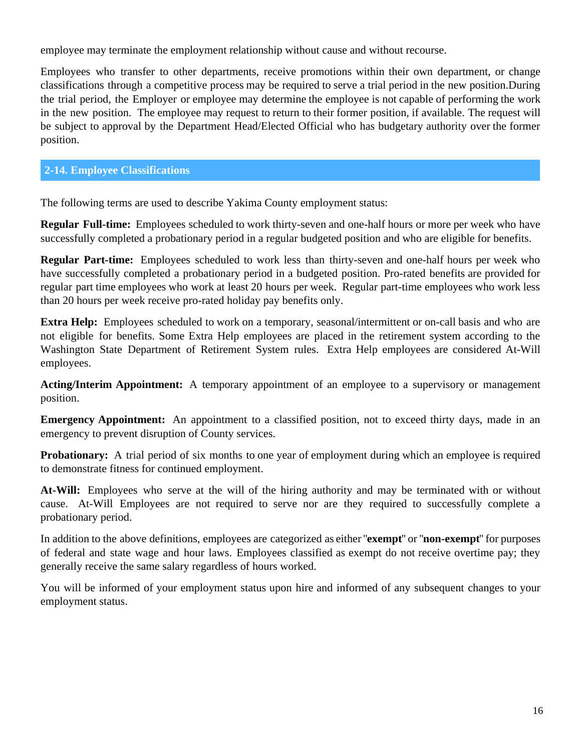employee may terminate the employment relationship without cause and without recourse.

Employees who transfer to other departments, receive promotions within their own department, or change classifications through a competitive process may be required to serve a trial period in the new position.During the trial period, the Employer or employee may determine the employee is not capable of performing the work in the new position. The employee may request to return to their former position, if available. The request will be subject to approval by the Department Head/Elected Official who has budgetary authority over the former position.

## 2-14. Employee Classifications

The following terms are used to describe Yakima County employment status:

**Regular Full-time:** Employees scheduled to work thirty-seven and one-half hours or more per week who have successfully completed a probationary period in a regular budgeted position and who are eligible for benefits.

**Regular Part-time:** Employees scheduled to work less than thirty-seven and one-half hours per week who have successfully completed a probationary period in a budgeted position. Pro-rated benefits are provided for regular part time employees who work at least 20 hours per week. Regular part-time employees who work less than 20 hours per week receive pro-rated holiday pay benefits only.

**Extra Help:** Employees scheduled to work on a temporary, seasonal/intermittent or on-call basis and who are not eligible for benefits. Some Extra Help employees are placed in the retirement system according to the Washington State Department of Retirement System rules. Extra Help employees are considered At-Will employees.

**Acting/Interim Appointment:** A temporary appointment of an employee to a supervisory or management position.

**Emergency Appointment:** An appointment to a classified position, not to exceed thirty days, made in an emergency to prevent disruption of County services.

**Probationary:** A trial period of six months to one year of employment during which an employee is required to demonstrate fitness for continued employment.

**At-Will:** Employees who serve at the will of the hiring authority and may be terminated with or without cause. At-Will Employees are not required to serve nor are they required to successfully complete a probationary period.

In addition to the above definitions, employees are categorized as either "**exempt**" or "**non-exempt**" for purposes of federal and state wage and hour laws. Employees classified as exempt do not receive overtime pay; they generally receive the same salary regardless of hours worked.

You will be informed of your employment status upon hire and informed of any subsequent changes to your employment status.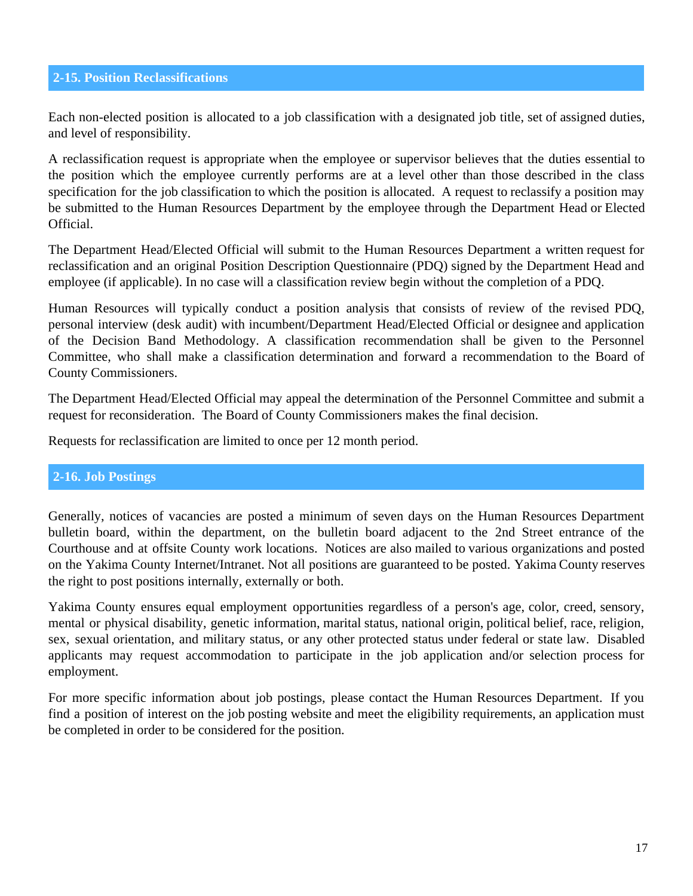## 2-15. Position Reclassifications

Each non-elected position is allocated to a job classification with a designated job title, set of assigned duties, and level of responsibility.

A reclassification request is appropriate when the employee or supervisor believes that the duties essential to the position which the employee currently performs are at a level other than those described in the class specification for the job classification to which the position is allocated. A request to reclassify a position may be submitted to the Human Resources Department by the employee through the Department Head or Elected Official.

The Department Head/Elected Official will submit to the Human Resources Department a written request for reclassification and an original Position Description Questionnaire (PDQ) signed by the Department Head and employee (if applicable). In no case will a classification review begin without the completion of a PDQ.

Human Resources will typically conduct a position analysis that consists of review of the revised PDQ, personal interview (desk audit) with incumbent/Department Head/Elected Official or designee and application of the Decision Band Methodology. A classification recommendation shall be given to the Personnel Committee, who shall make a classification determination and forward a recommendation to the Board of County Commissioners.

The Department Head/Elected Official may appeal the determination of the Personnel Committee and submit a request for reconsideration. The Board of County Commissioners makes the final decision.

Requests for reclassification are limited to once per 12 month period.

## 2-16. Job Postings

Generally, notices of vacancies are posted a minimum of seven days on the Human Resources Department bulletin board, within the department, on the bulletin board adjacent to the 2nd Street entrance of the Courthouse and at offsite County work locations. Notices are also mailed to various organizations and posted on the Yakima County Internet/Intranet. Not all positions are guaranteed to be posted. Yakima County reserves the right to post positions internally, externally or both.

Yakima County ensures equal employment opportunities regardless of a person's age, color, creed, sensory, mental or physical disability, genetic information, marital status, national origin, political belief, race, religion, sex, sexual orientation, and military status, or any other protected status under federal or state law. Disabled applicants may request accommodation to participate in the job application and/or selection process for employment.

For more specific information about job postings, please contact the Human Resources Department. If you find a position of interest on the job posting website and meet the eligibility requirements, an application must be completed in order to be considered for the position.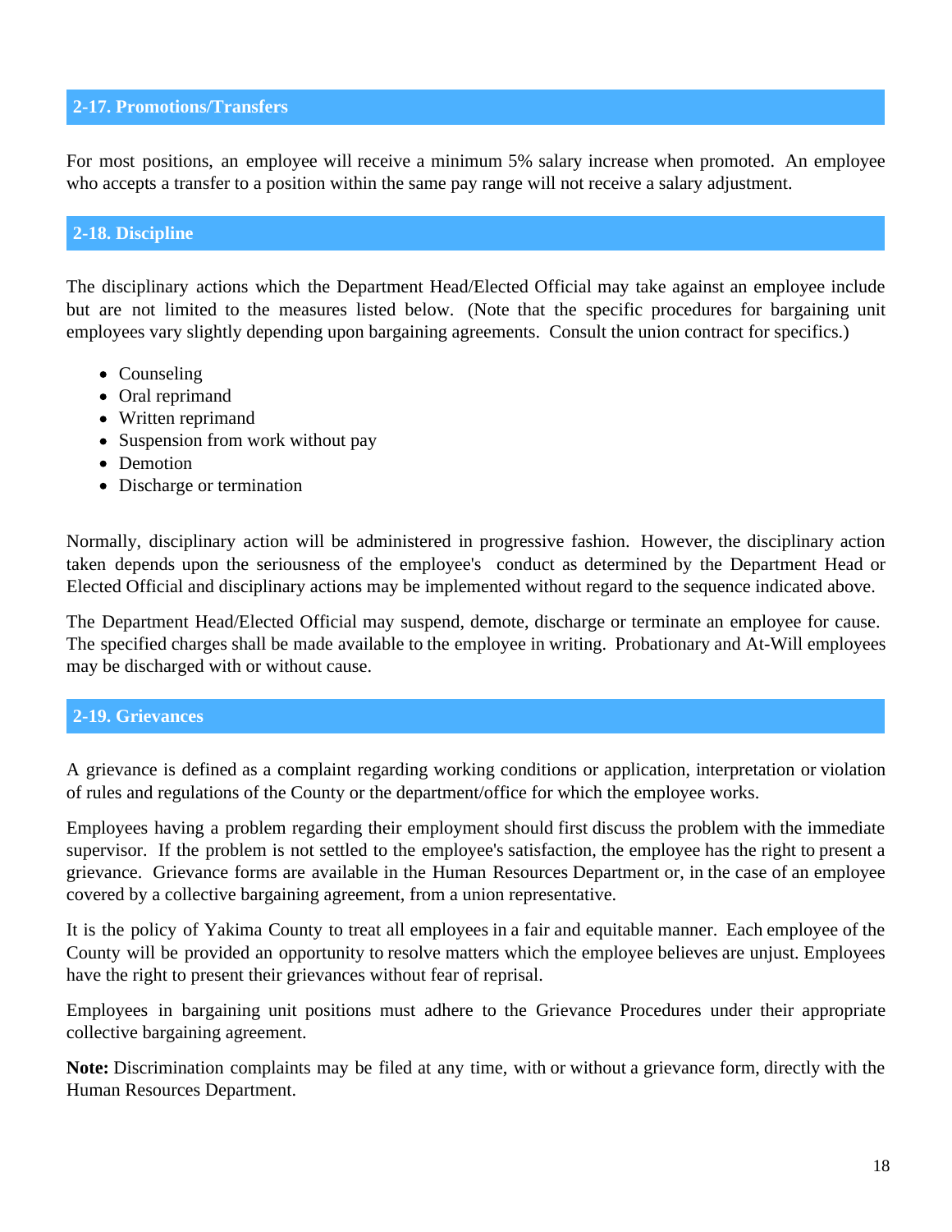## 2-17. Promotions/Transfers

For most positions, an employee will receive a minimum 5% salary increase when promoted. An employee who accepts a transfer to a position within the same pay range will not receive a salary adjustment.

## 2-18. Discipline

The disciplinary actions which the Department Head/Elected Official may take against an employee include but are not limited to the measures listed below. (Note that the specific procedures for bargaining unit employees vary slightly depending upon bargaining agreements. Consult the union contract for specifics.)

- Counseling
- Oral reprimand
- Written reprimand
- Suspension from work without pay
- Demotion
- Discharge or termination

Normally, disciplinary action will be administered in progressive fashion. However, the disciplinary action taken depends upon the seriousness of the employee's conduct as determined by the Department Head or Elected Official and disciplinary actions may be implemented without regard to the sequence indicated above.

The Department Head/Elected Official may suspend, demote, discharge or terminate an employee for cause. The specified charges shall be made available to the employee in writing. Probationary and At-Will employees may be discharged with or without cause.

## 2-19. Grievances

A grievance is defined as a complaint regarding working conditions or application, interpretation or violation of rules and regulations of the County or the department/office for which the employee works.

Employees having a problem regarding their employment should first discuss the problem with the immediate supervisor. If the problem is not settled to the employee's satisfaction, the employee has the right to present a grievance. Grievance forms are available in the Human Resources Department or, in the case of an employee covered by a collective bargaining agreement, from a union representative.

It is the policy of Yakima County to treat all employees in a fair and equitable manner. Each employee of the County will be provided an opportunity to resolve matters which the employee believes are unjust. Employees have the right to present their grievances without fear of reprisal.

Employees in bargaining unit positions must adhere to the Grievance Procedures under their appropriate collective bargaining agreement.

**Note:** Discrimination complaints may be filed at any time, with or without a grievance form, directly with the Human Resources Department.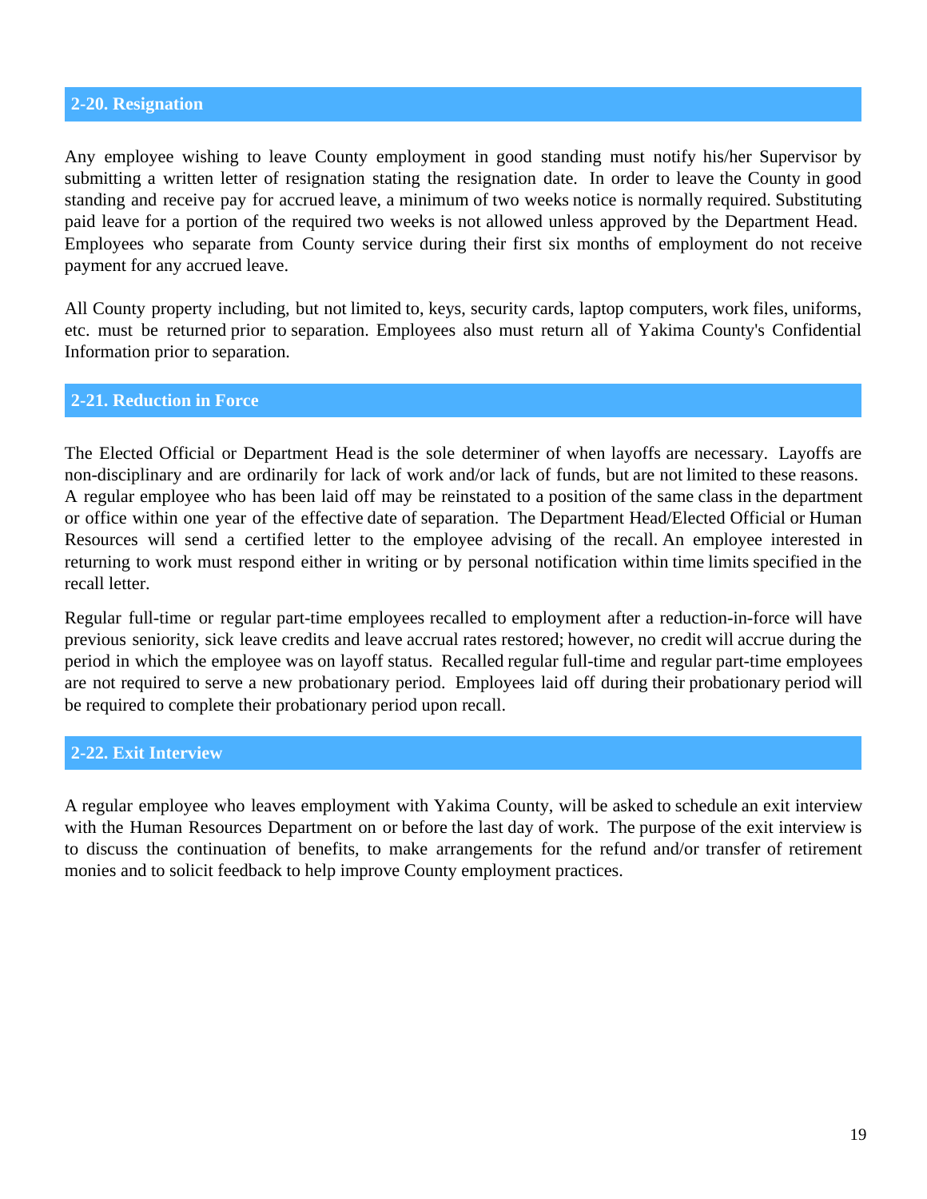## 2-20. Resignation

Any employee wishing to leave County employment in good standing must notify his/her Supervisor by submitting a written letter of resignation stating the resignation date. In order to leave the County in good standing and receive pay for accrued leave, a minimum of two weeks notice is normally required. Substituting paid leave for a portion of the required two weeks is not allowed unless approved by the Department Head. Employees who separate from County service during their first six months of employment do not receive payment for any accrued leave.

All County property including, but not limited to, keys, security cards, laptop computers, work files, uniforms, etc. must be returned prior to separation. Employees also must return all of Yakima County's Confidential Information prior to separation.

## 2-21. Reduction in Force

The Elected Official or Department Head is the sole determiner of when layoffs are necessary. Layoffs are non-disciplinary and are ordinarily for lack of work and/or lack of funds, but are not limited to these reasons. A regular employee who has been laid off may be reinstated to a position of the same class in the department or office within one year of the effective date of separation. The Department Head/Elected Official or Human Resources will send a certified letter to the employee advising of the recall. An employee interested in returning to work must respond either in writing or by personal notification within time limits specified in the recall letter.

Regular full-time or regular part-time employees recalled to employment after a reduction-in-force will have previous seniority, sick leave credits and leave accrual rates restored; however, no credit will accrue during the period in which the employee was on layoff status. Recalled regular full-time and regular part-time employees are not required to serve a new probationary period. Employees laid off during their probationary period will be required to complete their probationary period upon recall.

## 2-22. Exit Interview

A regular employee who leaves employment with Yakima County, will be asked to schedule an exit interview with the Human Resources Department on or before the last day of work. The purpose of the exit interview is to discuss the continuation of benefits, to make arrangements for the refund and/or transfer of retirement monies and to solicit feedback to help improve County employment practices.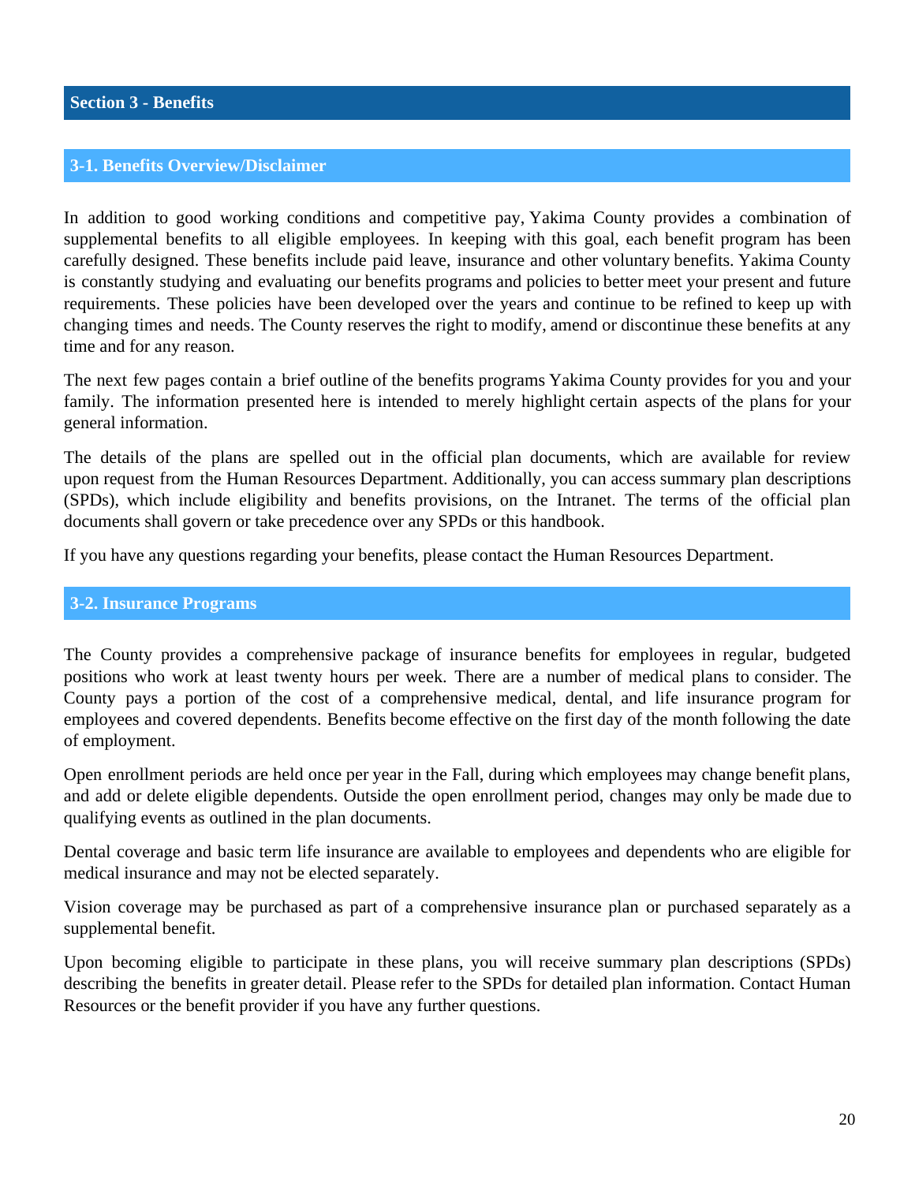# Section 3 - Benefits

## 3-1. Benefits Overview/Disclaimer

In addition to good working conditions and competitive pay, Yakima County provides a combination of supplemental benefits to all eligible employees. In keeping with this goal, each benefit program has been carefully designed. These benefits include paid leave, insurance and other voluntary benefits. Yakima County is constantly studying and evaluating our benefits programs and policies to better meet your present and future requirements. These policies have been developed over the years and continue to be refined to keep up with changing times and needs. The County reserves the right to modify, amend or discontinue these benefits at any time and for any reason.

The next few pages contain a brief outline of the benefits programs Yakima County provides for you and your family. The information presented here is intended to merely highlight certain aspects of the plans for your general information.

The details of the plans are spelled out in the official plan documents, which are available for review upon request from the Human Resources Department. Additionally, you can access summary plan descriptions (SPDs), which include eligibility and benefits provisions, on the Intranet. The terms of the official plan documents shall govern or take precedence over any SPDs or this handbook.

If you have any questions regarding your benefits, please contact the Human Resources Department.

## 3-2. Insurance Programs

The County provides a comprehensive package of insurance benefits for employees in regular, budgeted positions who work at least twenty hours per week. There are a number of medical plans to consider. The County pays a portion of the cost of a comprehensive medical, dental, and life insurance program for employees and covered dependents. Benefits become effective on the first day of the month following the date of employment.

Open enrollment periods are held once per year in the Fall, during which employees may change benefit plans, and add or delete eligible dependents. Outside the open enrollment period, changes may only be made due to qualifying events as outlined in the plan documents.

Dental coverage and basic term life insurance are available to employees and dependents who are eligible for medical insurance and may not be elected separately.

Vision coverage may be purchased as part of a comprehensive insurance plan or purchased separately as a supplemental benefit.

Upon becoming eligible to participate in these plans, you will receive summary plan descriptions (SPDs) describing the benefits in greater detail. Please refer to the SPDs for detailed plan information. Contact Human Resources or the benefit provider if you have any further questions.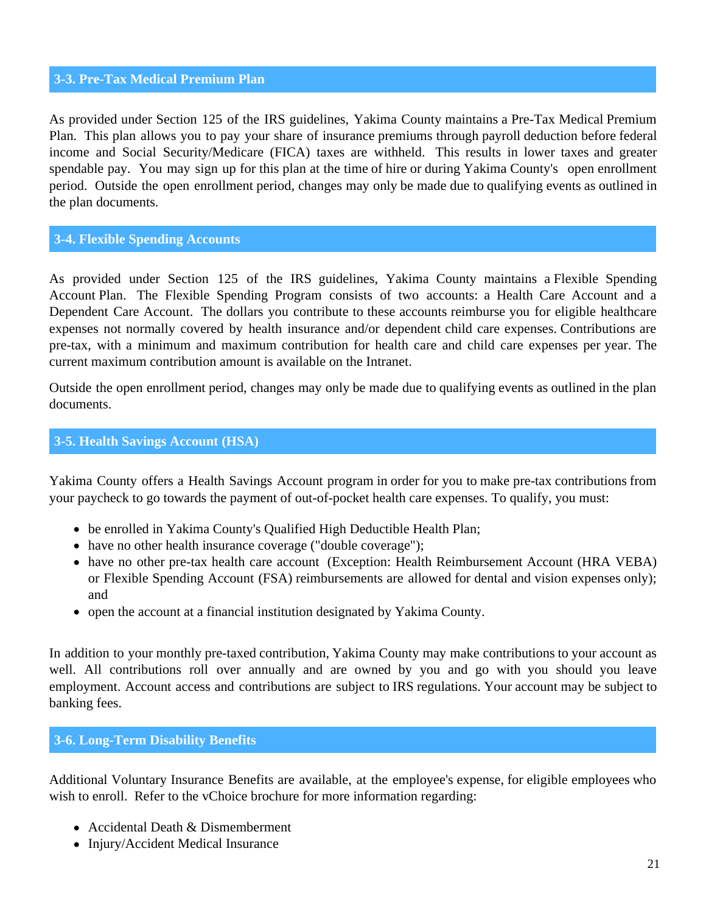## 3-3. Pre-Tax Medical Premium Plan

As provided under Section 125 of the IRS guidelines, Yakima County maintains a Pre-Tax Medical Premium Plan. This plan allows you to pay your share of insurance premiums through payroll deduction before federal income and Social Security/Medicare (FICA) taxes are withheld. This results in lower taxes and greater spendable pay. You may sign up for this plan at the time of hire or during Yakima County's open enrollment period. Outside the open enrollment period, changes may only be made due to qualifying events as outlined in the plan documents.

## 3-4. Flexible Spending Accounts

As provided under Section 125 of the IRS guidelines, Yakima County maintains a Flexible Spending Account Plan. The Flexible Spending Program consists of two accounts: a Health Care Account and a Dependent Care Account. The dollars you contribute to these accounts reimburse you for eligible healthcare expenses not normally covered by health insurance and/or dependent child care expenses. Contributions are pre-tax, with a minimum and maximum contribution for health care and child care expenses per year. The current maximum contribution amount is available on the Intranet.

Outside the open enrollment period, changes may only be made due to qualifying events as outlined in the plan documents.

## 3-5. Health Savings Account (HSA)

Yakima County offers a Health Savings Account program in order for you to make pre-tax contributions from your paycheck to go towards the payment of out-of-pocket health care expenses. To qualify, you must:

- be enrolled in Yakima County's Qualified High Deductible Health Plan;
- have no other health insurance coverage ("double coverage");
- have no other pre-tax health care account (Exception: Health Reimbursement Account (HRA VEBA) or Flexible Spending Account (FSA) reimbursements are allowed for dental and vision expenses only); and
- open the account at a financial institution designated by Yakima County.

In addition to your monthly pre-taxed contribution, Yakima County may make contributions to your account as well. All contributions roll over annually and are owned by you and go with you should you leave employment. Account access and contributions are subject to IRS regulations. Your account may be subject to banking fees.

## 3-6. Long-Term Disability Benefits

Additional Voluntary Insurance Benefits are available, at the employee's expense, for eligible employees who wish to enroll. Refer to the vChoice brochure for more information regarding:

- Accidental Death & Dismemberment
- Injury/Accident Medical Insurance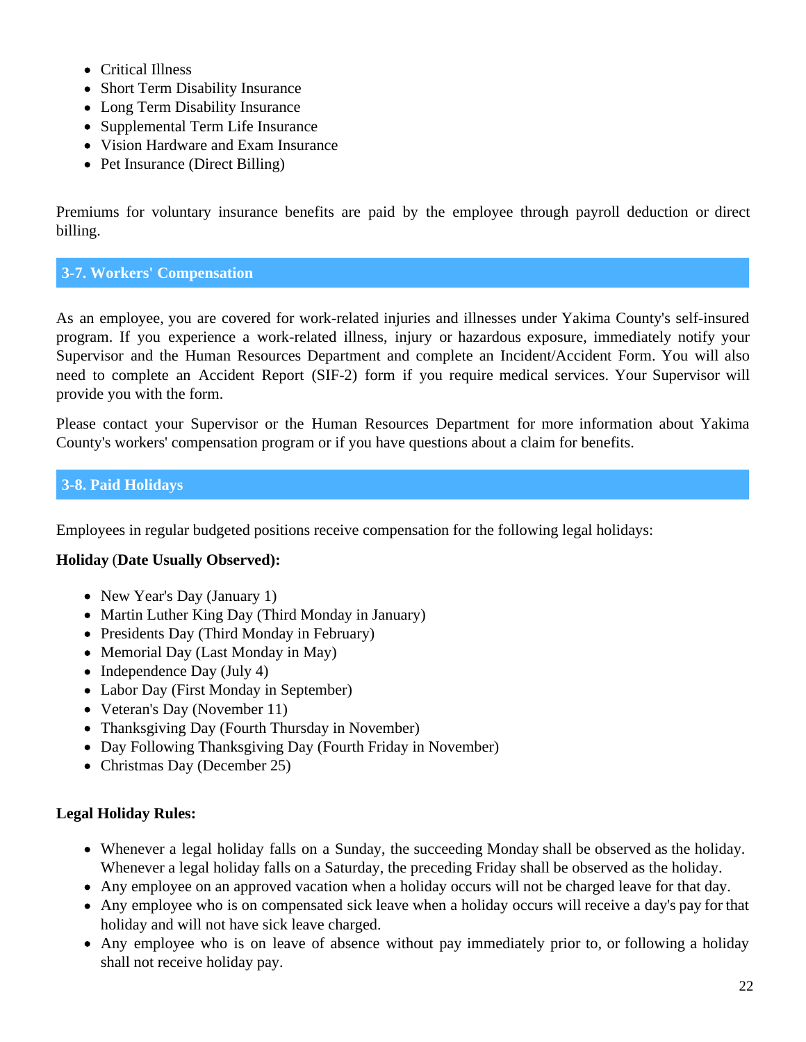- Critical Illness
- Short Term Disability Insurance
- Long Term Disability Insurance
- Supplemental Term Life Insurance
- Vision Hardware and Exam Insurance
- Pet Insurance (Direct Billing)

Premiums for voluntary insurance benefits are paid by the employee through payroll deduction or direct billing.

## 3-7. Workers' Compensation

As an employee, you are covered for work-related injuries and illnesses under Yakima County's self-insured program. If you experience a work-related illness, injury or hazardous exposure, immediately notify your Supervisor and the Human Resources Department and complete an Incident/Accident Form. You will also need to complete an Accident Report (SIF-2) form if you require medical services. Your Supervisor will provide you with the form.

Please contact your Supervisor or the Human Resources Department for more information about Yakima County's workers' compensation program or if you have questions about a claim for benefits.

## 3-8. Paid Holidays

Employees in regular budgeted positions receive compensation for the following legal holidays:

**Holiday (Date Usually Observed):**

- New Year's Day (January 1)
- Martin Luther King Day (Third Monday in January)
- Presidents Day (Third Monday in February)
- Memorial Day (Last Monday in May)
- Independence Day (July 4)
- Labor Day (First Monday in September)
- Veteran's Day (November 11)
- Thanksgiving Day (Fourth Thursday in November)
- Day Following Thanksgiving Day (Fourth Friday in November)
- Christmas Day (December 25)

**Legal Holiday Rules:**

- Whenever a legal holiday falls on a Sunday, the succeeding Monday shall be observed as the holiday. Whenever a legal holiday falls on a Saturday, the preceding Friday shall be observed as the holiday.
- Any employee on an approved vacation when a holiday occurs will not be charged leave for that day.
- Any employee who is on compensated sick leave when a holiday occurs will receive a day's pay for that holiday and will not have sick leave charged.
- Any employee who is on leave of absence without pay immediately prior to, or following a holiday shall not receive holiday pay.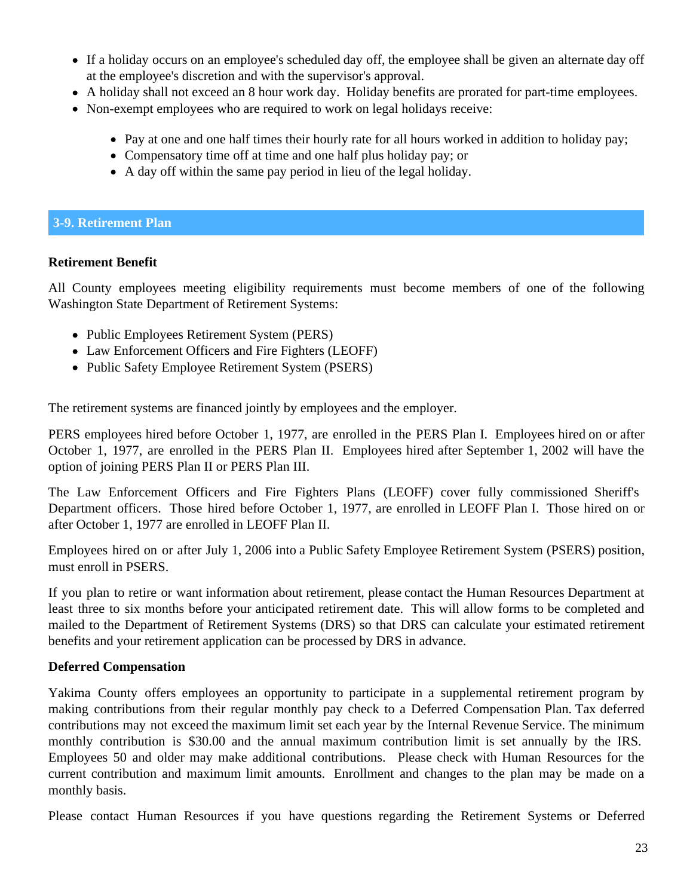- If a holiday occurs on an employee's scheduled day off, the employee shall be given an alternate day off at the employee's discretion and with the supervisor's approval.
- A holiday shall not exceed an 8 hour work day. Holiday benefits are prorated for part-time employees.
- Non-exempt employees who are required to work on legal holidays receive:
  - Pay at one and one half times their hourly rate for all hours worked in addition to holiday pay;
  - Compensatory time off at time and one half plus holiday pay; or
  - A day off within the same pay period in lieu of the legal holiday.

## 3-9. Retirement Plan

**Retirement Benefit**

All County employees meeting eligibility requirements must become members of one of the following Washington State Department of Retirement Systems:

- Public Employees Retirement System (PERS)
- Law Enforcement Officers and Fire Fighters (LEOFF)
- Public Safety Employee Retirement System (PSERS)

The retirement systems are financed jointly by employees and the employer.

PERS employees hired before October 1, 1977, are enrolled in the PERS Plan I. Employees hired on or after October 1, 1977, are enrolled in the PERS Plan II. Employees hired after September 1, 2002 will have the option of joining PERS Plan II or PERS Plan III.

The Law Enforcement Officers and Fire Fighters Plans (LEOFF) cover fully commissioned Sheriff's Department officers. Those hired before October 1, 1977, are enrolled in LEOFF Plan I. Those hired on or after October 1, 1977 are enrolled in LEOFF Plan II.

Employees hired on or after July 1, 2006 into a Public Safety Employee Retirement System (PSERS) position, must enroll in PSERS.

If you plan to retire or want information about retirement, please contact the Human Resources Department at least three to six months before your anticipated retirement date. This will allow forms to be completed and mailed to the Department of Retirement Systems (DRS) so that DRS can calculate your estimated retirement benefits and your retirement application can be processed by DRS in advance.

**Deferred Compensation**

Yakima County offers employees an opportunity to participate in a supplemental retirement program by making contributions from their regular monthly pay check to a Deferred Compensation Plan. Tax deferred contributions may not exceed the maximum limit set each year by the Internal Revenue Service. The minimum monthly contribution is $30.00 and the annual maximum contribution limit is set annually by the IRS. Employees 50 and older may make additional contributions. Please check with Human Resources for the current contribution and maximum limit amounts. Enrollment and changes to the plan may be made on a monthly basis.

Please contact Human Resources if you have questions regarding the Retirement Systems or Deferred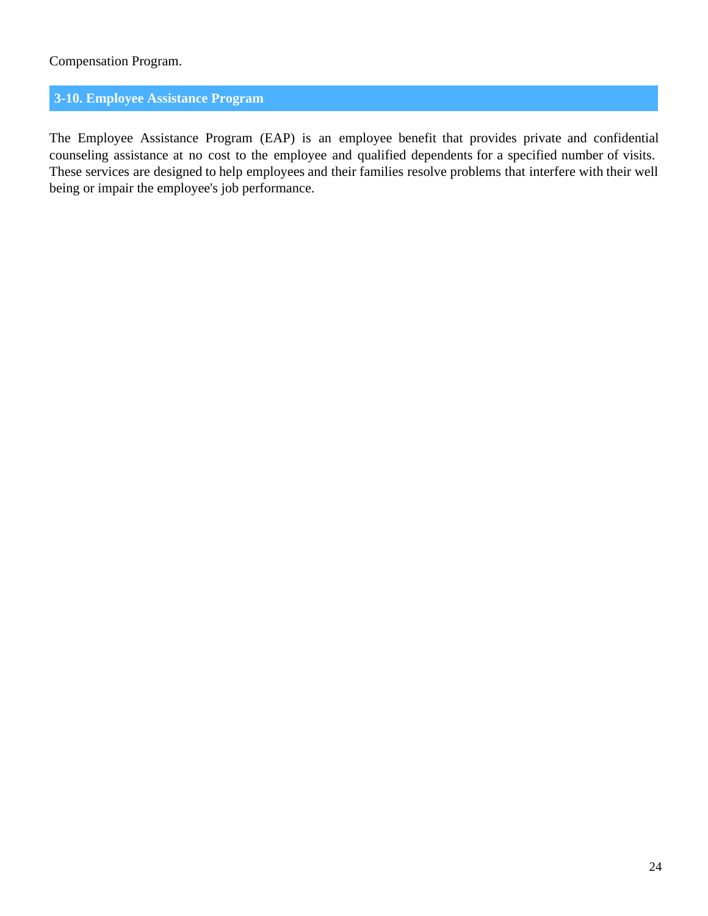Compensation Program.

## 3-10. Employee Assistance Program

The Employee Assistance Program (EAP) is an employee benefit that provides private and confidential counseling assistance at no cost to the employee and qualified dependents for a specified number of visits. These services are designed to help employees and their families resolve problems that interfere with their well being or impair the employee's job performance.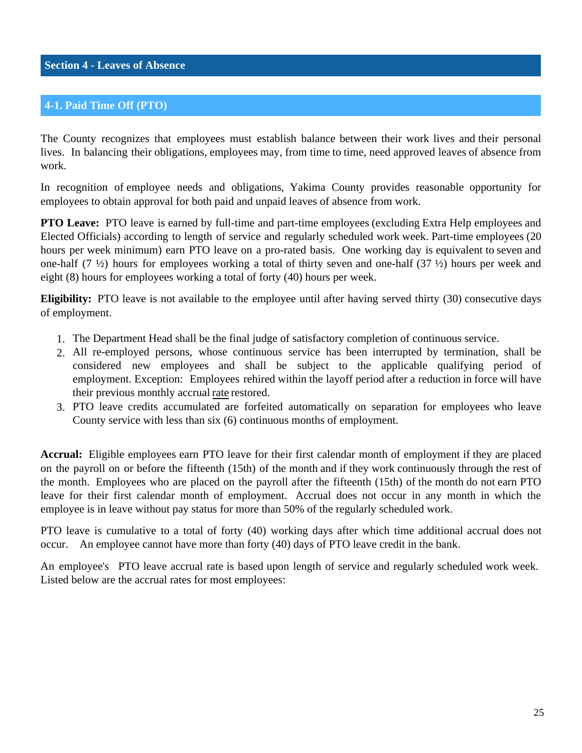# Section 4 - Leaves of Absence

## 4-1. Paid Time Off (PTO)

The County recognizes that employees must establish balance between their work lives and their personal lives. In balancing their obligations, employees may, from time to time, need approved leaves of absence from work.

In recognition of employee needs and obligations, Yakima County provides reasonable opportunity for employees to obtain approval for both paid and unpaid leaves of absence from work.

**PTO Leave:** PTO leave is earned by full-time and part-time employees (excluding Extra Help employees and Elected Officials) according to length of service and regularly scheduled work week. Part-time employees (20 hours per week minimum) earn PTO leave on a pro-rated basis. One working day is equivalent to seven and one-half (7 ½) hours for employees working a total of thirty seven and one-half (37 ½) hours per week and eight (8) hours for employees working a total of forty (40) hours per week.

**Eligibility:** PTO leave is not available to the employee until after having served thirty (30) consecutive days of employment.

1. The Department Head shall be the final judge of satisfactory completion of continuous service.
2. All re-employed persons, whose continuous service has been interrupted by termination, shall be considered new employees and shall be subject to the applicable qualifying period of employment. Exception: Employees rehired within the layoff period after a reduction in force will have their previous monthly accrual rate restored.
3. PTO leave credits accumulated are forfeited automatically on separation for employees who leave County service with less than six (6) continuous months of employment.

**Accrual:** Eligible employees earn PTO leave for their first calendar month of employment if they are placed on the payroll on or before the fifteenth (15th) of the month and if they work continuously through the rest of the month. Employees who are placed on the payroll after the fifteenth (15th) of the month do not earn PTO leave for their first calendar month of employment. Accrual does not occur in any month in which the employee is in leave without pay status for more than 50% of the regularly scheduled work.

PTO leave is cumulative to a total of forty (40) working days after which time additional accrual does not occur. An employee cannot have more than forty (40) days of PTO leave credit in the bank.

An employee's PTO leave accrual rate is based upon length of service and regularly scheduled work week. Listed below are the accrual rates for most employees: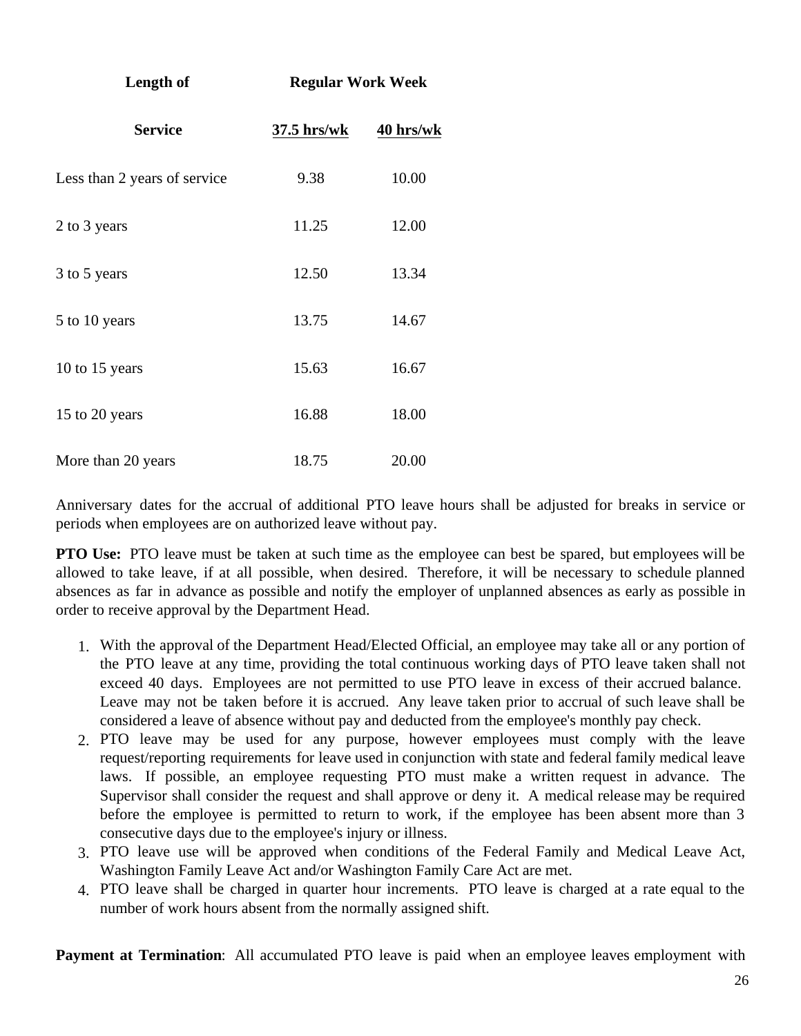| Length of | Regular Work Week | |
|---|---|---|
| Service | 37.5 hrs/wk | 40 hrs/wk |
| Less than 2 years of service | 9.38 | 10.00 |
| 2 to 3 years | 11.25 | 12.00 |
| 3 to 5 years | 12.50 | 13.34 |
| 5 to 10 years | 13.75 | 14.67 |
| 10 to 15 years | 15.63 | 16.67 |
| 15 to 20 years | 16.88 | 18.00 |
| More than 20 years | 18.75 | 20.00 |

Anniversary dates for the accrual of additional PTO leave hours shall be adjusted for breaks in service or periods when employees are on authorized leave without pay.

**PTO Use:** PTO leave must be taken at such time as the employee can best be spared, but employees will be allowed to take leave, if at all possible, when desired. Therefore, it will be necessary to schedule planned absences as far in advance as possible and notify the employer of unplanned absences as early as possible in order to receive approval by the Department Head.

1. With the approval of the Department Head/Elected Official, an employee may take all or any portion of the PTO leave at any time, providing the total continuous working days of PTO leave taken shall not exceed 40 days. Employees are not permitted to use PTO leave in excess of their accrued balance. Leave may not be taken before it is accrued. Any leave taken prior to accrual of such leave shall be considered a leave of absence without pay and deducted from the employee's monthly pay check.
2. PTO leave may be used for any purpose, however employees must comply with the leave request/reporting requirements for leave used in conjunction with state and federal family medical leave laws. If possible, an employee requesting PTO must make a written request in advance. The Supervisor shall consider the request and shall approve or deny it. A medical release may be required before the employee is permitted to return to work, if the employee has been absent more than 3 consecutive days due to the employee's injury or illness.
3. PTO leave use will be approved when conditions of the Federal Family and Medical Leave Act, Washington Family Leave Act and/or Washington Family Care Act are met.
4. PTO leave shall be charged in quarter hour increments. PTO leave is charged at a rate equal to the number of work hours absent from the normally assigned shift.

**Payment at Termination**: All accumulated PTO leave is paid when an employee leaves employment with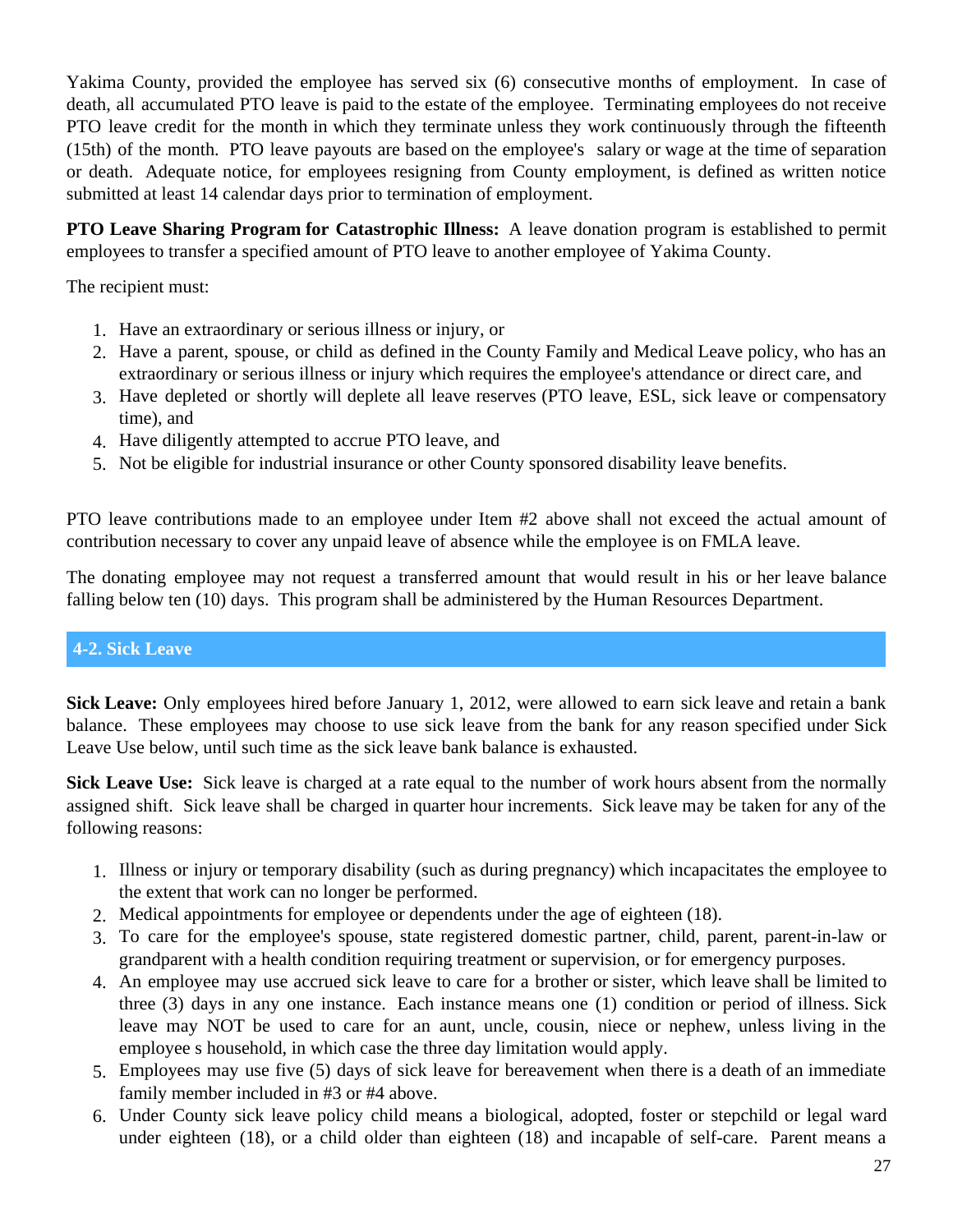Yakima County, provided the employee has served six (6) consecutive months of employment. In case of death, all accumulated PTO leave is paid to the estate of the employee. Terminating employees do not receive PTO leave credit for the month in which they terminate unless they work continuously through the fifteenth (15th) of the month. PTO leave payouts are based on the employee's salary or wage at the time of separation or death. Adequate notice, for employees resigning from County employment, is defined as written notice submitted at least 14 calendar days prior to termination of employment.

**PTO Leave Sharing Program for Catastrophic Illness:** A leave donation program is established to permit employees to transfer a specified amount of PTO leave to another employee of Yakima County.

The recipient must:

1. Have an extraordinary or serious illness or injury, or
2. Have a parent, spouse, or child as defined in the County Family and Medical Leave policy, who has an extraordinary or serious illness or injury which requires the employee's attendance or direct care, and
3. Have depleted or shortly will deplete all leave reserves (PTO leave, ESL, sick leave or compensatory time), and
4. Have diligently attempted to accrue PTO leave, and
5. Not be eligible for industrial insurance or other County sponsored disability leave benefits.

PTO leave contributions made to an employee under Item #2 above shall not exceed the actual amount of contribution necessary to cover any unpaid leave of absence while the employee is on FMLA leave.

The donating employee may not request a transferred amount that would result in his or her leave balance falling below ten (10) days. This program shall be administered by the Human Resources Department.

## 4-2. Sick Leave

**Sick Leave:** Only employees hired before January 1, 2012, were allowed to earn sick leave and retain a bank balance. These employees may choose to use sick leave from the bank for any reason specified under Sick Leave Use below, until such time as the sick leave bank balance is exhausted.

**Sick Leave Use:** Sick leave is charged at a rate equal to the number of work hours absent from the normally assigned shift. Sick leave shall be charged in quarter hour increments. Sick leave may be taken for any of the following reasons:

1. Illness or injury or temporary disability (such as during pregnancy) which incapacitates the employee to the extent that work can no longer be performed.
2. Medical appointments for employee or dependents under the age of eighteen (18).
3. To care for the employee's spouse, state registered domestic partner, child, parent, parent-in-law or grandparent with a health condition requiring treatment or supervision, or for emergency purposes.
4. An employee may use accrued sick leave to care for a brother or sister, which leave shall be limited to three (3) days in any one instance. Each instance means one (1) condition or period of illness. Sick leave may NOT be used to care for an aunt, uncle, cousin, niece or nephew, unless living in the employee s household, in which case the three day limitation would apply.
5. Employees may use five (5) days of sick leave for bereavement when there is a death of an immediate family member included in #3 or #4 above.
6. Under County sick leave policy child means a biological, adopted, foster or stepchild or legal ward under eighteen (18), or a child older than eighteen (18) and incapable of self-care. Parent means a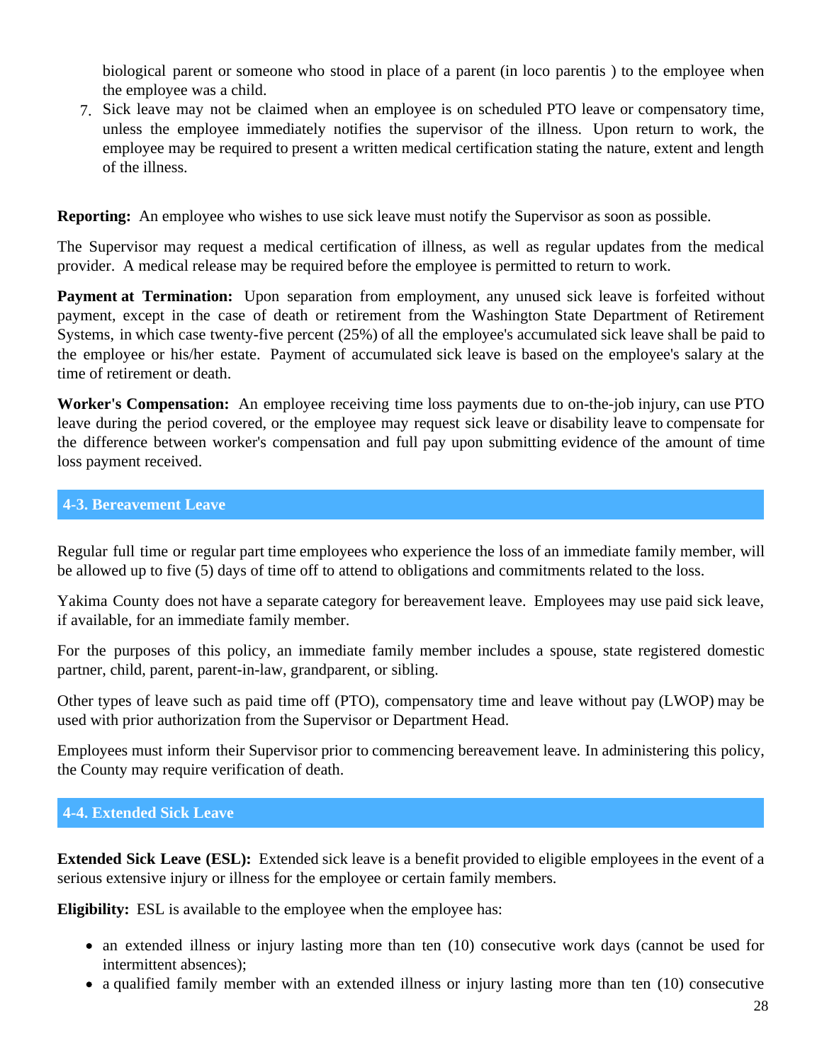biological parent or someone who stood in place of a parent (in loco parentis ) to the employee when the employee was a child.

7. Sick leave may not be claimed when an employee is on scheduled PTO leave or compensatory time, unless the employee immediately notifies the supervisor of the illness. Upon return to work, the employee may be required to present a written medical certification stating the nature, extent and length of the illness.

**Reporting:** An employee who wishes to use sick leave must notify the Supervisor as soon as possible.

The Supervisor may request a medical certification of illness, as well as regular updates from the medical provider. A medical release may be required before the employee is permitted to return to work.

**Payment at Termination:** Upon separation from employment, any unused sick leave is forfeited without payment, except in the case of death or retirement from the Washington State Department of Retirement Systems, in which case twenty-five percent (25%) of all the employee's accumulated sick leave shall be paid to the employee or his/her estate. Payment of accumulated sick leave is based on the employee's salary at the time of retirement or death.

**Worker's Compensation:** An employee receiving time loss payments due to on-the-job injury, can use PTO leave during the period covered, or the employee may request sick leave or disability leave to compensate for the difference between worker's compensation and full pay upon submitting evidence of the amount of time loss payment received.

## 4-3. Bereavement Leave

Regular full time or regular part time employees who experience the loss of an immediate family member, will be allowed up to five (5) days of time off to attend to obligations and commitments related to the loss.

Yakima County does not have a separate category for bereavement leave. Employees may use paid sick leave, if available, for an immediate family member.

For the purposes of this policy, an immediate family member includes a spouse, state registered domestic partner, child, parent, parent-in-law, grandparent, or sibling.

Other types of leave such as paid time off (PTO), compensatory time and leave without pay (LWOP) may be used with prior authorization from the Supervisor or Department Head.

Employees must inform their Supervisor prior to commencing bereavement leave. In administering this policy, the County may require verification of death.

## 4-4. Extended Sick Leave

**Extended Sick Leave (ESL):** Extended sick leave is a benefit provided to eligible employees in the event of a serious extensive injury or illness for the employee or certain family members.

**Eligibility:** ESL is available to the employee when the employee has:

- an extended illness or injury lasting more than ten (10) consecutive work days (cannot be used for intermittent absences);
- a qualified family member with an extended illness or injury lasting more than ten (10) consecutive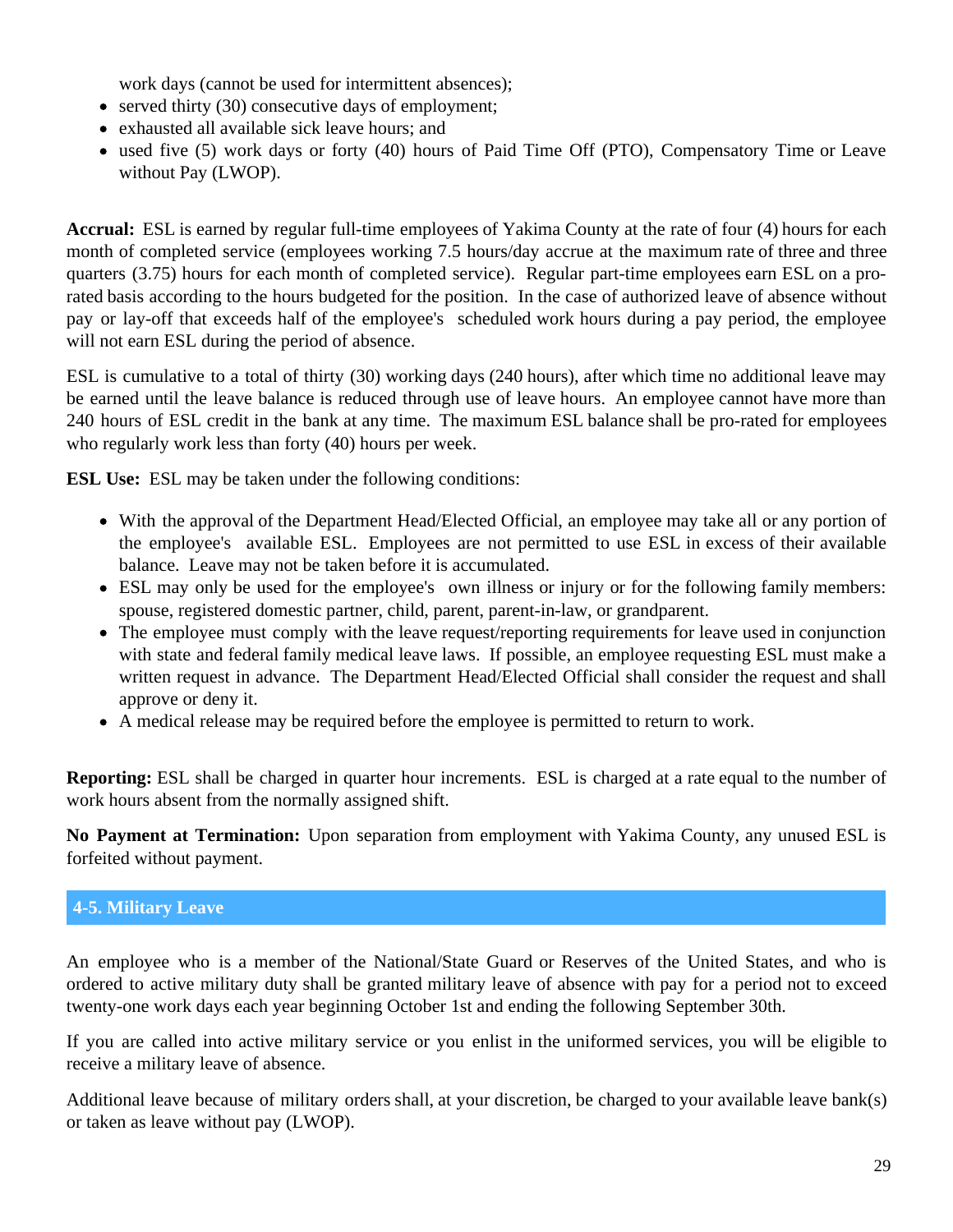work days (cannot be used for intermittent absences);

- served thirty (30) consecutive days of employment;
- exhausted all available sick leave hours; and
- used five (5) work days or forty (40) hours of Paid Time Off (PTO), Compensatory Time or Leave without Pay (LWOP).

**Accrual:** ESL is earned by regular full-time employees of Yakima County at the rate of four (4) hours for each month of completed service (employees working 7.5 hours/day accrue at the maximum rate of three and three quarters (3.75) hours for each month of completed service). Regular part-time employees earn ESL on a pro-rated basis according to the hours budgeted for the position. In the case of authorized leave of absence without pay or lay-off that exceeds half of the employee's scheduled work hours during a pay period, the employee will not earn ESL during the period of absence.

ESL is cumulative to a total of thirty (30) working days (240 hours), after which time no additional leave may be earned until the leave balance is reduced through use of leave hours. An employee cannot have more than 240 hours of ESL credit in the bank at any time. The maximum ESL balance shall be pro-rated for employees who regularly work less than forty (40) hours per week.

**ESL Use:** ESL may be taken under the following conditions:

- With the approval of the Department Head/Elected Official, an employee may take all or any portion of the employee's available ESL. Employees are not permitted to use ESL in excess of their available balance. Leave may not be taken before it is accumulated.
- ESL may only be used for the employee's own illness or injury or for the following family members: spouse, registered domestic partner, child, parent, parent-in-law, or grandparent.
- The employee must comply with the leave request/reporting requirements for leave used in conjunction with state and federal family medical leave laws. If possible, an employee requesting ESL must make a written request in advance. The Department Head/Elected Official shall consider the request and shall approve or deny it.
- A medical release may be required before the employee is permitted to return to work.

**Reporting:** ESL shall be charged in quarter hour increments. ESL is charged at a rate equal to the number of work hours absent from the normally assigned shift.

**No Payment at Termination:** Upon separation from employment with Yakima County, any unused ESL is forfeited without payment.

## 4-5. Military Leave

An employee who is a member of the National/State Guard or Reserves of the United States, and who is ordered to active military duty shall be granted military leave of absence with pay for a period not to exceed twenty-one work days each year beginning October 1st and ending the following September 30th.

If you are called into active military service or you enlist in the uniformed services, you will be eligible to receive a military leave of absence.

Additional leave because of military orders shall, at your discretion, be charged to your available leave bank(s) or taken as leave without pay (LWOP).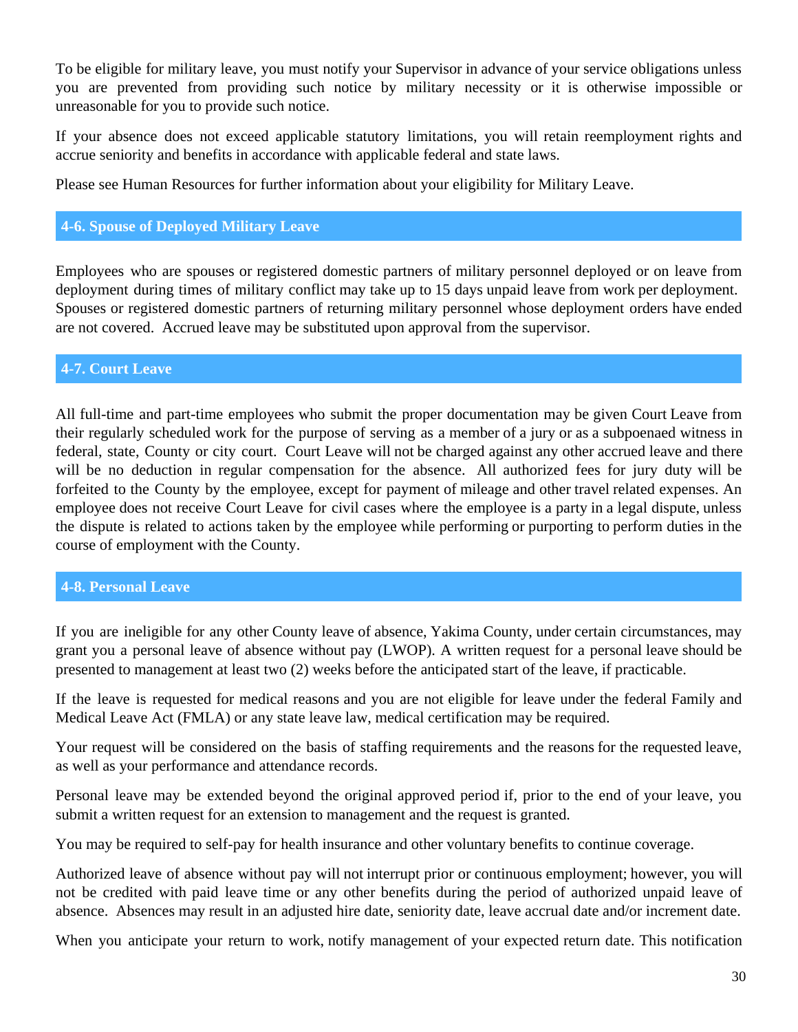To be eligible for military leave, you must notify your Supervisor in advance of your service obligations unless you are prevented from providing such notice by military necessity or it is otherwise impossible or unreasonable for you to provide such notice.

If your absence does not exceed applicable statutory limitations, you will retain reemployment rights and accrue seniority and benefits in accordance with applicable federal and state laws.

Please see Human Resources for further information about your eligibility for Military Leave.

## 4-6. Spouse of Deployed Military Leave

Employees who are spouses or registered domestic partners of military personnel deployed or on leave from deployment during times of military conflict may take up to 15 days unpaid leave from work per deployment. Spouses or registered domestic partners of returning military personnel whose deployment orders have ended are not covered. Accrued leave may be substituted upon approval from the supervisor.

## 4-7. Court Leave

All full-time and part-time employees who submit the proper documentation may be given Court Leave from their regularly scheduled work for the purpose of serving as a member of a jury or as a subpoenaed witness in federal, state, County or city court. Court Leave will not be charged against any other accrued leave and there will be no deduction in regular compensation for the absence. All authorized fees for jury duty will be forfeited to the County by the employee, except for payment of mileage and other travel related expenses. An employee does not receive Court Leave for civil cases where the employee is a party in a legal dispute, unless the dispute is related to actions taken by the employee while performing or purporting to perform duties in the course of employment with the County.

## 4-8. Personal Leave

If you are ineligible for any other County leave of absence, Yakima County, under certain circumstances, may grant you a personal leave of absence without pay (LWOP). A written request for a personal leave should be presented to management at least two (2) weeks before the anticipated start of the leave, if practicable.

If the leave is requested for medical reasons and you are not eligible for leave under the federal Family and Medical Leave Act (FMLA) or any state leave law, medical certification may be required.

Your request will be considered on the basis of staffing requirements and the reasons for the requested leave, as well as your performance and attendance records.

Personal leave may be extended beyond the original approved period if, prior to the end of your leave, you submit a written request for an extension to management and the request is granted.

You may be required to self-pay for health insurance and other voluntary benefits to continue coverage.

Authorized leave of absence without pay will not interrupt prior or continuous employment; however, you will not be credited with paid leave time or any other benefits during the period of authorized unpaid leave of absence. Absences may result in an adjusted hire date, seniority date, leave accrual date and/or increment date.

When you anticipate your return to work, notify management of your expected return date. This notification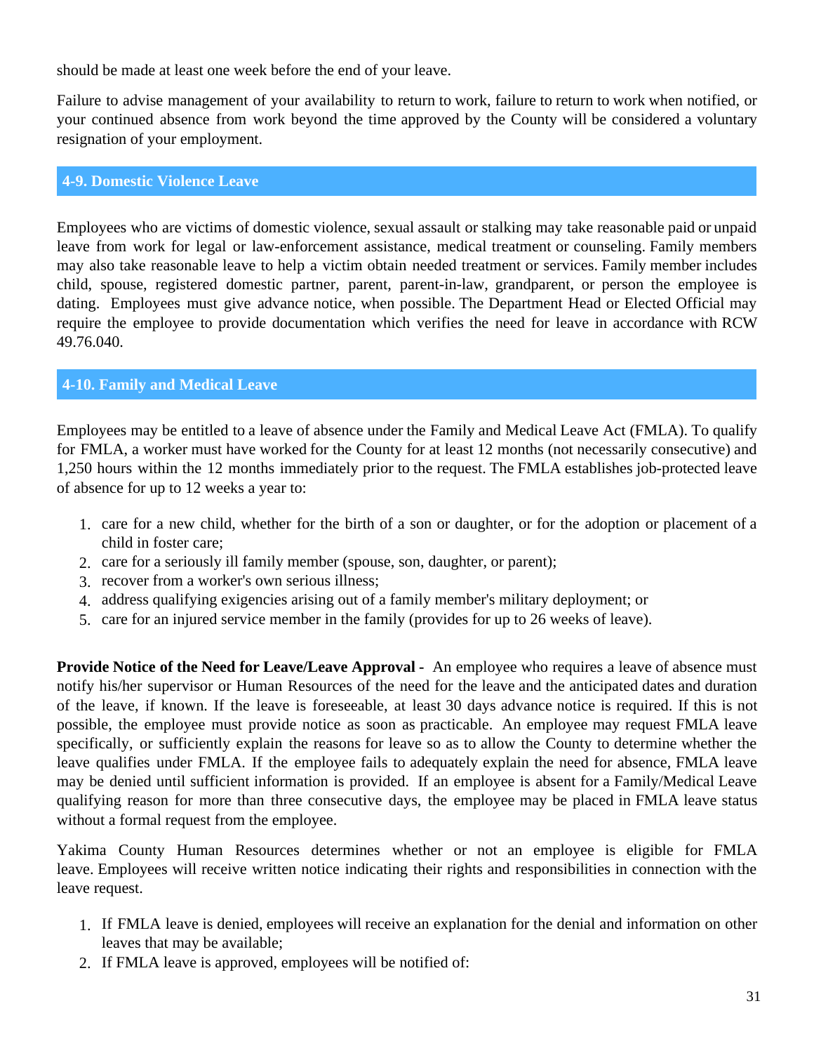should be made at least one week before the end of your leave.

Failure to advise management of your availability to return to work, failure to return to work when notified, or your continued absence from work beyond the time approved by the County will be considered a voluntary resignation of your employment.

## 4-9. Domestic Violence Leave

Employees who are victims of domestic violence, sexual assault or stalking may take reasonable paid or unpaid leave from work for legal or law-enforcement assistance, medical treatment or counseling. Family members may also take reasonable leave to help a victim obtain needed treatment or services. Family member includes child, spouse, registered domestic partner, parent, parent-in-law, grandparent, or person the employee is dating. Employees must give advance notice, when possible. The Department Head or Elected Official may require the employee to provide documentation which verifies the need for leave in accordance with RCW 49.76.040.

## 4-10. Family and Medical Leave

Employees may be entitled to a leave of absence under the Family and Medical Leave Act (FMLA). To qualify for FMLA, a worker must have worked for the County for at least 12 months (not necessarily consecutive) and 1,250 hours within the 12 months immediately prior to the request. The FMLA establishes job-protected leave of absence for up to 12 weeks a year to:

1. care for a new child, whether for the birth of a son or daughter, or for the adoption or placement of a child in foster care;
2. care for a seriously ill family member (spouse, son, daughter, or parent);
3. recover from a worker's own serious illness;
4. address qualifying exigencies arising out of a family member's military deployment; or
5. care for an injured service member in the family (provides for up to 26 weeks of leave).

**Provide Notice of the Need for Leave/Leave Approval -** An employee who requires a leave of absence must notify his/her supervisor or Human Resources of the need for the leave and the anticipated dates and duration of the leave, if known. If the leave is foreseeable, at least 30 days advance notice is required. If this is not possible, the employee must provide notice as soon as practicable. An employee may request FMLA leave specifically, or sufficiently explain the reasons for leave so as to allow the County to determine whether the leave qualifies under FMLA. If the employee fails to adequately explain the need for absence, FMLA leave may be denied until sufficient information is provided. If an employee is absent for a Family/Medical Leave qualifying reason for more than three consecutive days, the employee may be placed in FMLA leave status without a formal request from the employee.

Yakima County Human Resources determines whether or not an employee is eligible for FMLA leave. Employees will receive written notice indicating their rights and responsibilities in connection with the leave request.

1. If FMLA leave is denied, employees will receive an explanation for the denial and information on other leaves that may be available;
2. If FMLA leave is approved, employees will be notified of: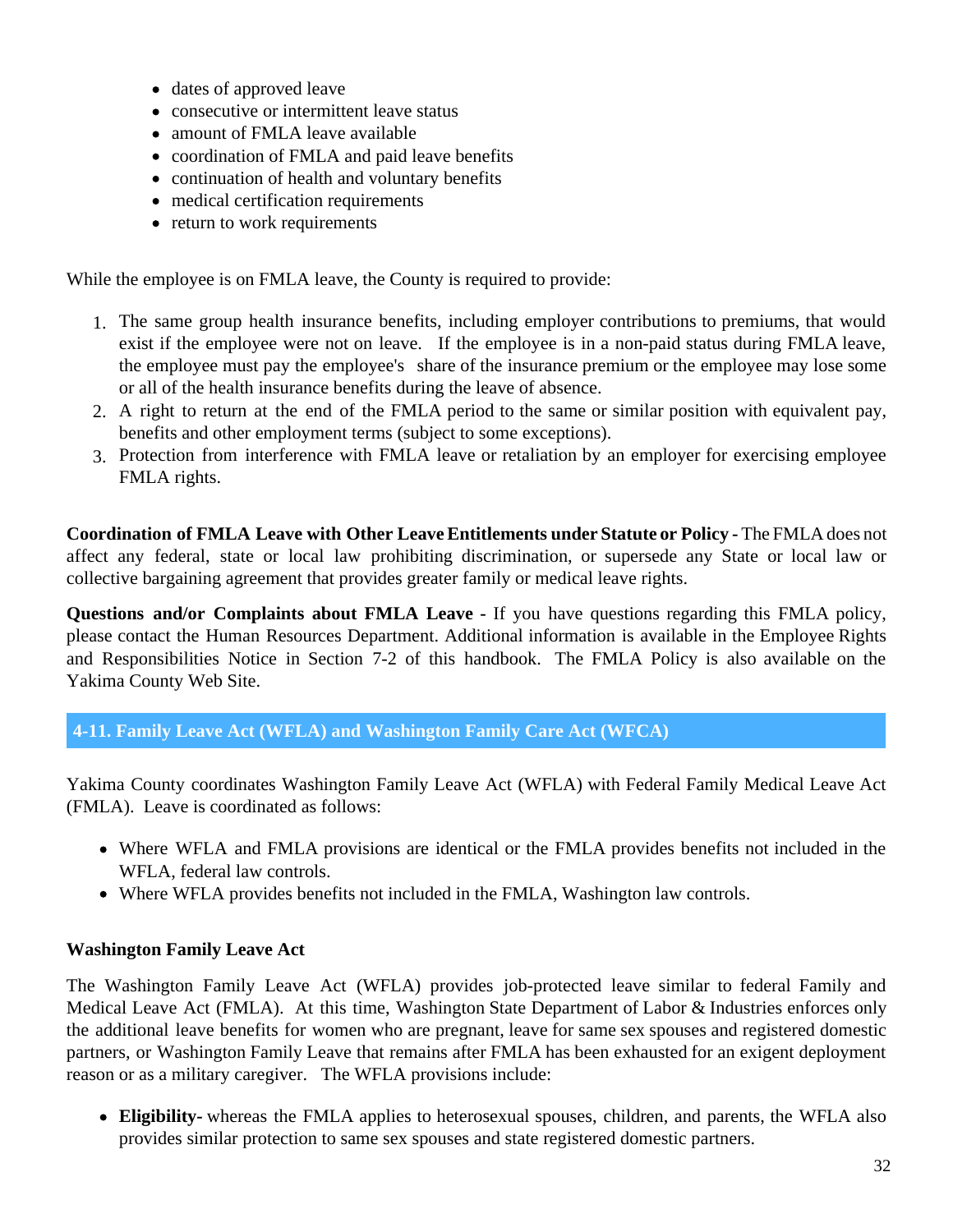- dates of approved leave
- consecutive or intermittent leave status
- amount of FMLA leave available
- coordination of FMLA and paid leave benefits
- continuation of health and voluntary benefits
- medical certification requirements
- return to work requirements

While the employee is on FMLA leave, the County is required to provide:

1. The same group health insurance benefits, including employer contributions to premiums, that would exist if the employee were not on leave. If the employee is in a non-paid status during FMLA leave, the employee must pay the employee's share of the insurance premium or the employee may lose some or all of the health insurance benefits during the leave of absence.
2. A right to return at the end of the FMLA period to the same or similar position with equivalent pay, benefits and other employment terms (subject to some exceptions).
3. Protection from interference with FMLA leave or retaliation by an employer for exercising employee FMLA rights.

**Coordination of FMLA Leave with Other Leave Entitlements under Statute or Policy -** The FMLA does not affect any federal, state or local law prohibiting discrimination, or supersede any State or local law or collective bargaining agreement that provides greater family or medical leave rights.

**Questions and/or Complaints about FMLA Leave -** If you have questions regarding this FMLA policy, please contact the Human Resources Department. Additional information is available in the Employee Rights and Responsibilities Notice in Section 7-2 of this handbook. The FMLA Policy is also available on the Yakima County Web Site.

## 4-11. Family Leave Act (WFLA) and Washington Family Care Act (WFCA)

Yakima County coordinates Washington Family Leave Act (WFLA) with Federal Family Medical Leave Act (FMLA). Leave is coordinated as follows:

- Where WFLA and FMLA provisions are identical or the FMLA provides benefits not included in the WFLA, federal law controls.
- Where WFLA provides benefits not included in the FMLA, Washington law controls.

### Washington Family Leave Act

The Washington Family Leave Act (WFLA) provides job-protected leave similar to federal Family and Medical Leave Act (FMLA). At this time, Washington State Department of Labor & Industries enforces only the additional leave benefits for women who are pregnant, leave for same sex spouses and registered domestic partners, or Washington Family Leave that remains after FMLA has been exhausted for an exigent deployment reason or as a military caregiver. The WFLA provisions include:

- **Eligibility-** whereas the FMLA applies to heterosexual spouses, children, and parents, the WFLA also provides similar protection to same sex spouses and state registered domestic partners.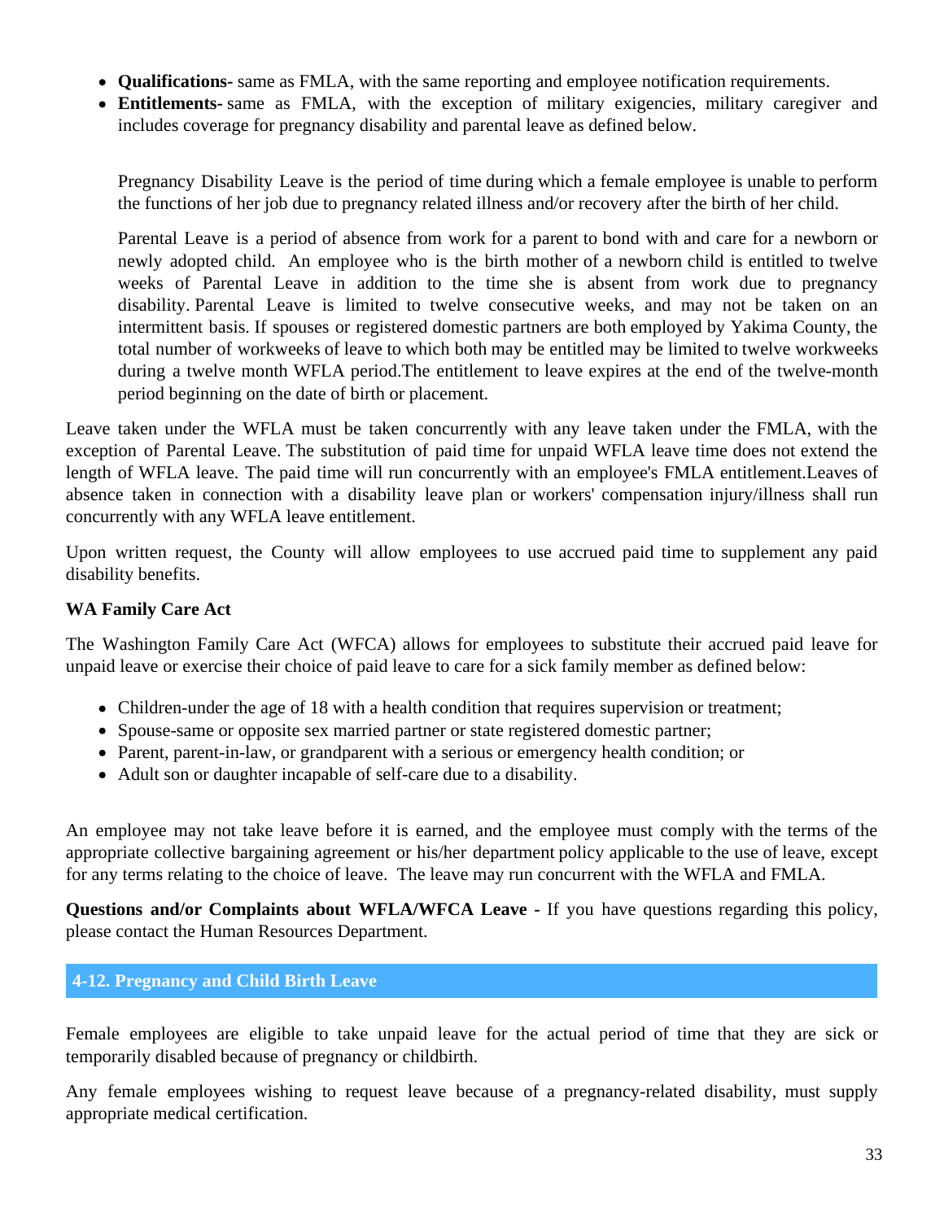- **Qualifications-** same as FMLA, with the same reporting and employee notification requirements.
- **Entitlements-** same as FMLA, with the exception of military exigencies, military caregiver and includes coverage for pregnancy disability and parental leave as defined below.

  Pregnancy Disability Leave is the period of time during which a female employee is unable to perform the functions of her job due to pregnancy related illness and/or recovery after the birth of her child.

  Parental Leave is a period of absence from work for a parent to bond with and care for a newborn or newly adopted child. An employee who is the birth mother of a newborn child is entitled to twelve weeks of Parental Leave in addition to the time she is absent from work due to pregnancy disability. Parental Leave is limited to twelve consecutive weeks, and may not be taken on an intermittent basis. If spouses or registered domestic partners are both employed by Yakima County, the total number of workweeks of leave to which both may be entitled may be limited to twelve workweeks during a twelve month WFLA period.The entitlement to leave expires at the end of the twelve-month period beginning on the date of birth or placement.

Leave taken under the WFLA must be taken concurrently with any leave taken under the FMLA, with the exception of Parental Leave. The substitution of paid time for unpaid WFLA leave time does not extend the length of WFLA leave. The paid time will run concurrently with an employee's FMLA entitlement.Leaves of absence taken in connection with a disability leave plan or workers' compensation injury/illness shall run concurrently with any WFLA leave entitlement.

Upon written request, the County will allow employees to use accrued paid time to supplement any paid disability benefits.

**WA Family Care Act**

The Washington Family Care Act (WFCA) allows for employees to substitute their accrued paid leave for unpaid leave or exercise their choice of paid leave to care for a sick family member as defined below:

- Children-under the age of 18 with a health condition that requires supervision or treatment;
- Spouse-same or opposite sex married partner or state registered domestic partner;
- Parent, parent-in-law, or grandparent with a serious or emergency health condition; or
- Adult son or daughter incapable of self-care due to a disability.

An employee may not take leave before it is earned, and the employee must comply with the terms of the appropriate collective bargaining agreement or his/her department policy applicable to the use of leave, except for any terms relating to the choice of leave. The leave may run concurrent with the WFLA and FMLA.

**Questions and/or Complaints about WFLA/WFCA Leave -** If you have questions regarding this policy, please contact the Human Resources Department.

## 4-12. Pregnancy and Child Birth Leave

Female employees are eligible to take unpaid leave for the actual period of time that they are sick or temporarily disabled because of pregnancy or childbirth.

Any female employees wishing to request leave because of a pregnancy-related disability, must supply appropriate medical certification.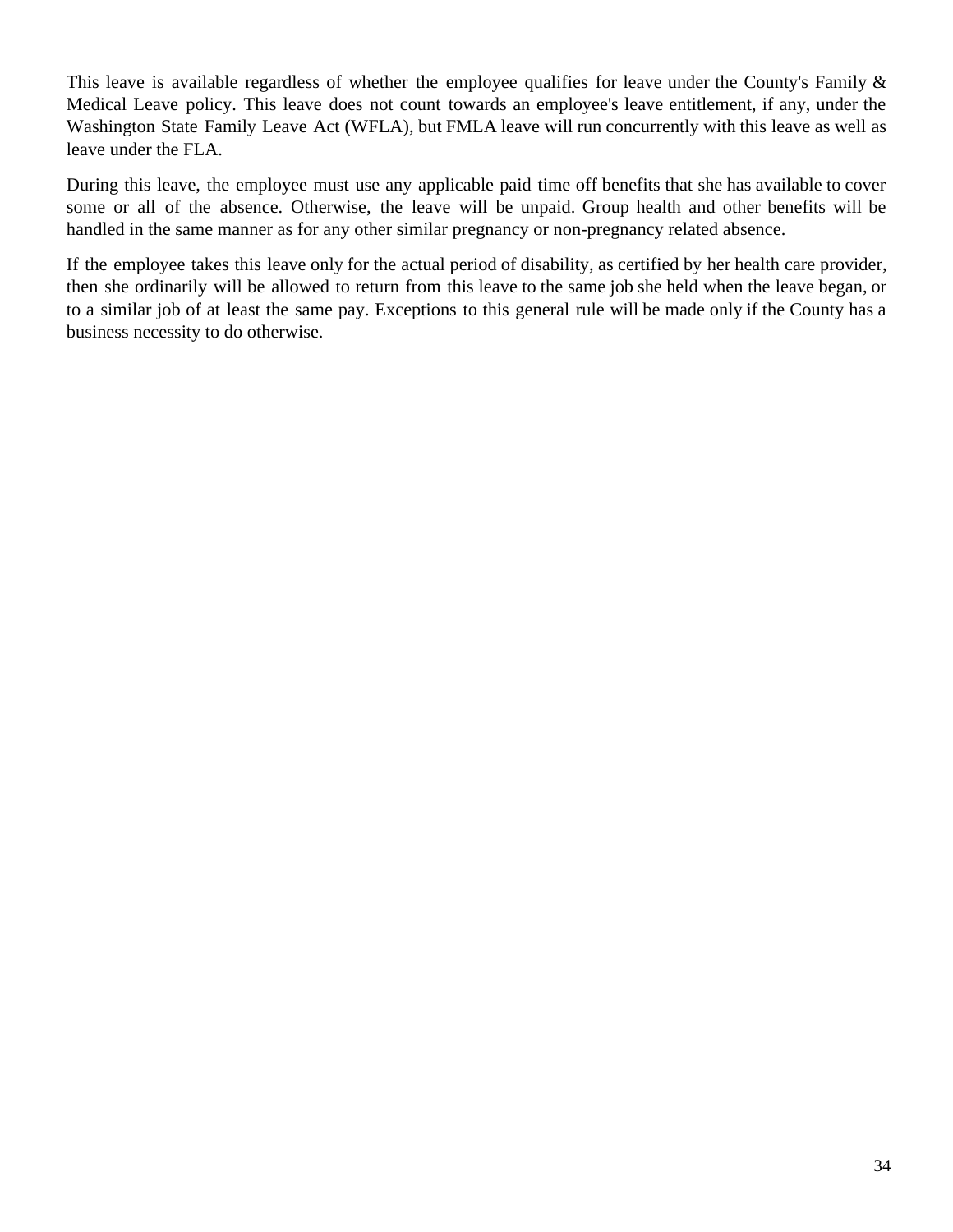This leave is available regardless of whether the employee qualifies for leave under the County's Family & Medical Leave policy. This leave does not count towards an employee's leave entitlement, if any, under the Washington State Family Leave Act (WFLA), but FMLA leave will run concurrently with this leave as well as leave under the FLA.

During this leave, the employee must use any applicable paid time off benefits that she has available to cover some or all of the absence. Otherwise, the leave will be unpaid. Group health and other benefits will be handled in the same manner as for any other similar pregnancy or non-pregnancy related absence.

If the employee takes this leave only for the actual period of disability, as certified by her health care provider, then she ordinarily will be allowed to return from this leave to the same job she held when the leave began, or to a similar job of at least the same pay. Exceptions to this general rule will be made only if the County has a business necessity to do otherwise.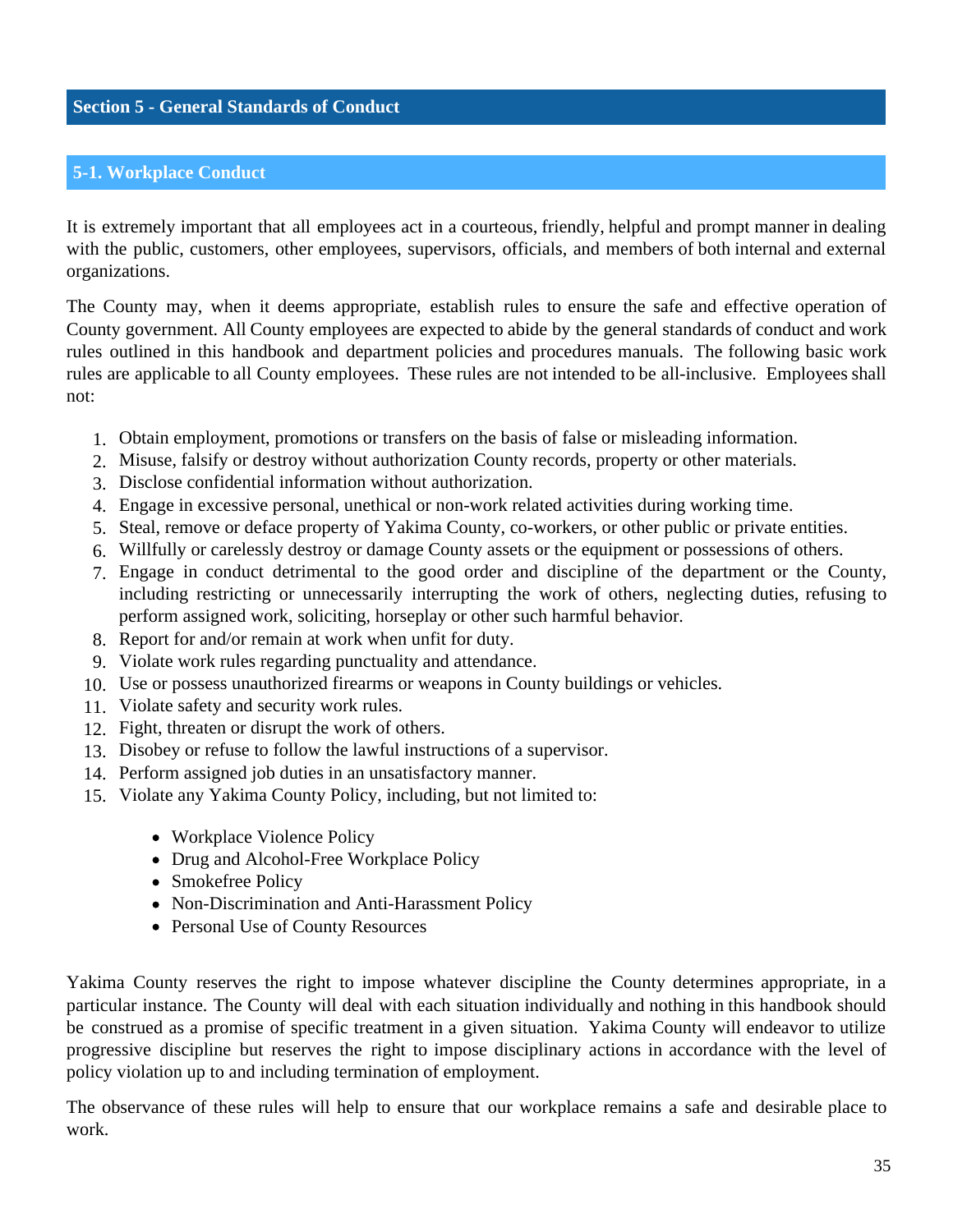## Section 5 - General Standards of Conduct

### 5-1. Workplace Conduct

It is extremely important that all employees act in a courteous, friendly, helpful and prompt manner in dealing with the public, customers, other employees, supervisors, officials, and members of both internal and external organizations.

The County may, when it deems appropriate, establish rules to ensure the safe and effective operation of County government. All County employees are expected to abide by the general standards of conduct and work rules outlined in this handbook and department policies and procedures manuals. The following basic work rules are applicable to all County employees. These rules are not intended to be all-inclusive. Employees shall not:

1. Obtain employment, promotions or transfers on the basis of false or misleading information.
2. Misuse, falsify or destroy without authorization County records, property or other materials.
3. Disclose confidential information without authorization.
4. Engage in excessive personal, unethical or non-work related activities during working time.
5. Steal, remove or deface property of Yakima County, co-workers, or other public or private entities.
6. Willfully or carelessly destroy or damage County assets or the equipment or possessions of others.
7. Engage in conduct detrimental to the good order and discipline of the department or the County, including restricting or unnecessarily interrupting the work of others, neglecting duties, refusing to perform assigned work, soliciting, horseplay or other such harmful behavior.
8. Report for and/or remain at work when unfit for duty.
9. Violate work rules regarding punctuality and attendance.
10. Use or possess unauthorized firearms or weapons in County buildings or vehicles.
11. Violate safety and security work rules.
12. Fight, threaten or disrupt the work of others.
13. Disobey or refuse to follow the lawful instructions of a supervisor.
14. Perform assigned job duties in an unsatisfactory manner.
15. Violate any Yakima County Policy, including, but not limited to:
    - Workplace Violence Policy
    - Drug and Alcohol-Free Workplace Policy
    - Smokefree Policy
    - Non-Discrimination and Anti-Harassment Policy
    - Personal Use of County Resources

Yakima County reserves the right to impose whatever discipline the County determines appropriate, in a particular instance. The County will deal with each situation individually and nothing in this handbook should be construed as a promise of specific treatment in a given situation. Yakima County will endeavor to utilize progressive discipline but reserves the right to impose disciplinary actions in accordance with the level of policy violation up to and including termination of employment.

The observance of these rules will help to ensure that our workplace remains a safe and desirable place to work.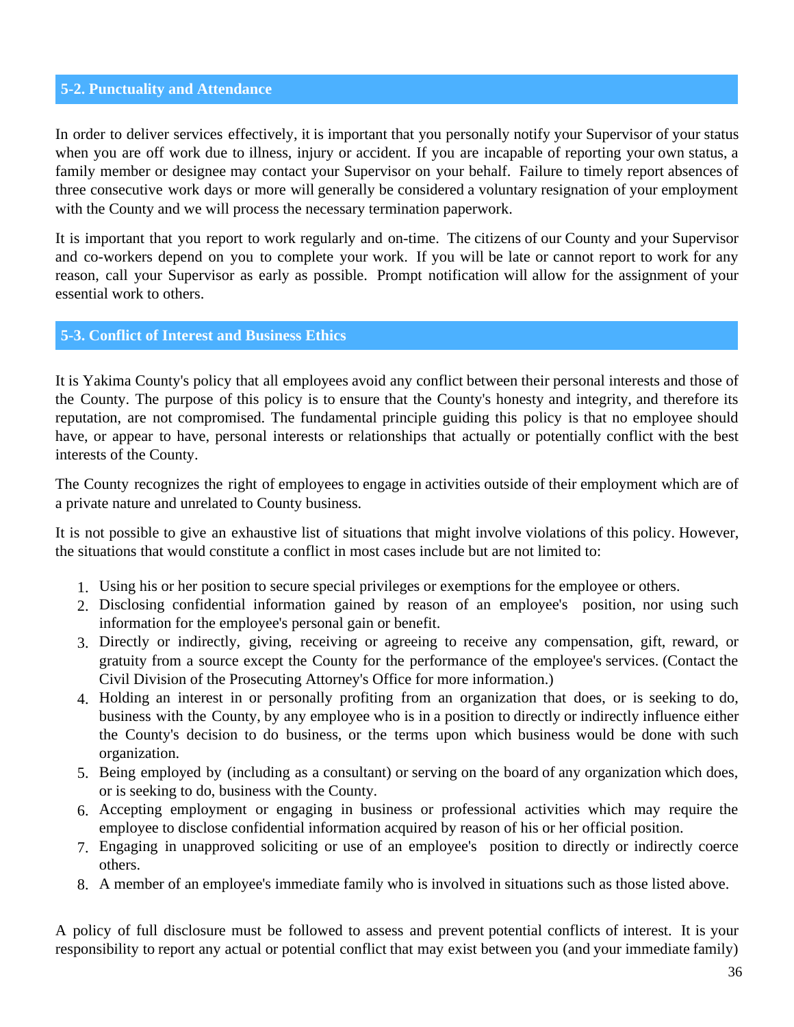## 5-2. Punctuality and Attendance

In order to deliver services effectively, it is important that you personally notify your Supervisor of your status when you are off work due to illness, injury or accident. If you are incapable of reporting your own status, a family member or designee may contact your Supervisor on your behalf. Failure to timely report absences of three consecutive work days or more will generally be considered a voluntary resignation of your employment with the County and we will process the necessary termination paperwork.

It is important that you report to work regularly and on-time. The citizens of our County and your Supervisor and co-workers depend on you to complete your work. If you will be late or cannot report to work for any reason, call your Supervisor as early as possible. Prompt notification will allow for the assignment of your essential work to others.

## 5-3. Conflict of Interest and Business Ethics

It is Yakima County's policy that all employees avoid any conflict between their personal interests and those of the County. The purpose of this policy is to ensure that the County's honesty and integrity, and therefore its reputation, are not compromised. The fundamental principle guiding this policy is that no employee should have, or appear to have, personal interests or relationships that actually or potentially conflict with the best interests of the County.

The County recognizes the right of employees to engage in activities outside of their employment which are of a private nature and unrelated to County business.

It is not possible to give an exhaustive list of situations that might involve violations of this policy. However, the situations that would constitute a conflict in most cases include but are not limited to:

1. Using his or her position to secure special privileges or exemptions for the employee or others.
2. Disclosing confidential information gained by reason of an employee's position, nor using such information for the employee's personal gain or benefit.
3. Directly or indirectly, giving, receiving or agreeing to receive any compensation, gift, reward, or gratuity from a source except the County for the performance of the employee's services. (Contact the Civil Division of the Prosecuting Attorney's Office for more information.)
4. Holding an interest in or personally profiting from an organization that does, or is seeking to do, business with the County, by any employee who is in a position to directly or indirectly influence either the County's decision to do business, or the terms upon which business would be done with such organization.
5. Being employed by (including as a consultant) or serving on the board of any organization which does, or is seeking to do, business with the County.
6. Accepting employment or engaging in business or professional activities which may require the employee to disclose confidential information acquired by reason of his or her official position.
7. Engaging in unapproved soliciting or use of an employee's position to directly or indirectly coerce others.
8. A member of an employee's immediate family who is involved in situations such as those listed above.

A policy of full disclosure must be followed to assess and prevent potential conflicts of interest. It is your responsibility to report any actual or potential conflict that may exist between you (and your immediate family)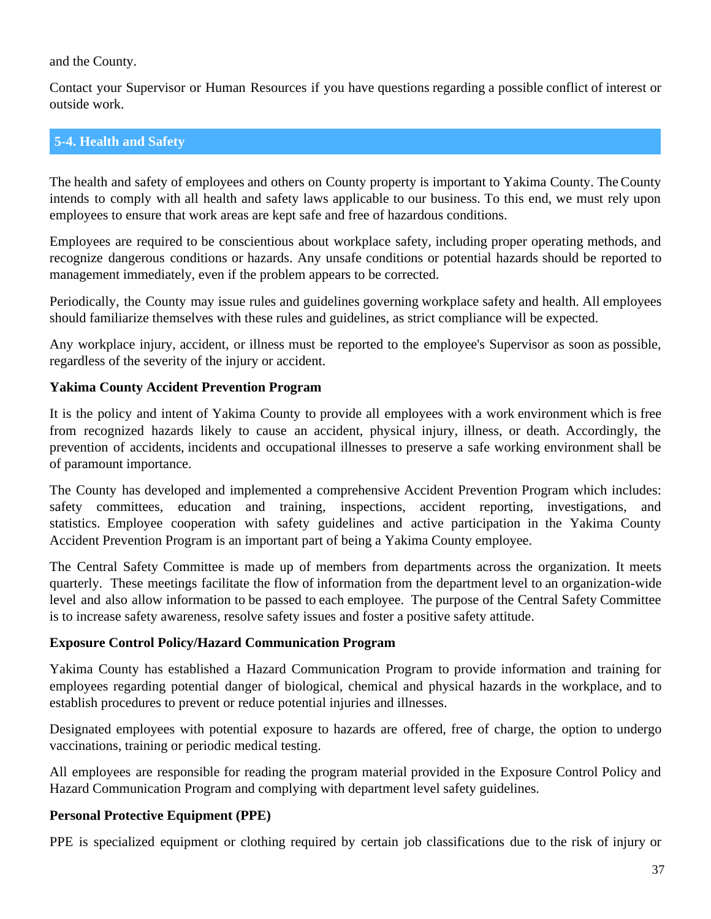and the County.

Contact your Supervisor or Human Resources if you have questions regarding a possible conflict of interest or outside work.

## 5-4. Health and Safety

The health and safety of employees and others on County property is important to Yakima County. The County intends to comply with all health and safety laws applicable to our business. To this end, we must rely upon employees to ensure that work areas are kept safe and free of hazardous conditions.

Employees are required to be conscientious about workplace safety, including proper operating methods, and recognize dangerous conditions or hazards. Any unsafe conditions or potential hazards should be reported to management immediately, even if the problem appears to be corrected.

Periodically, the County may issue rules and guidelines governing workplace safety and health. All employees should familiarize themselves with these rules and guidelines, as strict compliance will be expected.

Any workplace injury, accident, or illness must be reported to the employee's Supervisor as soon as possible, regardless of the severity of the injury or accident.

**Yakima County Accident Prevention Program**

It is the policy and intent of Yakima County to provide all employees with a work environment which is free from recognized hazards likely to cause an accident, physical injury, illness, or death. Accordingly, the prevention of accidents, incidents and occupational illnesses to preserve a safe working environment shall be of paramount importance.

The County has developed and implemented a comprehensive Accident Prevention Program which includes: safety committees, education and training, inspections, accident reporting, investigations, and statistics. Employee cooperation with safety guidelines and active participation in the Yakima County Accident Prevention Program is an important part of being a Yakima County employee.

The Central Safety Committee is made up of members from departments across the organization. It meets quarterly. These meetings facilitate the flow of information from the department level to an organization-wide level and also allow information to be passed to each employee. The purpose of the Central Safety Committee is to increase safety awareness, resolve safety issues and foster a positive safety attitude.

**Exposure Control Policy/Hazard Communication Program**

Yakima County has established a Hazard Communication Program to provide information and training for employees regarding potential danger of biological, chemical and physical hazards in the workplace, and to establish procedures to prevent or reduce potential injuries and illnesses.

Designated employees with potential exposure to hazards are offered, free of charge, the option to undergo vaccinations, training or periodic medical testing.

All employees are responsible for reading the program material provided in the Exposure Control Policy and Hazard Communication Program and complying with department level safety guidelines.

**Personal Protective Equipment (PPE)**

PPE is specialized equipment or clothing required by certain job classifications due to the risk of injury or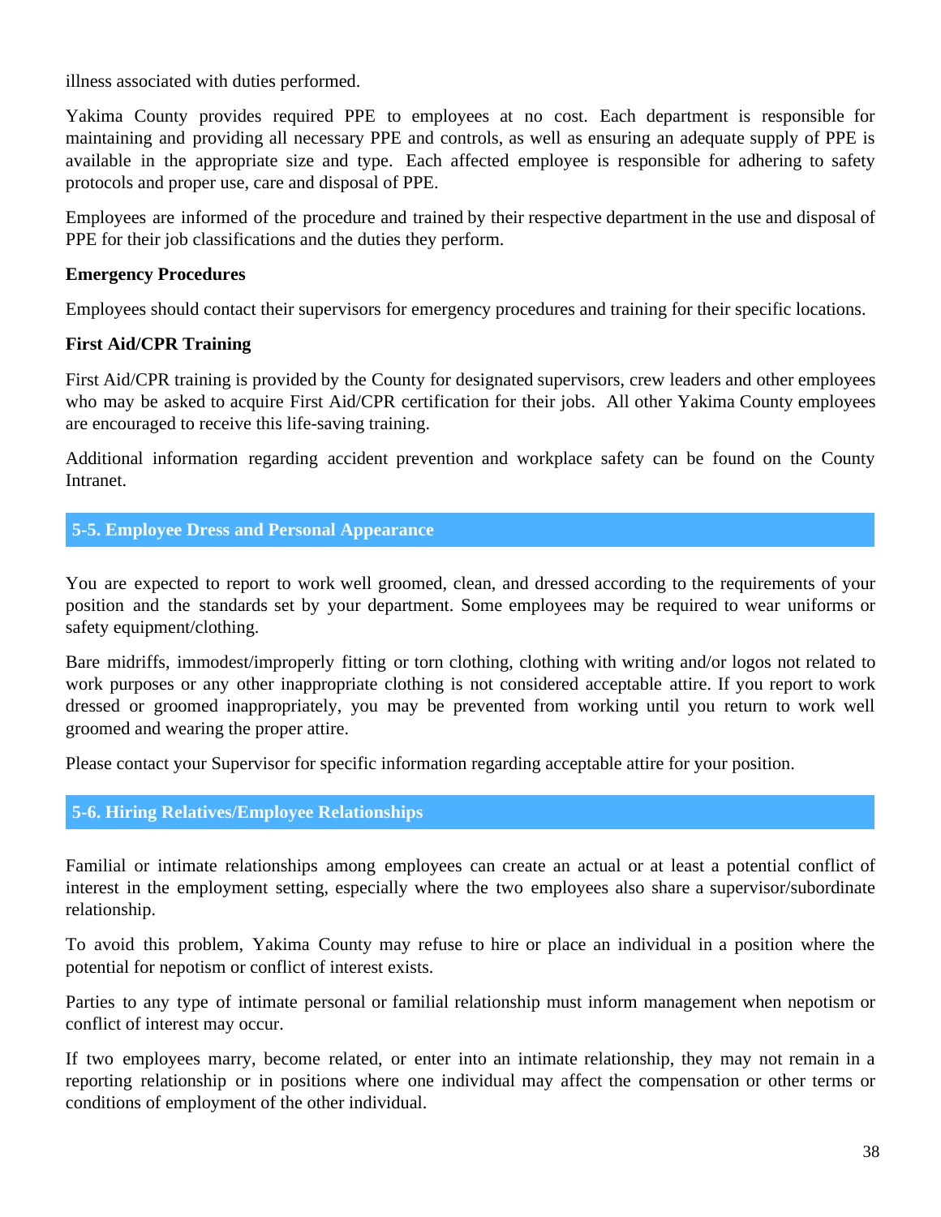illness associated with duties performed.

Yakima County provides required PPE to employees at no cost. Each department is responsible for maintaining and providing all necessary PPE and controls, as well as ensuring an adequate supply of PPE is available in the appropriate size and type. Each affected employee is responsible for adhering to safety protocols and proper use, care and disposal of PPE.

Employees are informed of the procedure and trained by their respective department in the use and disposal of PPE for their job classifications and the duties they perform.

**Emergency Procedures**

Employees should contact their supervisors for emergency procedures and training for their specific locations.

**First Aid/CPR Training**

First Aid/CPR training is provided by the County for designated supervisors, crew leaders and other employees who may be asked to acquire First Aid/CPR certification for their jobs. All other Yakima County employees are encouraged to receive this life-saving training.

Additional information regarding accident prevention and workplace safety can be found on the County Intranet.

## 5-5. Employee Dress and Personal Appearance

You are expected to report to work well groomed, clean, and dressed according to the requirements of your position and the standards set by your department. Some employees may be required to wear uniforms or safety equipment/clothing.

Bare midriffs, immodest/improperly fitting or torn clothing, clothing with writing and/or logos not related to work purposes or any other inappropriate clothing is not considered acceptable attire. If you report to work dressed or groomed inappropriately, you may be prevented from working until you return to work well groomed and wearing the proper attire.

Please contact your Supervisor for specific information regarding acceptable attire for your position.

## 5-6. Hiring Relatives/Employee Relationships

Familial or intimate relationships among employees can create an actual or at least a potential conflict of interest in the employment setting, especially where the two employees also share a supervisor/subordinate relationship.

To avoid this problem, Yakima County may refuse to hire or place an individual in a position where the potential for nepotism or conflict of interest exists.

Parties to any type of intimate personal or familial relationship must inform management when nepotism or conflict of interest may occur.

If two employees marry, become related, or enter into an intimate relationship, they may not remain in a reporting relationship or in positions where one individual may affect the compensation or other terms or conditions of employment of the other individual.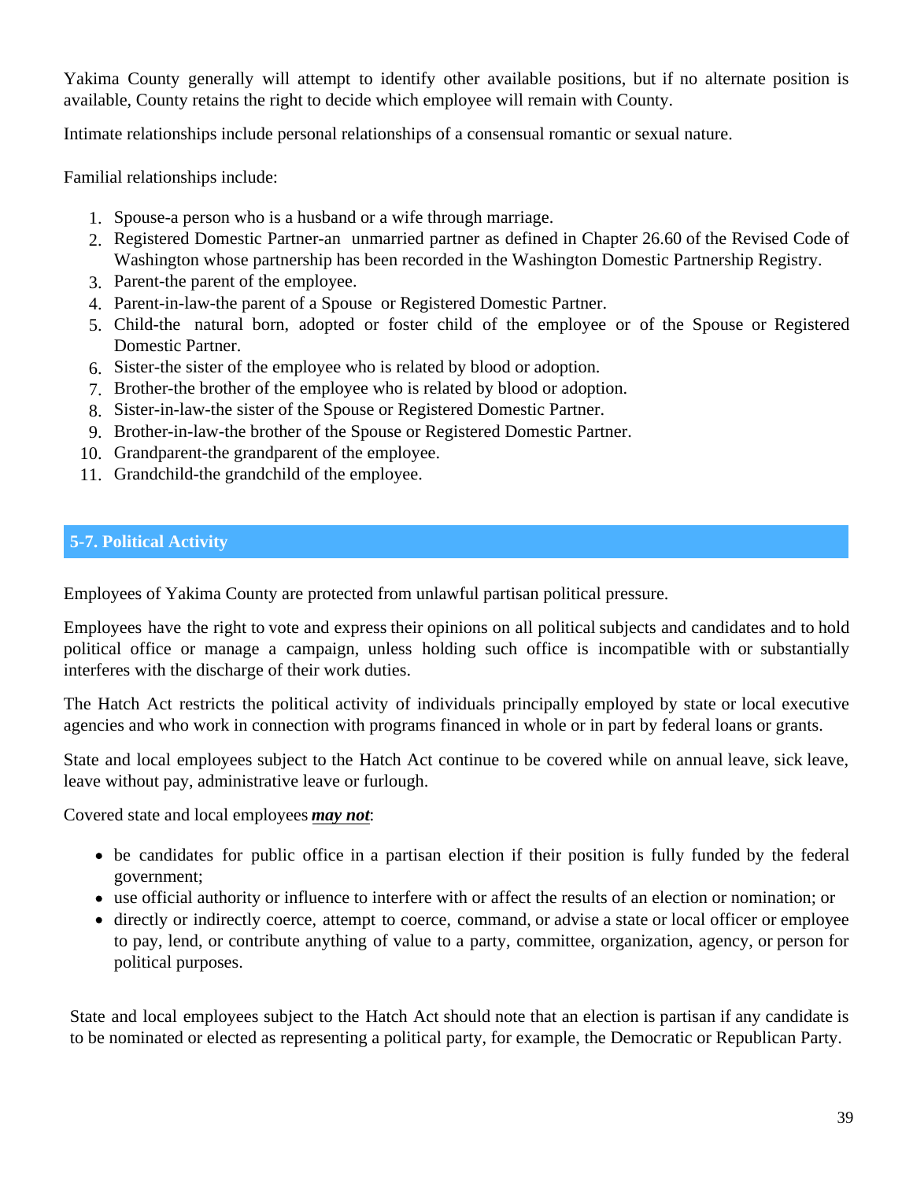Yakima County generally will attempt to identify other available positions, but if no alternate position is available, County retains the right to decide which employee will remain with County.

Intimate relationships include personal relationships of a consensual romantic or sexual nature.

Familial relationships include:

1. Spouse-a person who is a husband or a wife through marriage.
2. Registered Domestic Partner-an unmarried partner as defined in Chapter 26.60 of the Revised Code of Washington whose partnership has been recorded in the Washington Domestic Partnership Registry.
3. Parent-the parent of the employee.
4. Parent-in-law-the parent of a Spouse or Registered Domestic Partner.
5. Child-the natural born, adopted or foster child of the employee or of the Spouse or Registered Domestic Partner.
6. Sister-the sister of the employee who is related by blood or adoption.
7. Brother-the brother of the employee who is related by blood or adoption.
8. Sister-in-law-the sister of the Spouse or Registered Domestic Partner.
9. Brother-in-law-the brother of the Spouse or Registered Domestic Partner.
10. Grandparent-the grandparent of the employee.
11. Grandchild-the grandchild of the employee.

## 5-7. Political Activity

Employees of Yakima County are protected from unlawful partisan political pressure.

Employees have the right to vote and express their opinions on all political subjects and candidates and to hold political office or manage a campaign, unless holding such office is incompatible with or substantially interferes with the discharge of their work duties.

The Hatch Act restricts the political activity of individuals principally employed by state or local executive agencies and who work in connection with programs financed in whole or in part by federal loans or grants.

State and local employees subject to the Hatch Act continue to be covered while on annual leave, sick leave, leave without pay, administrative leave or furlough.

Covered state and local employees ***may not***:

- be candidates for public office in a partisan election if their position is fully funded by the federal government;
- use official authority or influence to interfere with or affect the results of an election or nomination; or
- directly or indirectly coerce, attempt to coerce, command, or advise a state or local officer or employee to pay, lend, or contribute anything of value to a party, committee, organization, agency, or person for political purposes.

State and local employees subject to the Hatch Act should note that an election is partisan if any candidate is to be nominated or elected as representing a political party, for example, the Democratic or Republican Party.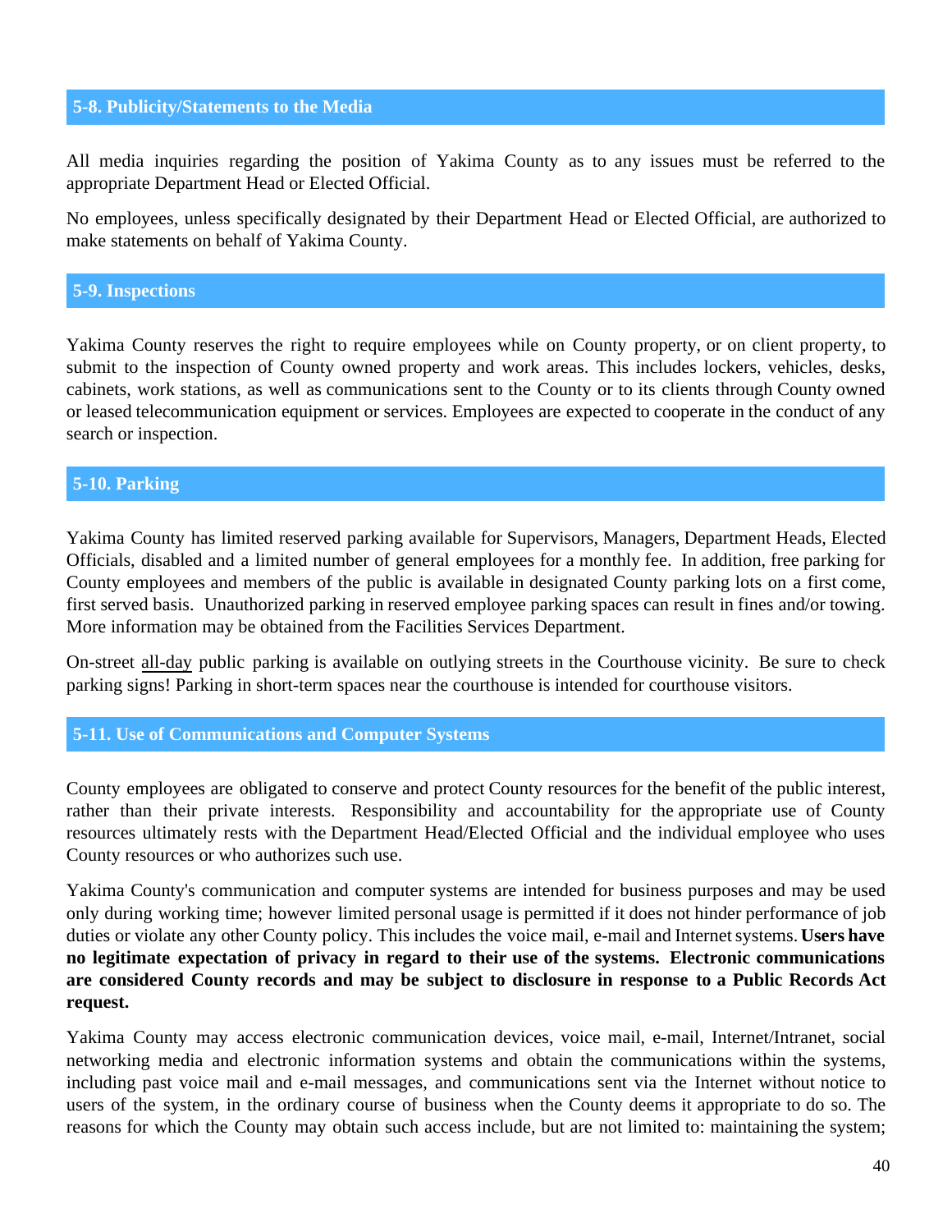## 5-8. Publicity/Statements to the Media

All media inquiries regarding the position of Yakima County as to any issues must be referred to the appropriate Department Head or Elected Official.

No employees, unless specifically designated by their Department Head or Elected Official, are authorized to make statements on behalf of Yakima County.

## 5-9. Inspections

Yakima County reserves the right to require employees while on County property, or on client property, to submit to the inspection of County owned property and work areas. This includes lockers, vehicles, desks, cabinets, work stations, as well as communications sent to the County or to its clients through County owned or leased telecommunication equipment or services. Employees are expected to cooperate in the conduct of any search or inspection.

## 5-10. Parking

Yakima County has limited reserved parking available for Supervisors, Managers, Department Heads, Elected Officials, disabled and a limited number of general employees for a monthly fee. In addition, free parking for County employees and members of the public is available in designated County parking lots on a first come, first served basis. Unauthorized parking in reserved employee parking spaces can result in fines and/or towing. More information may be obtained from the Facilities Services Department.

On-street all-day public parking is available on outlying streets in the Courthouse vicinity. Be sure to check parking signs! Parking in short-term spaces near the courthouse is intended for courthouse visitors.

## 5-11. Use of Communications and Computer Systems

County employees are obligated to conserve and protect County resources for the benefit of the public interest, rather than their private interests. Responsibility and accountability for the appropriate use of County resources ultimately rests with the Department Head/Elected Official and the individual employee who uses County resources or who authorizes such use.

Yakima County's communication and computer systems are intended for business purposes and may be used only during working time; however limited personal usage is permitted if it does not hinder performance of job duties or violate any other County policy. This includes the voice mail, e-mail and Internet systems. **Users have no legitimate expectation of privacy in regard to their use of the systems. Electronic communications are considered County records and may be subject to disclosure in response to a Public Records Act request.**

Yakima County may access electronic communication devices, voice mail, e-mail, Internet/Intranet, social networking media and electronic information systems and obtain the communications within the systems, including past voice mail and e-mail messages, and communications sent via the Internet without notice to users of the system, in the ordinary course of business when the County deems it appropriate to do so. The reasons for which the County may obtain such access include, but are not limited to: maintaining the system;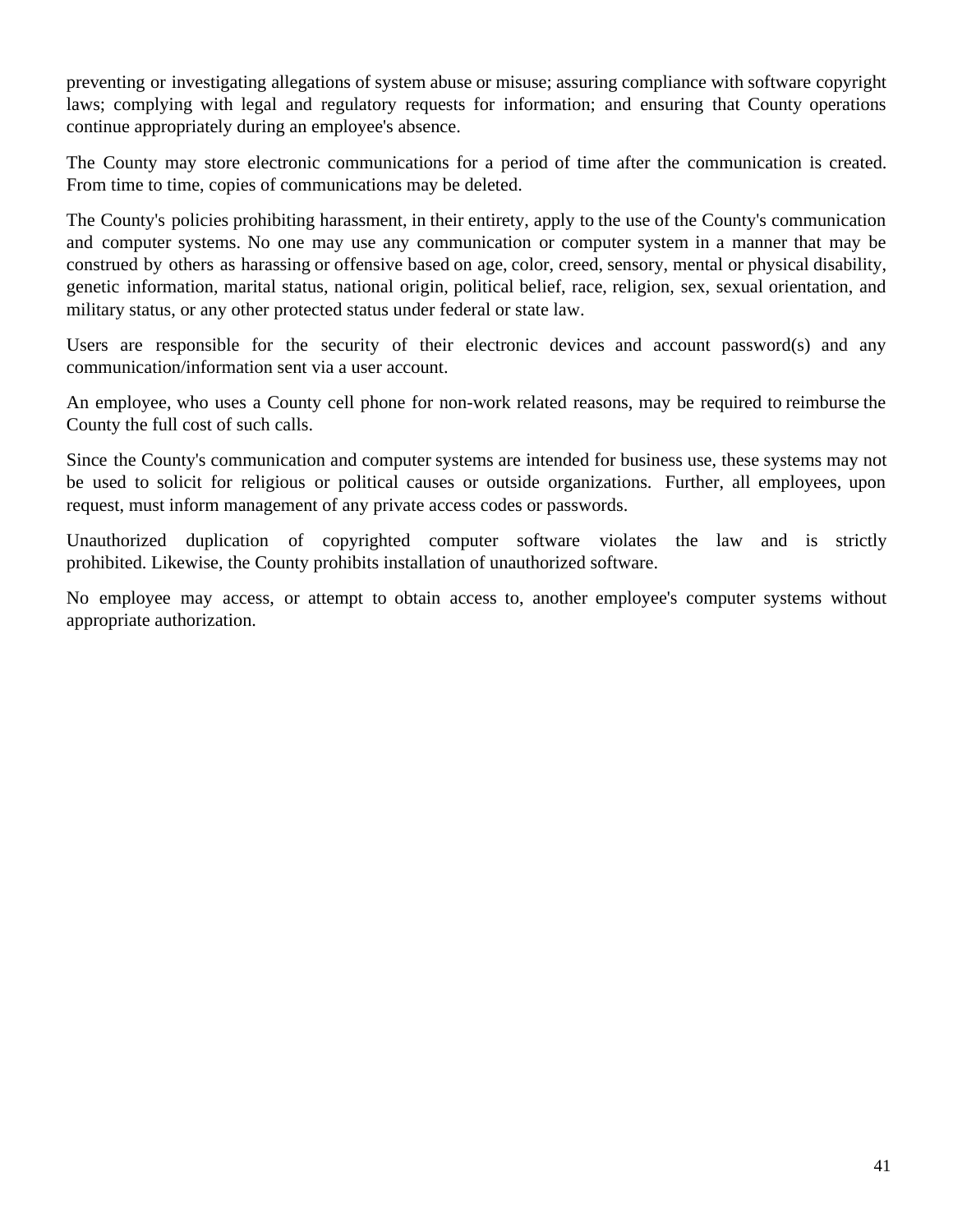preventing or investigating allegations of system abuse or misuse; assuring compliance with software copyright laws; complying with legal and regulatory requests for information; and ensuring that County operations continue appropriately during an employee's absence.

The County may store electronic communications for a period of time after the communication is created. From time to time, copies of communications may be deleted.

The County's policies prohibiting harassment, in their entirety, apply to the use of the County's communication and computer systems. No one may use any communication or computer system in a manner that may be construed by others as harassing or offensive based on age, color, creed, sensory, mental or physical disability, genetic information, marital status, national origin, political belief, race, religion, sex, sexual orientation, and military status, or any other protected status under federal or state law.

Users are responsible for the security of their electronic devices and account password(s) and any communication/information sent via a user account.

An employee, who uses a County cell phone for non-work related reasons, may be required to reimburse the County the full cost of such calls.

Since the County's communication and computer systems are intended for business use, these systems may not be used to solicit for religious or political causes or outside organizations. Further, all employees, upon request, must inform management of any private access codes or passwords.

Unauthorized duplication of copyrighted computer software violates the law and is strictly prohibited. Likewise, the County prohibits installation of unauthorized software.

No employee may access, or attempt to obtain access to, another employee's computer systems without appropriate authorization.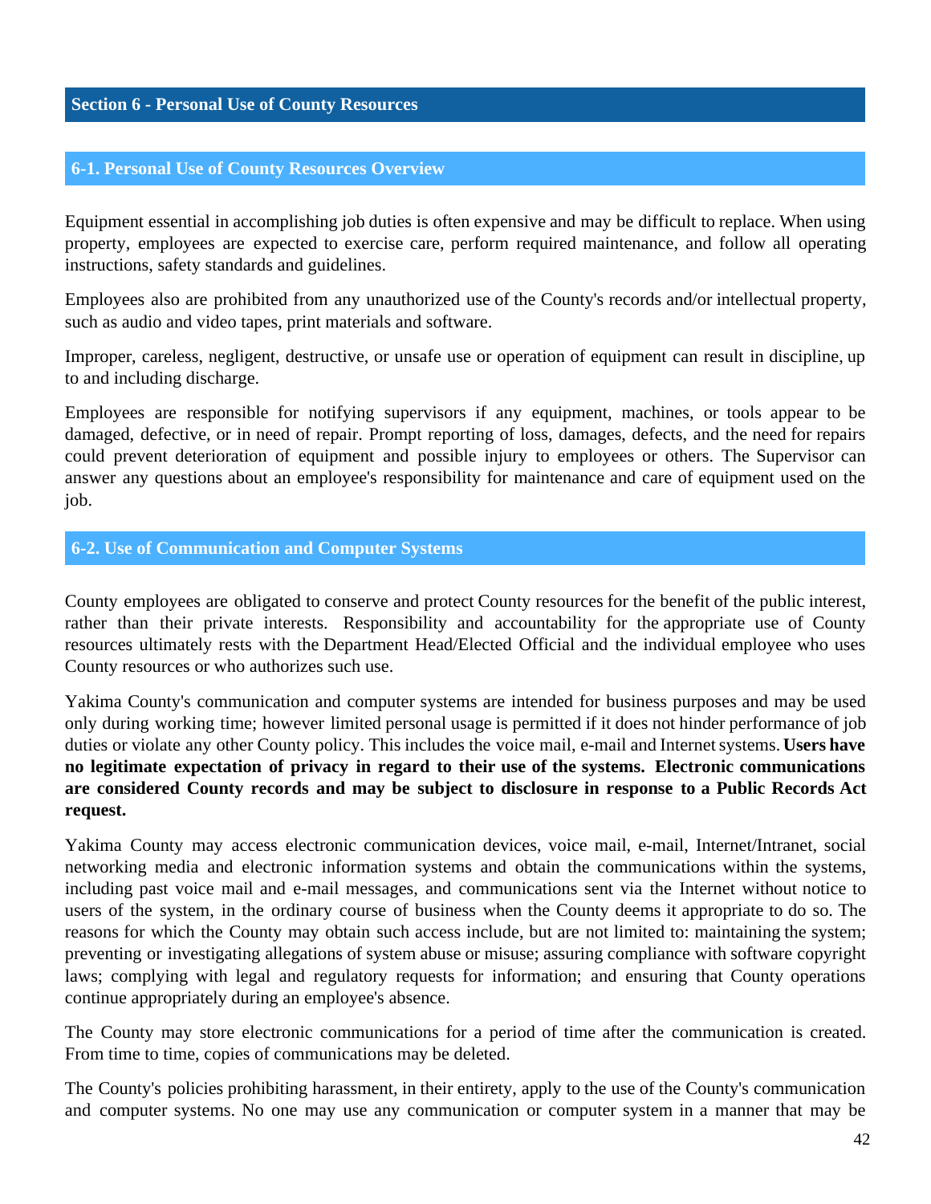## Section 6 - Personal Use of County Resources

### 6-1. Personal Use of County Resources Overview

Equipment essential in accomplishing job duties is often expensive and may be difficult to replace. When using property, employees are expected to exercise care, perform required maintenance, and follow all operating instructions, safety standards and guidelines.

Employees also are prohibited from any unauthorized use of the County's records and/or intellectual property, such as audio and video tapes, print materials and software.

Improper, careless, negligent, destructive, or unsafe use or operation of equipment can result in discipline, up to and including discharge.

Employees are responsible for notifying supervisors if any equipment, machines, or tools appear to be damaged, defective, or in need of repair. Prompt reporting of loss, damages, defects, and the need for repairs could prevent deterioration of equipment and possible injury to employees or others. The Supervisor can answer any questions about an employee's responsibility for maintenance and care of equipment used on the job.

### 6-2. Use of Communication and Computer Systems

County employees are obligated to conserve and protect County resources for the benefit of the public interest, rather than their private interests. Responsibility and accountability for the appropriate use of County resources ultimately rests with the Department Head/Elected Official and the individual employee who uses County resources or who authorizes such use.

Yakima County's communication and computer systems are intended for business purposes and may be used only during working time; however limited personal usage is permitted if it does not hinder performance of job duties or violate any other County policy. This includes the voice mail, e-mail and Internet systems. **Users have no legitimate expectation of privacy in regard to their use of the systems. Electronic communications are considered County records and may be subject to disclosure in response to a Public Records Act request.**

Yakima County may access electronic communication devices, voice mail, e-mail, Internet/Intranet, social networking media and electronic information systems and obtain the communications within the systems, including past voice mail and e-mail messages, and communications sent via the Internet without notice to users of the system, in the ordinary course of business when the County deems it appropriate to do so. The reasons for which the County may obtain such access include, but are not limited to: maintaining the system; preventing or investigating allegations of system abuse or misuse; assuring compliance with software copyright laws; complying with legal and regulatory requests for information; and ensuring that County operations continue appropriately during an employee's absence.

The County may store electronic communications for a period of time after the communication is created. From time to time, copies of communications may be deleted.

The County's policies prohibiting harassment, in their entirety, apply to the use of the County's communication and computer systems. No one may use any communication or computer system in a manner that may be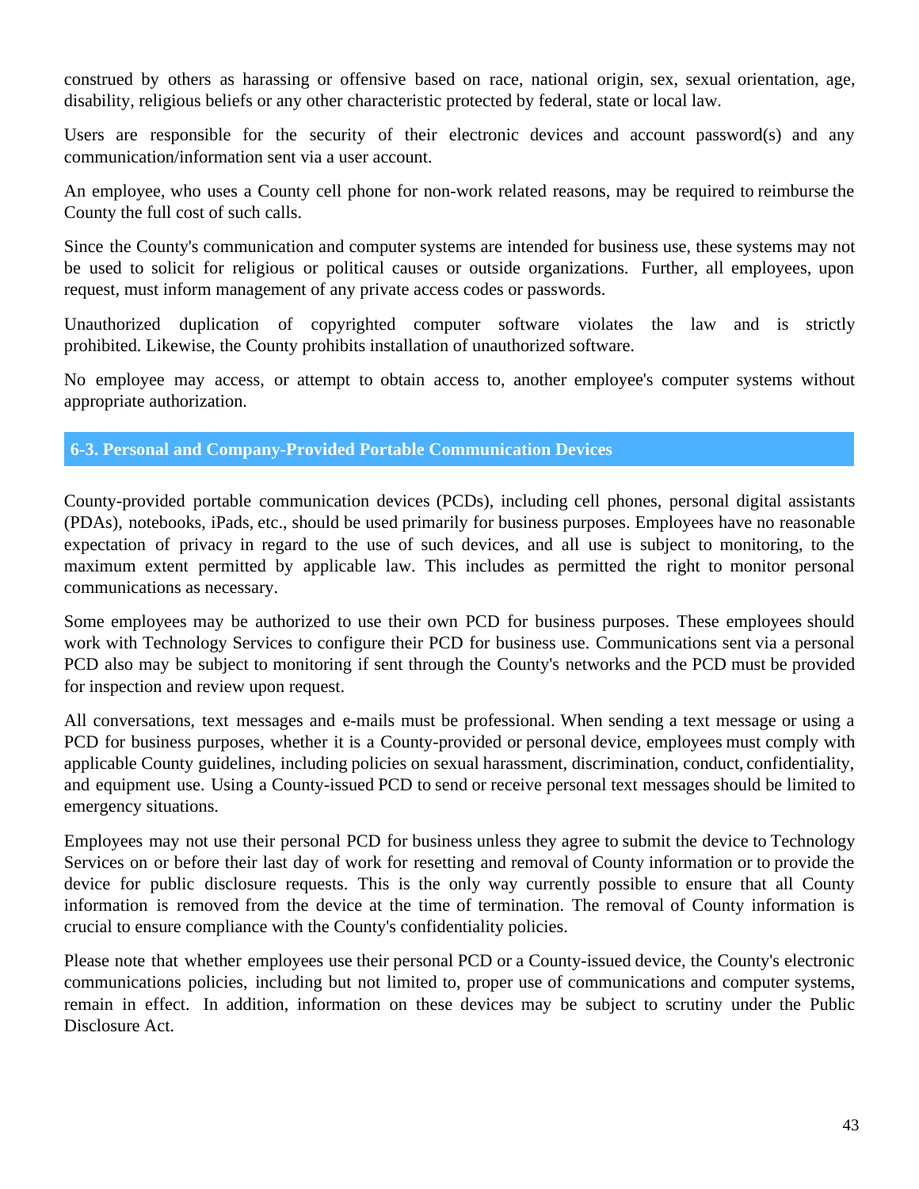construed by others as harassing or offensive based on race, national origin, sex, sexual orientation, age, disability, religious beliefs or any other characteristic protected by federal, state or local law.

Users are responsible for the security of their electronic devices and account password(s) and any communication/information sent via a user account.

An employee, who uses a County cell phone for non-work related reasons, may be required to reimburse the County the full cost of such calls.

Since the County's communication and computer systems are intended for business use, these systems may not be used to solicit for religious or political causes or outside organizations. Further, all employees, upon request, must inform management of any private access codes or passwords.

Unauthorized duplication of copyrighted computer software violates the law and is strictly prohibited. Likewise, the County prohibits installation of unauthorized software.

No employee may access, or attempt to obtain access to, another employee's computer systems without appropriate authorization.

## 6-3. Personal and Company-Provided Portable Communication Devices

County-provided portable communication devices (PCDs), including cell phones, personal digital assistants (PDAs), notebooks, iPads, etc., should be used primarily for business purposes. Employees have no reasonable expectation of privacy in regard to the use of such devices, and all use is subject to monitoring, to the maximum extent permitted by applicable law. This includes as permitted the right to monitor personal communications as necessary.

Some employees may be authorized to use their own PCD for business purposes. These employees should work with Technology Services to configure their PCD for business use. Communications sent via a personal PCD also may be subject to monitoring if sent through the County's networks and the PCD must be provided for inspection and review upon request.

All conversations, text messages and e-mails must be professional. When sending a text message or using a PCD for business purposes, whether it is a County-provided or personal device, employees must comply with applicable County guidelines, including policies on sexual harassment, discrimination, conduct, confidentiality, and equipment use. Using a County-issued PCD to send or receive personal text messages should be limited to emergency situations.

Employees may not use their personal PCD for business unless they agree to submit the device to Technology Services on or before their last day of work for resetting and removal of County information or to provide the device for public disclosure requests. This is the only way currently possible to ensure that all County information is removed from the device at the time of termination. The removal of County information is crucial to ensure compliance with the County's confidentiality policies.

Please note that whether employees use their personal PCD or a County-issued device, the County's electronic communications policies, including but not limited to, proper use of communications and computer systems, remain in effect. In addition, information on these devices may be subject to scrutiny under the Public Disclosure Act.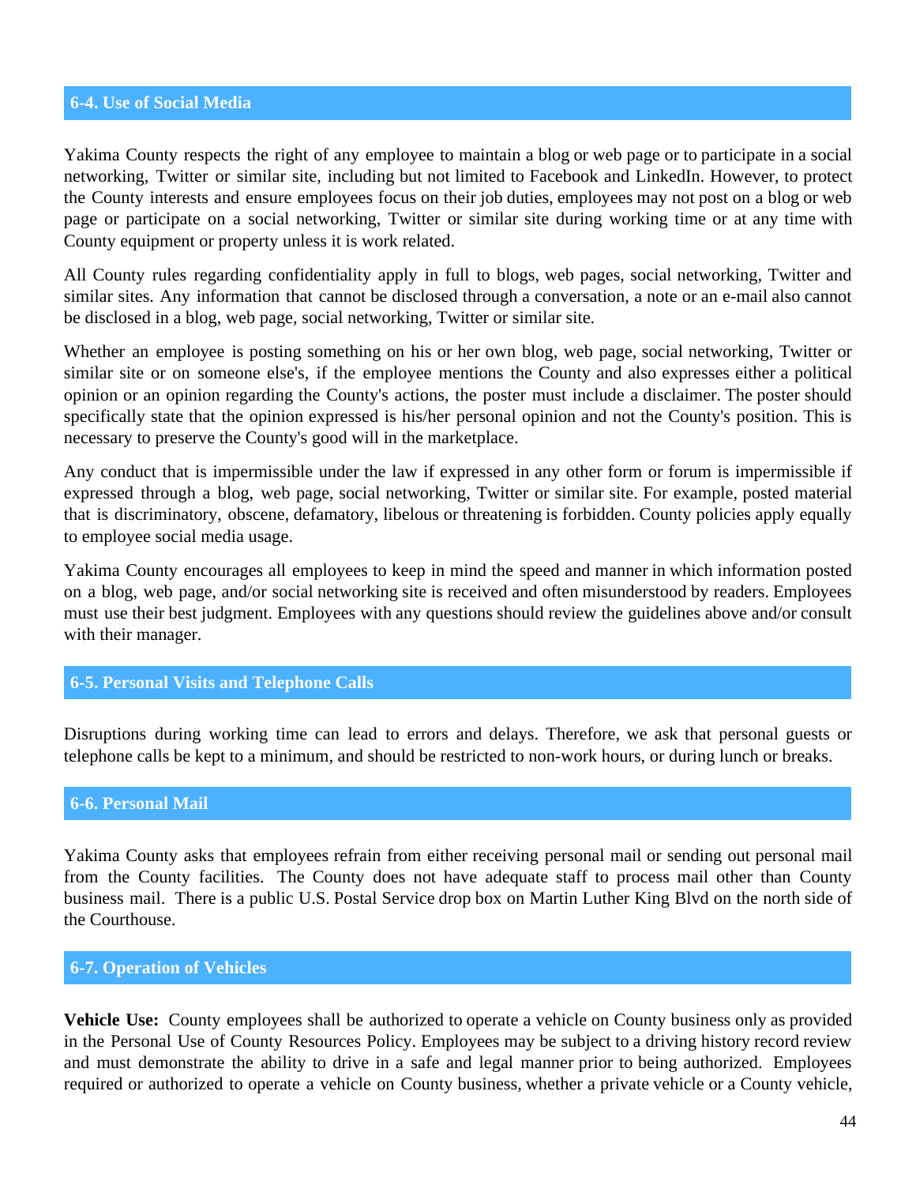## 6-4. Use of Social Media

Yakima County respects the right of any employee to maintain a blog or web page or to participate in a social networking, Twitter or similar site, including but not limited to Facebook and LinkedIn. However, to protect the County interests and ensure employees focus on their job duties, employees may not post on a blog or web page or participate on a social networking, Twitter or similar site during working time or at any time with County equipment or property unless it is work related.

All County rules regarding confidentiality apply in full to blogs, web pages, social networking, Twitter and similar sites. Any information that cannot be disclosed through a conversation, a note or an e-mail also cannot be disclosed in a blog, web page, social networking, Twitter or similar site.

Whether an employee is posting something on his or her own blog, web page, social networking, Twitter or similar site or on someone else's, if the employee mentions the County and also expresses either a political opinion or an opinion regarding the County's actions, the poster must include a disclaimer. The poster should specifically state that the opinion expressed is his/her personal opinion and not the County's position. This is necessary to preserve the County's good will in the marketplace.

Any conduct that is impermissible under the law if expressed in any other form or forum is impermissible if expressed through a blog, web page, social networking, Twitter or similar site. For example, posted material that is discriminatory, obscene, defamatory, libelous or threatening is forbidden. County policies apply equally to employee social media usage.

Yakima County encourages all employees to keep in mind the speed and manner in which information posted on a blog, web page, and/or social networking site is received and often misunderstood by readers. Employees must use their best judgment. Employees with any questions should review the guidelines above and/or consult with their manager.

## 6-5. Personal Visits and Telephone Calls

Disruptions during working time can lead to errors and delays. Therefore, we ask that personal guests or telephone calls be kept to a minimum, and should be restricted to non-work hours, or during lunch or breaks.

## 6-6. Personal Mail

Yakima County asks that employees refrain from either receiving personal mail or sending out personal mail from the County facilities. The County does not have adequate staff to process mail other than County business mail. There is a public U.S. Postal Service drop box on Martin Luther King Blvd on the north side of the Courthouse.

## 6-7. Operation of Vehicles

**Vehicle Use:** County employees shall be authorized to operate a vehicle on County business only as provided in the Personal Use of County Resources Policy. Employees may be subject to a driving history record review and must demonstrate the ability to drive in a safe and legal manner prior to being authorized. Employees required or authorized to operate a vehicle on County business, whether a private vehicle or a County vehicle,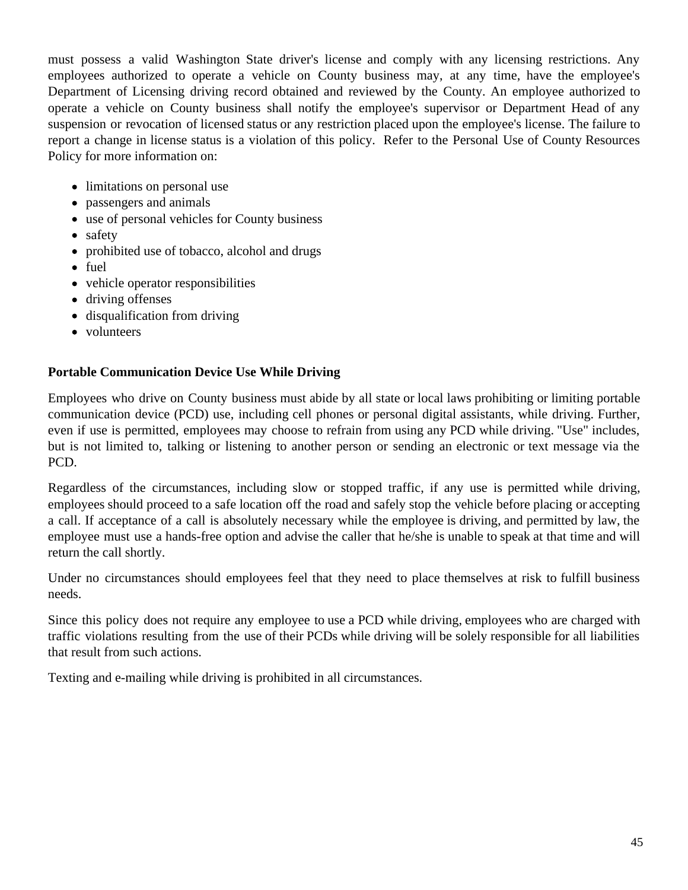must possess a valid Washington State driver's license and comply with any licensing restrictions. Any employees authorized to operate a vehicle on County business may, at any time, have the employee's Department of Licensing driving record obtained and reviewed by the County. An employee authorized to operate a vehicle on County business shall notify the employee's supervisor or Department Head of any suspension or revocation of licensed status or any restriction placed upon the employee's license. The failure to report a change in license status is a violation of this policy. Refer to the Personal Use of County Resources Policy for more information on:

- limitations on personal use
- passengers and animals
- use of personal vehicles for County business
- safety
- prohibited use of tobacco, alcohol and drugs
- fuel
- vehicle operator responsibilities
- driving offenses
- disqualification from driving
- volunteers

**Portable Communication Device Use While Driving**

Employees who drive on County business must abide by all state or local laws prohibiting or limiting portable communication device (PCD) use, including cell phones or personal digital assistants, while driving. Further, even if use is permitted, employees may choose to refrain from using any PCD while driving. "Use" includes, but is not limited to, talking or listening to another person or sending an electronic or text message via the PCD.

Regardless of the circumstances, including slow or stopped traffic, if any use is permitted while driving, employees should proceed to a safe location off the road and safely stop the vehicle before placing or accepting a call. If acceptance of a call is absolutely necessary while the employee is driving, and permitted by law, the employee must use a hands-free option and advise the caller that he/she is unable to speak at that time and will return the call shortly.

Under no circumstances should employees feel that they need to place themselves at risk to fulfill business needs.

Since this policy does not require any employee to use a PCD while driving, employees who are charged with traffic violations resulting from the use of their PCDs while driving will be solely responsible for all liabilities that result from such actions.

Texting and e-mailing while driving is prohibited in all circumstances.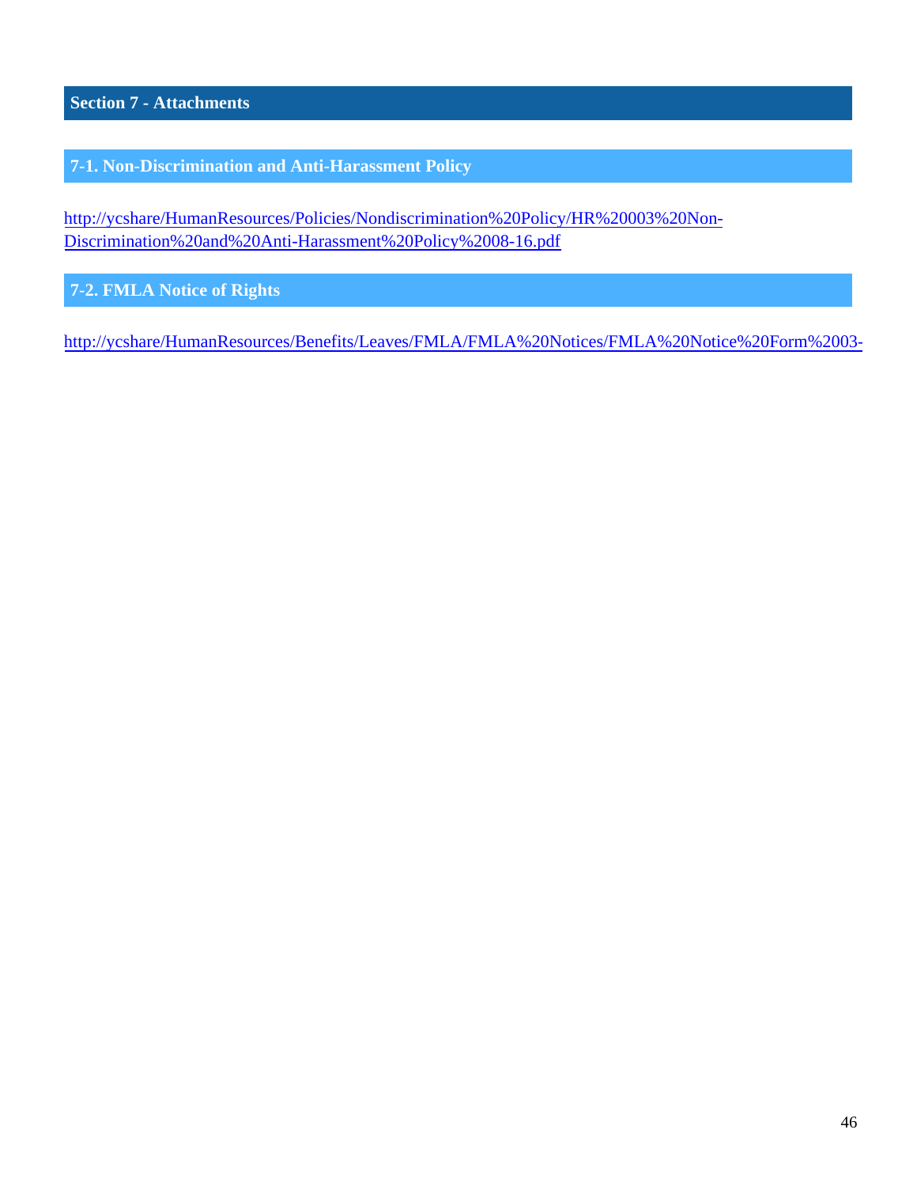## Section 7 - Attachments

### 7-1. Non-Discrimination and Anti-Harassment Policy

http://ycshare/HumanResources/Policies/Nondiscrimination%20Policy/HR%20003%20Non-Discrimination%20and%20Anti-Harassment%20Policy%2008-16.pdf

### 7-2. FMLA Notice of Rights

http://ycshare/HumanResources/Benefits/Leaves/FMLA/FMLA%20Notices/FMLA%20Notice%20Form%2003-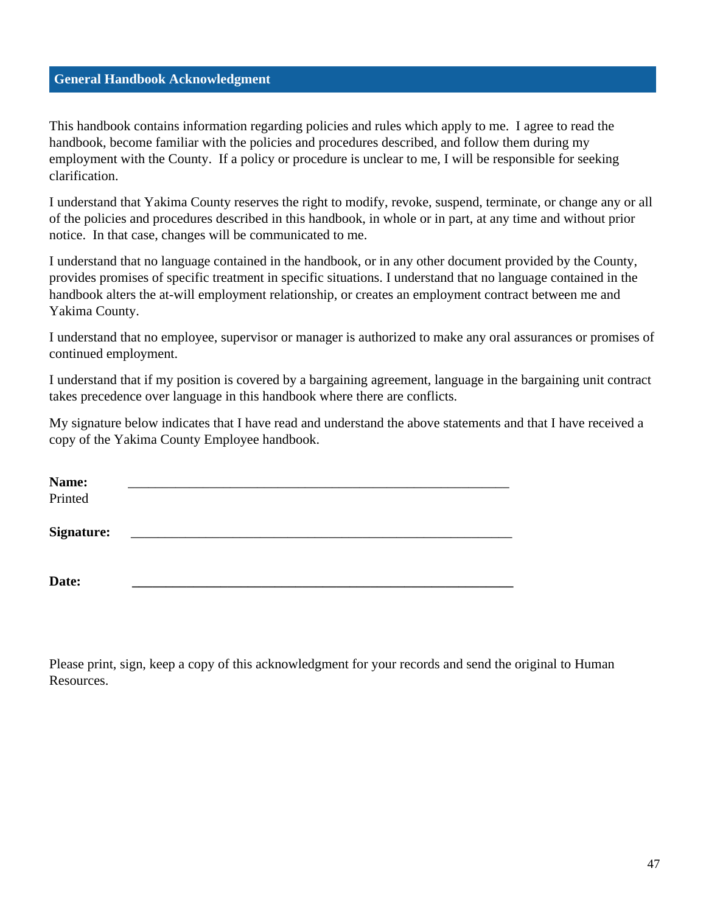## General Handbook Acknowledgment

This handbook contains information regarding policies and rules which apply to me. I agree to read the handbook, become familiar with the policies and procedures described, and follow them during my employment with the County. If a policy or procedure is unclear to me, I will be responsible for seeking clarification.

I understand that Yakima County reserves the right to modify, revoke, suspend, terminate, or change any or all of the policies and procedures described in this handbook, in whole or in part, at any time and without prior notice. In that case, changes will be communicated to me.

I understand that no language contained in the handbook, or in any other document provided by the County, provides promises of specific treatment in specific situations. I understand that no language contained in the handbook alters the at-will employment relationship, or creates an employment contract between me and Yakima County.

I understand that no employee, supervisor or manager is authorized to make any oral assurances or promises of continued employment.

I understand that if my position is covered by a bargaining agreement, language in the bargaining unit contract takes precedence over language in this handbook where there are conflicts.

My signature below indicates that I have read and understand the above statements and that I have received a copy of the Yakima County Employee handbook.

**Name:** ____________________________________________________________
Printed

**Signature:** ____________________________________________________________

**Date:** ____________________________________________________________

Please print, sign, keep a copy of this acknowledgment for your records and send the original to Human Resources.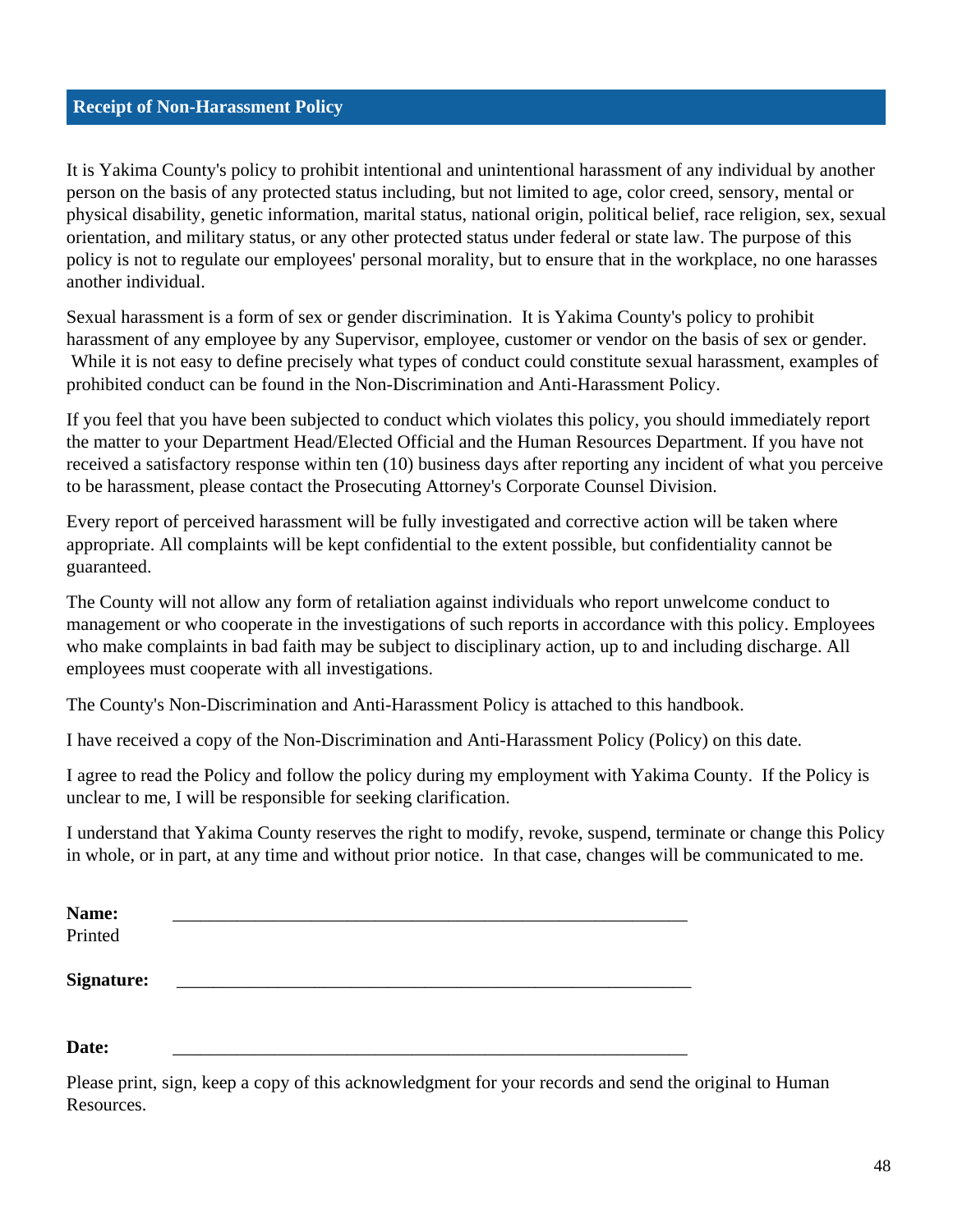## Receipt of Non-Harassment Policy

It is Yakima County's policy to prohibit intentional and unintentional harassment of any individual by another person on the basis of any protected status including, but not limited to age, color creed, sensory, mental or physical disability, genetic information, marital status, national origin, political belief, race religion, sex, sexual orientation, and military status, or any other protected status under federal or state law. The purpose of this policy is not to regulate our employees' personal morality, but to ensure that in the workplace, no one harasses another individual.

Sexual harassment is a form of sex or gender discrimination. It is Yakima County's policy to prohibit harassment of any employee by any Supervisor, employee, customer or vendor on the basis of sex or gender. While it is not easy to define precisely what types of conduct could constitute sexual harassment, examples of prohibited conduct can be found in the Non-Discrimination and Anti-Harassment Policy.

If you feel that you have been subjected to conduct which violates this policy, you should immediately report the matter to your Department Head/Elected Official and the Human Resources Department. If you have not received a satisfactory response within ten (10) business days after reporting any incident of what you perceive to be harassment, please contact the Prosecuting Attorney's Corporate Counsel Division.

Every report of perceived harassment will be fully investigated and corrective action will be taken where appropriate. All complaints will be kept confidential to the extent possible, but confidentiality cannot be guaranteed.

The County will not allow any form of retaliation against individuals who report unwelcome conduct to management or who cooperate in the investigations of such reports in accordance with this policy. Employees who make complaints in bad faith may be subject to disciplinary action, up to and including discharge. All employees must cooperate with all investigations.

The County's Non-Discrimination and Anti-Harassment Policy is attached to this handbook.

I have received a copy of the Non-Discrimination and Anti-Harassment Policy (Policy) on this date.

I agree to read the Policy and follow the policy during my employment with Yakima County. If the Policy is unclear to me, I will be responsible for seeking clarification.

I understand that Yakima County reserves the right to modify, revoke, suspend, terminate or change this Policy in whole, or in part, at any time and without prior notice. In that case, changes will be communicated to me.

**Name:** ____________________________________________________________
Printed

**Signature:** ____________________________________________________________

**Date:** ____________________________________________________________

Please print, sign, keep a copy of this acknowledgment for your records and send the original to Human Resources.